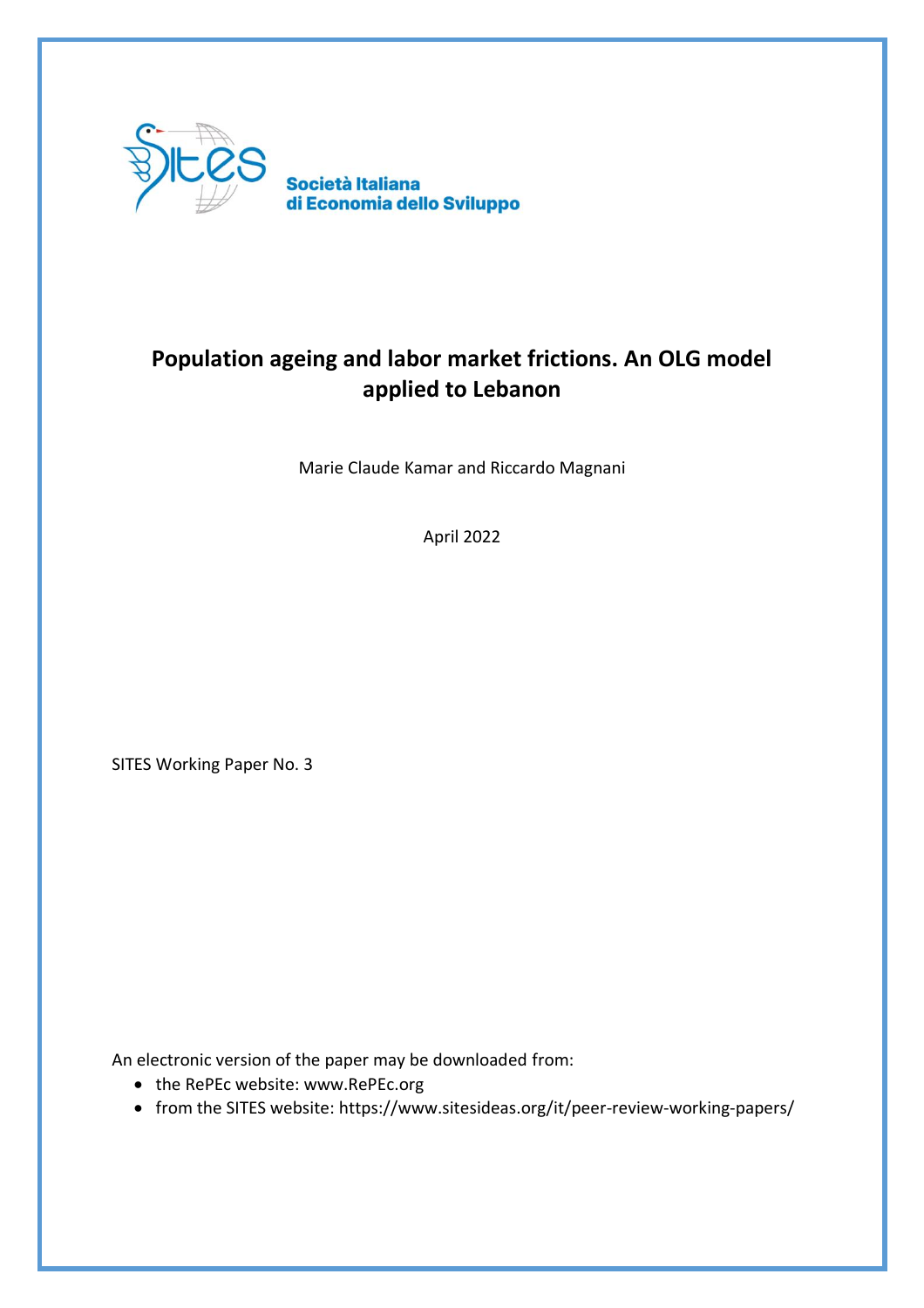Società Italiana
di Economia dello Sviluppo

# Population ageing and labor market frictions. An OLG model applied to Lebanon

Marie Claude Kamar and Riccardo Magnani

April 2022

SITES Working Paper No. 3

An electronic version of the paper may be downloaded from:

- the RePEc website: www.RePEc.org
- from the SITES website: https://www.sitesideas.org/it/peer-review-working-papers/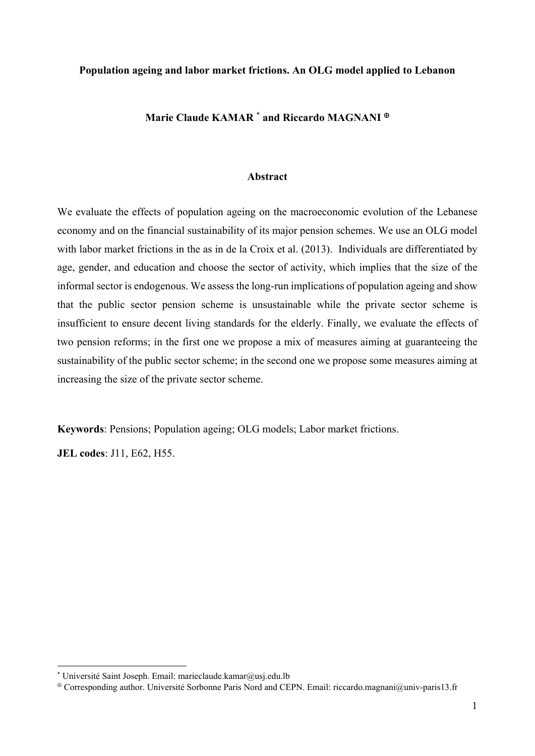**Population ageing and labor market frictions. An OLG model applied to Lebanon**

**Marie Claude KAMAR** [*] **and Riccardo MAGNANI** [⊕]

**Abstract**

We evaluate the effects of population ageing on the macroeconomic evolution of the Lebanese economy and on the financial sustainability of its major pension schemes. We use an OLG model with labor market frictions in the as in de la Croix et al. (2013). Individuals are differentiated by age, gender, and education and choose the sector of activity, which implies that the size of the informal sector is endogenous. We assess the long-run implications of population ageing and show that the public sector pension scheme is unsustainable while the private sector scheme is insufficient to ensure decent living standards for the elderly. Finally, we evaluate the effects of two pension reforms; in the first one we propose a mix of measures aiming at guaranteeing the sustainability of the public sector scheme; in the second one we propose some measures aiming at increasing the size of the private sector scheme.

**Keywords**: Pensions; Population ageing; OLG models; Labor market frictions.

**JEL codes**: J11, E62, H55.

---

[*] Université Saint Joseph. Email: marieclaude.kamar@usj.edu.lb

[⊕] Corresponding author. Université Sorbonne Paris Nord and CEPN. Email: riccardo.magnani@univ-paris13.fr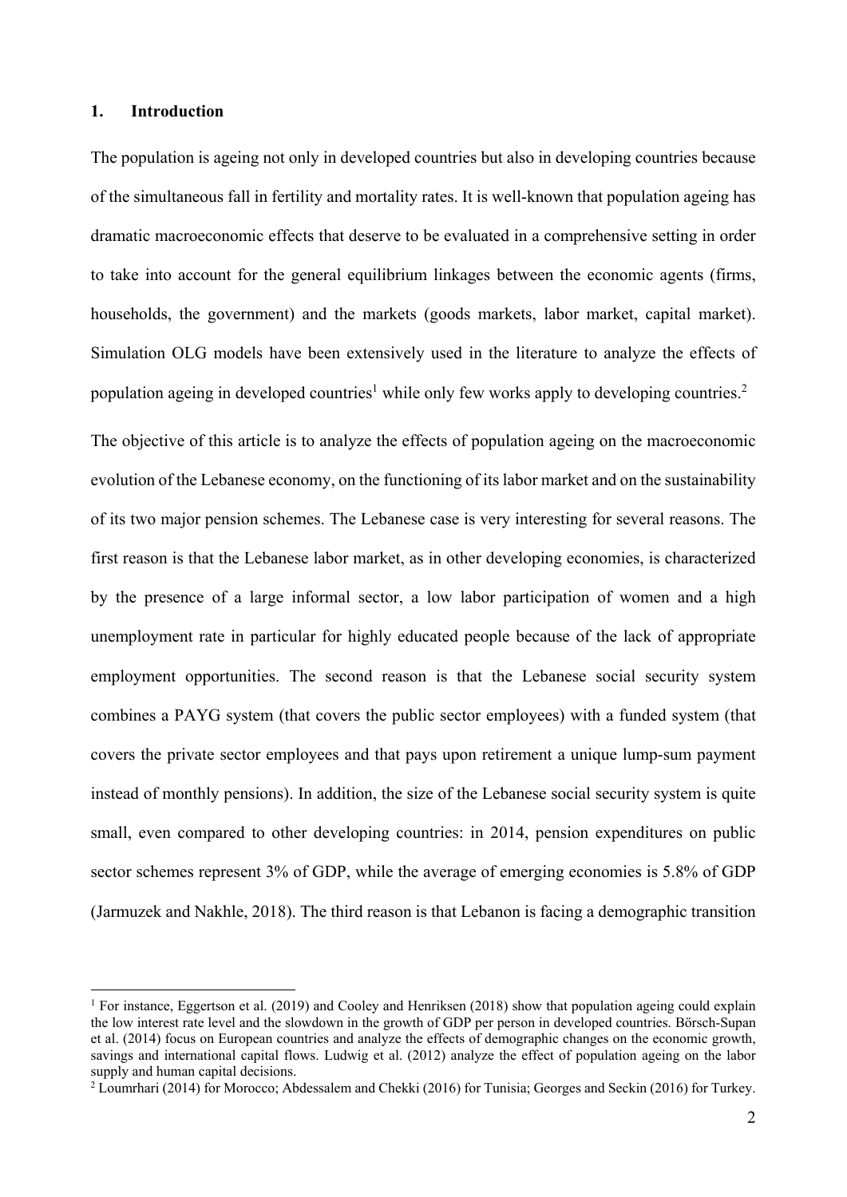## 1. Introduction

The population is ageing not only in developed countries but also in developing countries because of the simultaneous fall in fertility and mortality rates. It is well-known that population ageing has dramatic macroeconomic effects that deserve to be evaluated in a comprehensive setting in order to take into account for the general equilibrium linkages between the economic agents (firms, households, the government) and the markets (goods markets, labor market, capital market). Simulation OLG models have been extensively used in the literature to analyze the effects of population ageing in developed countries[1] while only few works apply to developing countries.[2]

The objective of this article is to analyze the effects of population ageing on the macroeconomic evolution of the Lebanese economy, on the functioning of its labor market and on the sustainability of its two major pension schemes. The Lebanese case is very interesting for several reasons. The first reason is that the Lebanese labor market, as in other developing economies, is characterized by the presence of a large informal sector, a low labor participation of women and a high unemployment rate in particular for highly educated people because of the lack of appropriate employment opportunities. The second reason is that the Lebanese social security system combines a PAYG system (that covers the public sector employees) with a funded system (that covers the private sector employees and that pays upon retirement a unique lump-sum payment instead of monthly pensions). In addition, the size of the Lebanese social security system is quite small, even compared to other developing countries: in 2014, pension expenditures on public sector schemes represent 3% of GDP, while the average of emerging economies is 5.8% of GDP (Jarmuzek and Nakhle, 2018). The third reason is that Lebanon is facing a demographic transition

[1] For instance, Eggertson et al. (2019) and Cooley and Henriksen (2018) show that population ageing could explain the low interest rate level and the slowdown in the growth of GDP per person in developed countries. Börsch-Supan et al. (2014) focus on European countries and analyze the effects of demographic changes on the economic growth, savings and international capital flows. Ludwig et al. (2012) analyze the effect of population ageing on the labor supply and human capital decisions.

[2] Loumrhari (2014) for Morocco; Abdessalem and Chekki (2016) for Tunisia; Georges and Seckin (2016) for Turkey.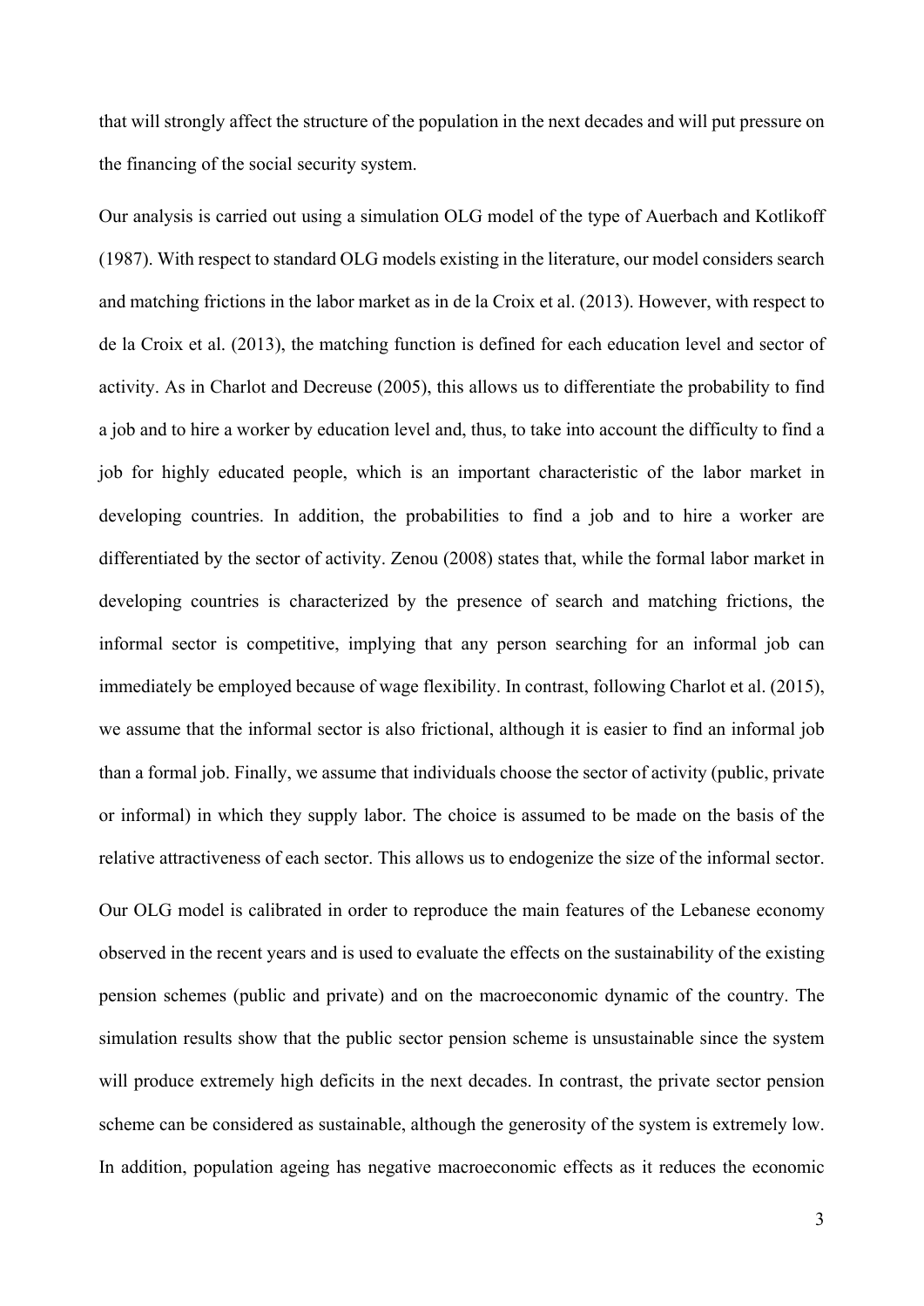that will strongly affect the structure of the population in the next decades and will put pressure on the financing of the social security system.

Our analysis is carried out using a simulation OLG model of the type of Auerbach and Kotlikoff (1987). With respect to standard OLG models existing in the literature, our model considers search and matching frictions in the labor market as in de la Croix et al. (2013). However, with respect to de la Croix et al. (2013), the matching function is defined for each education level and sector of activity. As in Charlot and Decreuse (2005), this allows us to differentiate the probability to find a job and to hire a worker by education level and, thus, to take into account the difficulty to find a job for highly educated people, which is an important characteristic of the labor market in developing countries. In addition, the probabilities to find a job and to hire a worker are differentiated by the sector of activity. Zenou (2008) states that, while the formal labor market in developing countries is characterized by the presence of search and matching frictions, the informal sector is competitive, implying that any person searching for an informal job can immediately be employed because of wage flexibility. In contrast, following Charlot et al. (2015), we assume that the informal sector is also frictional, although it is easier to find an informal job than a formal job. Finally, we assume that individuals choose the sector of activity (public, private or informal) in which they supply labor. The choice is assumed to be made on the basis of the relative attractiveness of each sector. This allows us to endogenize the size of the informal sector.

Our OLG model is calibrated in order to reproduce the main features of the Lebanese economy observed in the recent years and is used to evaluate the effects on the sustainability of the existing pension schemes (public and private) and on the macroeconomic dynamic of the country. The simulation results show that the public sector pension scheme is unsustainable since the system will produce extremely high deficits in the next decades. In contrast, the private sector pension scheme can be considered as sustainable, although the generosity of the system is extremely low. In addition, population ageing has negative macroeconomic effects as it reduces the economic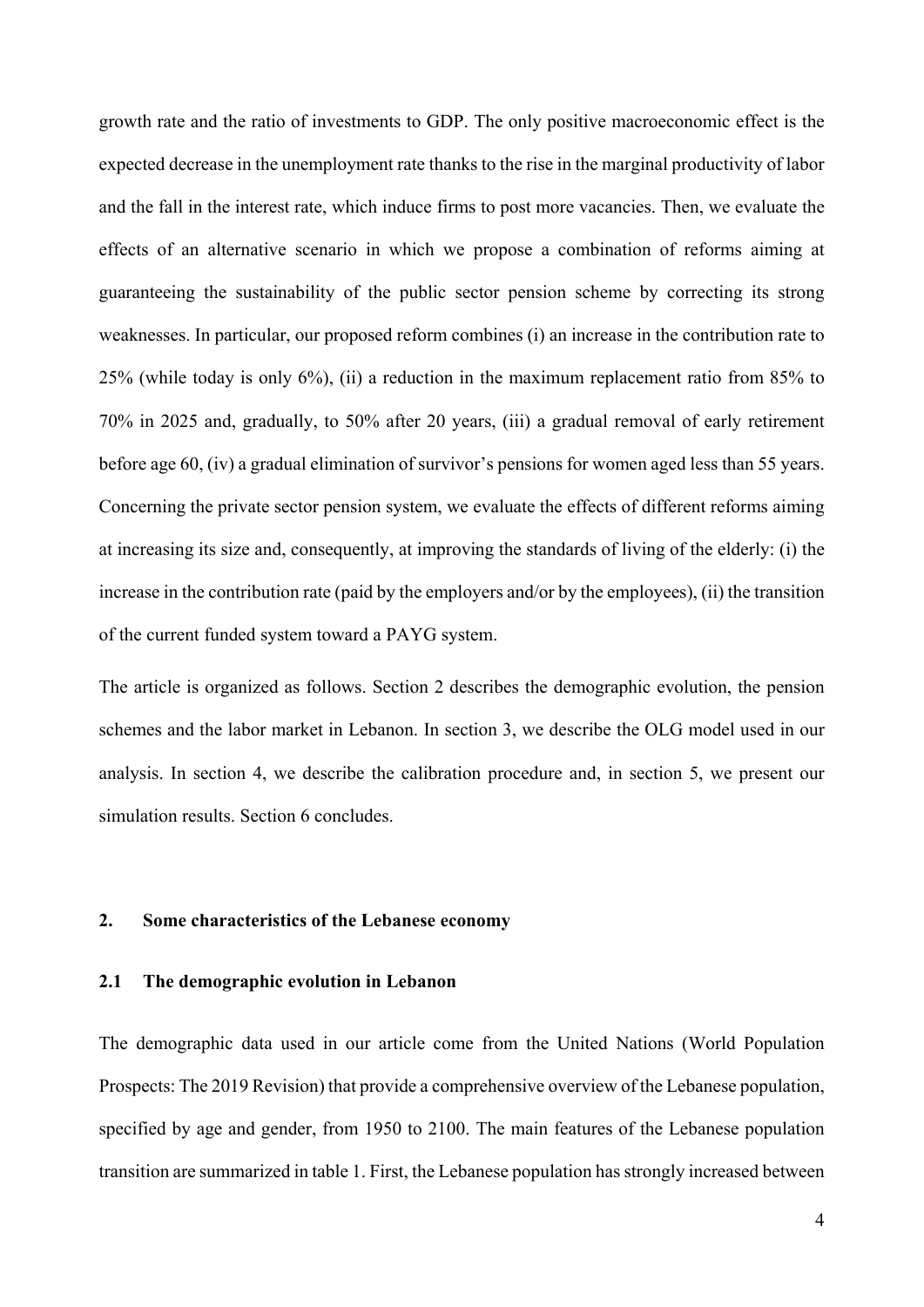growth rate and the ratio of investments to GDP. The only positive macroeconomic effect is the expected decrease in the unemployment rate thanks to the rise in the marginal productivity of labor and the fall in the interest rate, which induce firms to post more vacancies. Then, we evaluate the effects of an alternative scenario in which we propose a combination of reforms aiming at guaranteeing the sustainability of the public sector pension scheme by correcting its strong weaknesses. In particular, our proposed reform combines (i) an increase in the contribution rate to 25% (while today is only 6%), (ii) a reduction in the maximum replacement ratio from 85% to 70% in 2025 and, gradually, to 50% after 20 years, (iii) a gradual removal of early retirement before age 60, (iv) a gradual elimination of survivor's pensions for women aged less than 55 years. Concerning the private sector pension system, we evaluate the effects of different reforms aiming at increasing its size and, consequently, at improving the standards of living of the elderly: (i) the increase in the contribution rate (paid by the employers and/or by the employees), (ii) the transition of the current funded system toward a PAYG system.

The article is organized as follows. Section 2 describes the demographic evolution, the pension schemes and the labor market in Lebanon. In section 3, we describe the OLG model used in our analysis. In section 4, we describe the calibration procedure and, in section 5, we present our simulation results. Section 6 concludes.

## 2. Some characteristics of the Lebanese economy

### 2.1 The demographic evolution in Lebanon

The demographic data used in our article come from the United Nations (World Population Prospects: The 2019 Revision) that provide a comprehensive overview of the Lebanese population, specified by age and gender, from 1950 to 2100. The main features of the Lebanese population transition are summarized in table 1. First, the Lebanese population has strongly increased between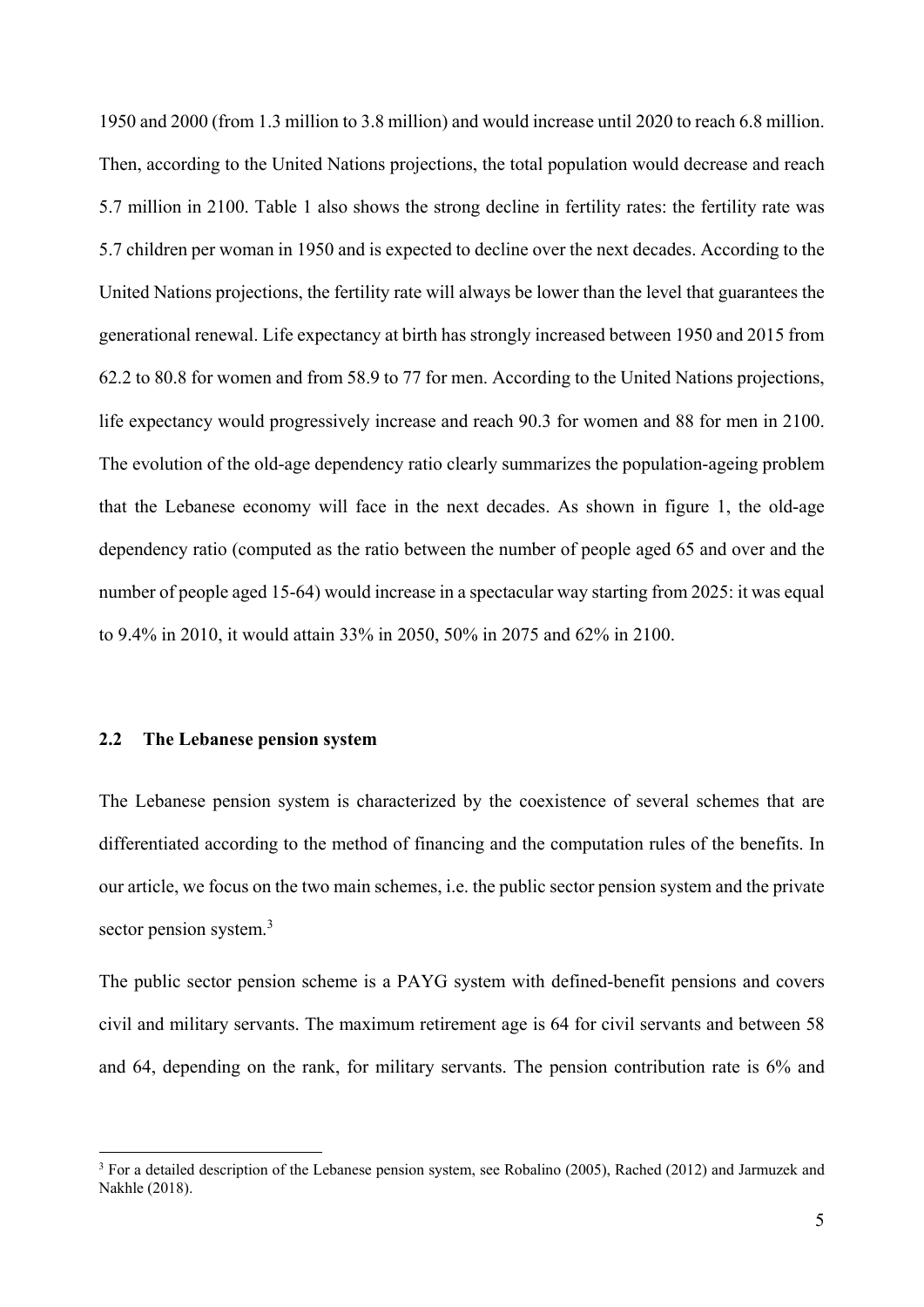1950 and 2000 (from 1.3 million to 3.8 million) and would increase until 2020 to reach 6.8 million. Then, according to the United Nations projections, the total population would decrease and reach 5.7 million in 2100. Table 1 also shows the strong decline in fertility rates: the fertility rate was 5.7 children per woman in 1950 and is expected to decline over the next decades. According to the United Nations projections, the fertility rate will always be lower than the level that guarantees the generational renewal. Life expectancy at birth has strongly increased between 1950 and 2015 from 62.2 to 80.8 for women and from 58.9 to 77 for men. According to the United Nations projections, life expectancy would progressively increase and reach 90.3 for women and 88 for men in 2100. The evolution of the old-age dependency ratio clearly summarizes the population-ageing problem that the Lebanese economy will face in the next decades. As shown in figure 1, the old-age dependency ratio (computed as the ratio between the number of people aged 65 and over and the number of people aged 15-64) would increase in a spectacular way starting from 2025: it was equal to 9.4% in 2010, it would attain 33% in 2050, 50% in 2075 and 62% in 2100.

## 2.2 The Lebanese pension system

The Lebanese pension system is characterized by the coexistence of several schemes that are differentiated according to the method of financing and the computation rules of the benefits. In our article, we focus on the two main schemes, i.e. the public sector pension system and the private sector pension system.[3]

The public sector pension scheme is a PAYG system with defined-benefit pensions and covers civil and military servants. The maximum retirement age is 64 for civil servants and between 58 and 64, depending on the rank, for military servants. The pension contribution rate is 6% and

[3] For a detailed description of the Lebanese pension system, see Robalino (2005), Rached (2012) and Jarmuzek and Nakhle (2018).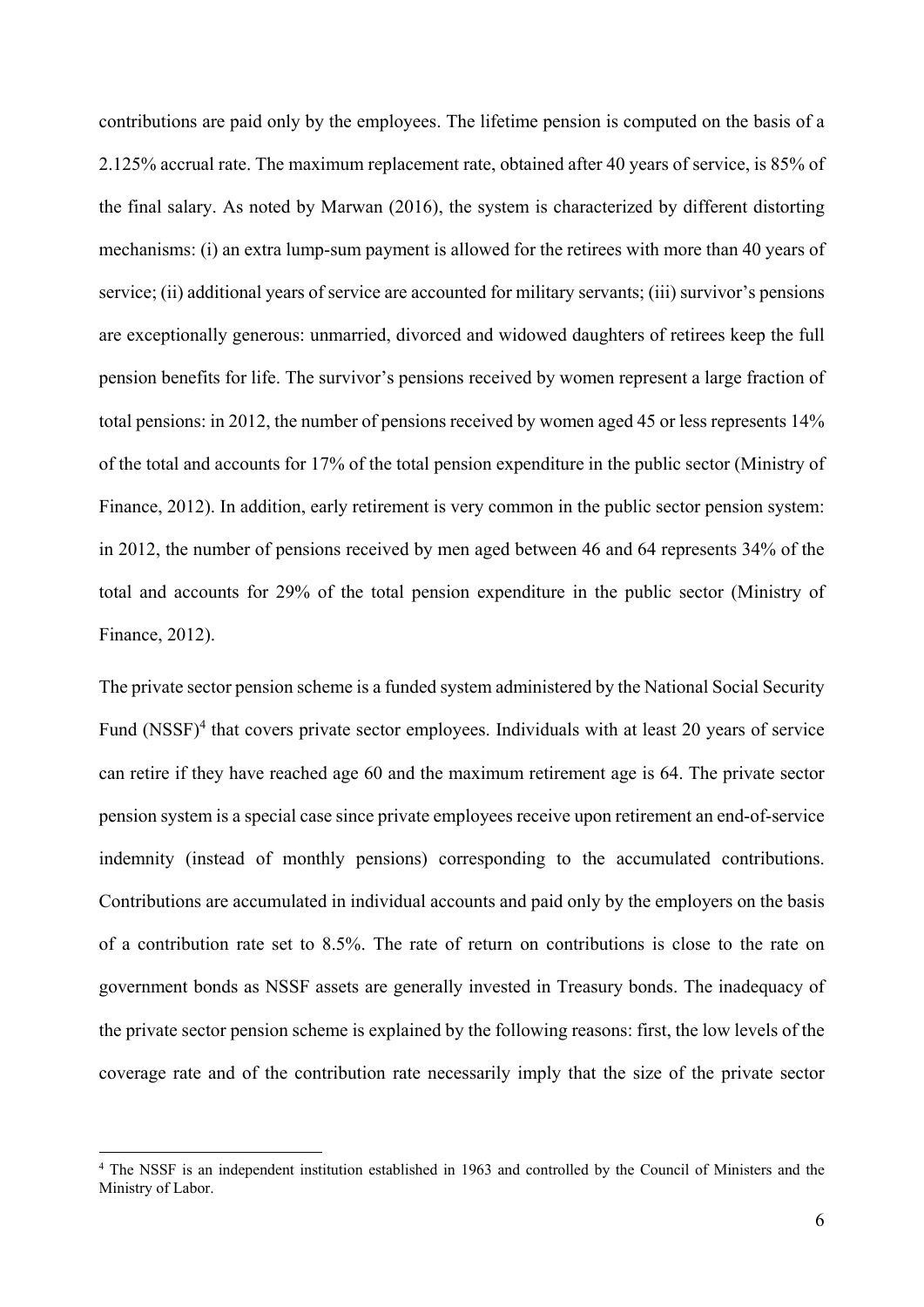contributions are paid only by the employees. The lifetime pension is computed on the basis of a 2.125% accrual rate. The maximum replacement rate, obtained after 40 years of service, is 85% of the final salary. As noted by Marwan (2016), the system is characterized by different distorting mechanisms: (i) an extra lump-sum payment is allowed for the retirees with more than 40 years of service; (ii) additional years of service are accounted for military servants; (iii) survivor's pensions are exceptionally generous: unmarried, divorced and widowed daughters of retirees keep the full pension benefits for life. The survivor's pensions received by women represent a large fraction of total pensions: in 2012, the number of pensions received by women aged 45 or less represents 14% of the total and accounts for 17% of the total pension expenditure in the public sector (Ministry of Finance, 2012). In addition, early retirement is very common in the public sector pension system: in 2012, the number of pensions received by men aged between 46 and 64 represents 34% of the total and accounts for 29% of the total pension expenditure in the public sector (Ministry of Finance, 2012).

The private sector pension scheme is a funded system administered by the National Social Security Fund (NSSF)[4] that covers private sector employees. Individuals with at least 20 years of service can retire if they have reached age 60 and the maximum retirement age is 64. The private sector pension system is a special case since private employees receive upon retirement an end-of-service indemnity (instead of monthly pensions) corresponding to the accumulated contributions. Contributions are accumulated in individual accounts and paid only by the employers on the basis of a contribution rate set to 8.5%. The rate of return on contributions is close to the rate on government bonds as NSSF assets are generally invested in Treasury bonds. The inadequacy of the private sector pension scheme is explained by the following reasons: first, the low levels of the coverage rate and of the contribution rate necessarily imply that the size of the private sector

[4] The NSSF is an independent institution established in 1963 and controlled by the Council of Ministers and the Ministry of Labor.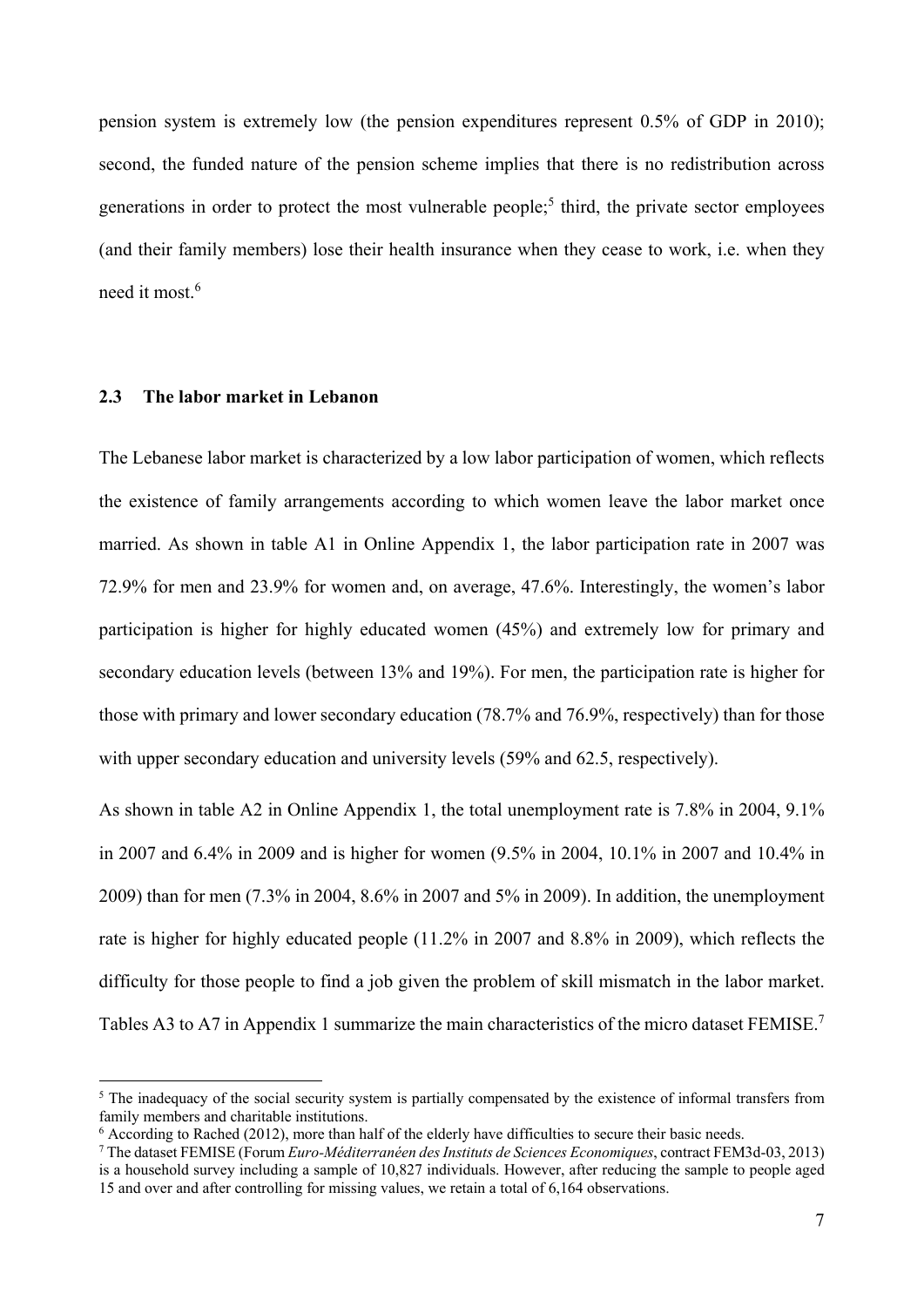pension system is extremely low (the pension expenditures represent 0.5% of GDP in 2010); second, the funded nature of the pension scheme implies that there is no redistribution across generations in order to protect the most vulnerable people;[5] third, the private sector employees (and their family members) lose their health insurance when they cease to work, i.e. when they need it most.[6]

### 2.3 The labor market in Lebanon

The Lebanese labor market is characterized by a low labor participation of women, which reflects the existence of family arrangements according to which women leave the labor market once married. As shown in table A1 in Online Appendix 1, the labor participation rate in 2007 was 72.9% for men and 23.9% for women and, on average, 47.6%. Interestingly, the women's labor participation is higher for highly educated women (45%) and extremely low for primary and secondary education levels (between 13% and 19%). For men, the participation rate is higher for those with primary and lower secondary education (78.7% and 76.9%, respectively) than for those with upper secondary education and university levels (59% and 62.5, respectively).

As shown in table A2 in Online Appendix 1, the total unemployment rate is 7.8% in 2004, 9.1% in 2007 and 6.4% in 2009 and is higher for women (9.5% in 2004, 10.1% in 2007 and 10.4% in 2009) than for men (7.3% in 2004, 8.6% in 2007 and 5% in 2009). In addition, the unemployment rate is higher for highly educated people (11.2% in 2007 and 8.8% in 2009), which reflects the difficulty for those people to find a job given the problem of skill mismatch in the labor market. Tables A3 to A7 in Appendix 1 summarize the main characteristics of the micro dataset FEMISE.[7]

---

[5] The inadequacy of the social security system is partially compensated by the existence of informal transfers from family members and charitable institutions.

[6] According to Rached (2012), more than half of the elderly have difficulties to secure their basic needs.

[7] The dataset FEMISE (Forum *Euro-Méditerranéen des Instituts de Sciences Economiques*, contract FEM3d-03, 2013) is a household survey including a sample of 10,827 individuals. However, after reducing the sample to people aged 15 and over and after controlling for missing values, we retain a total of 6,164 observations.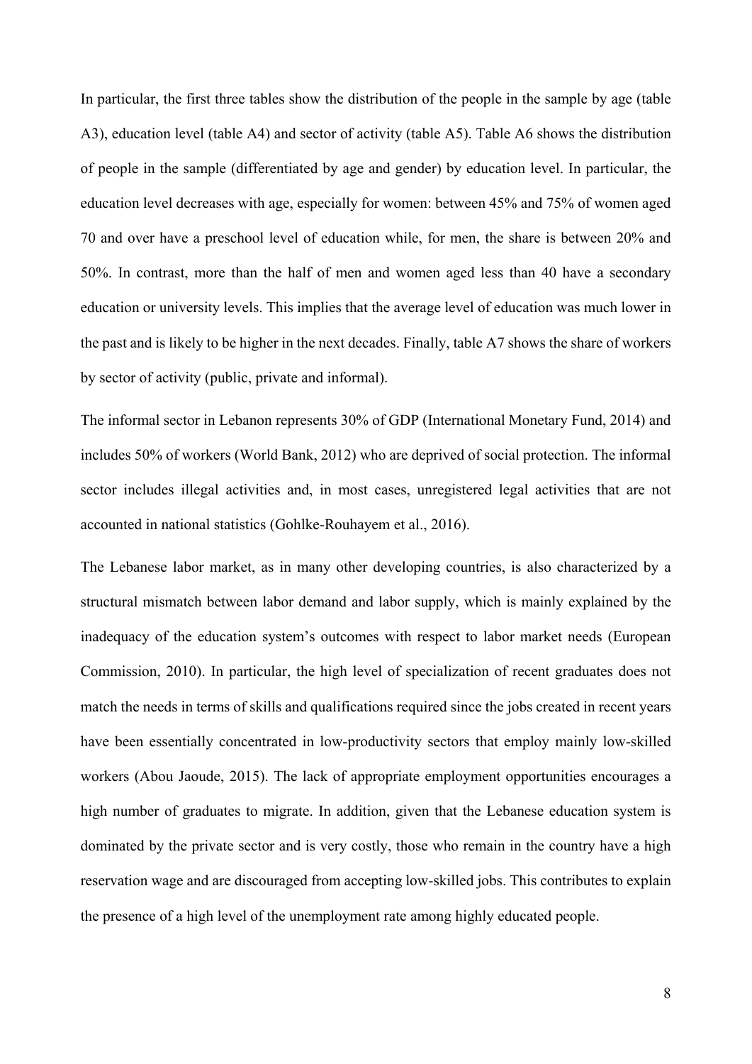In particular, the first three tables show the distribution of the people in the sample by age (table A3), education level (table A4) and sector of activity (table A5). Table A6 shows the distribution of people in the sample (differentiated by age and gender) by education level. In particular, the education level decreases with age, especially for women: between 45% and 75% of women aged 70 and over have a preschool level of education while, for men, the share is between 20% and 50%. In contrast, more than the half of men and women aged less than 40 have a secondary education or university levels. This implies that the average level of education was much lower in the past and is likely to be higher in the next decades. Finally, table A7 shows the share of workers by sector of activity (public, private and informal).

The informal sector in Lebanon represents 30% of GDP (International Monetary Fund, 2014) and includes 50% of workers (World Bank, 2012) who are deprived of social protection. The informal sector includes illegal activities and, in most cases, unregistered legal activities that are not accounted in national statistics (Gohlke-Rouhayem et al., 2016).

The Lebanese labor market, as in many other developing countries, is also characterized by a structural mismatch between labor demand and labor supply, which is mainly explained by the inadequacy of the education system's outcomes with respect to labor market needs (European Commission, 2010). In particular, the high level of specialization of recent graduates does not match the needs in terms of skills and qualifications required since the jobs created in recent years have been essentially concentrated in low-productivity sectors that employ mainly low-skilled workers (Abou Jaoude, 2015). The lack of appropriate employment opportunities encourages a high number of graduates to migrate. In addition, given that the Lebanese education system is dominated by the private sector and is very costly, those who remain in the country have a high reservation wage and are discouraged from accepting low-skilled jobs. This contributes to explain the presence of a high level of the unemployment rate among highly educated people.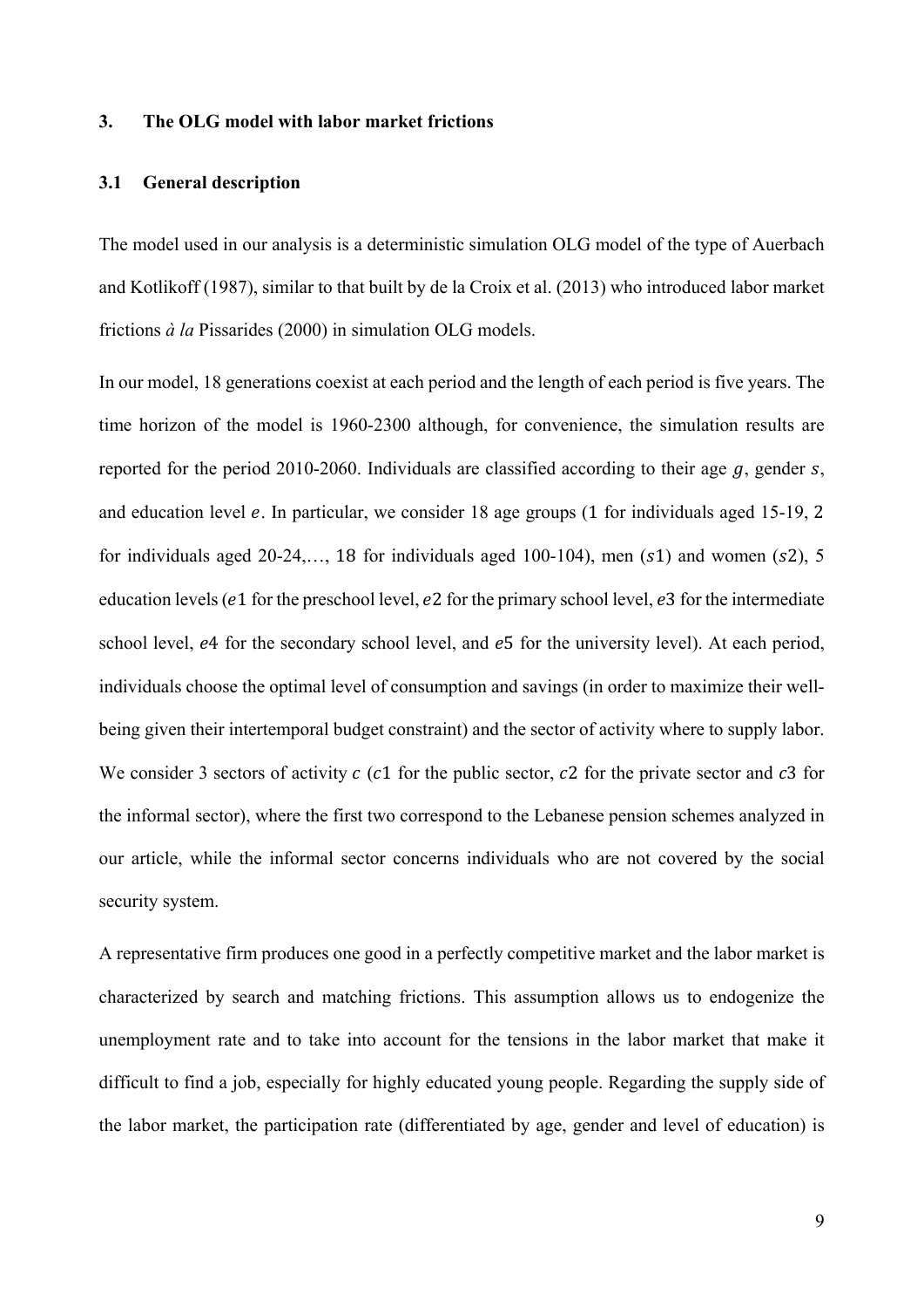## 3. The OLG model with labor market frictions

### 3.1 General description

The model used in our analysis is a deterministic simulation OLG model of the type of Auerbach and Kotlikoff (1987), similar to that built by de la Croix et al. (2013) who introduced labor market frictions *à la* Pissarides (2000) in simulation OLG models.

In our model, 18 generations coexist at each period and the length of each period is five years. The time horizon of the model is 1960-2300 although, for convenience, the simulation results are reported for the period 2010-2060. Individuals are classified according to their age $g$, gender $s$, and education level $e$. In particular, we consider 18 age groups (1 for individuals aged 15-19, 2 for individuals aged 20-24,…, 18 for individuals aged 100-104), men ($s1$) and women ($s2$), 5 education levels ($e1$ for the preschool level, $e2$ for the primary school level, $e3$ for the intermediate school level, $e4$ for the secondary school level, and $e5$ for the university level). At each period, individuals choose the optimal level of consumption and savings (in order to maximize their well-being given their intertemporal budget constraint) and the sector of activity where to supply labor. We consider 3 sectors of activity $c$ ($c1$ for the public sector, $c2$ for the private sector and $c3$ for the informal sector), where the first two correspond to the Lebanese pension schemes analyzed in our article, while the informal sector concerns individuals who are not covered by the social security system.

A representative firm produces one good in a perfectly competitive market and the labor market is characterized by search and matching frictions. This assumption allows us to endogenize the unemployment rate and to take into account for the tensions in the labor market that make it difficult to find a job, especially for highly educated young people. Regarding the supply side of the labor market, the participation rate (differentiated by age, gender and level of education) is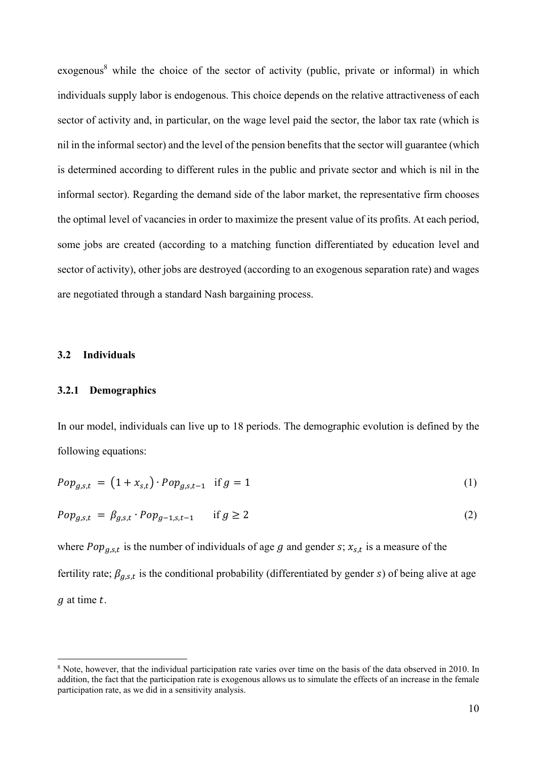exogenous[8] while the choice of the sector of activity (public, private or informal) in which individuals supply labor is endogenous. This choice depends on the relative attractiveness of each sector of activity and, in particular, on the wage level paid the sector, the labor tax rate (which is nil in the informal sector) and the level of the pension benefits that the sector will guarantee (which is determined according to different rules in the public and private sector and which is nil in the informal sector). Regarding the demand side of the labor market, the representative firm chooses the optimal level of vacancies in order to maximize the present value of its profits. At each period, some jobs are created (according to a matching function differentiated by education level and sector of activity), other jobs are destroyed (according to an exogenous separation rate) and wages are negotiated through a standard Nash bargaining process.

### 3.2 Individuals

#### 3.2.1 Demographics

In our model, individuals can live up to 18 periods. The demographic evolution is defined by the following equations:

$$Pop_{g,s,t} = (1 + x_{s,t}) \cdot Pop_{g,s,t-1} \quad \text{if } g = 1 \tag{1}$$

$$Pop_{g,s,t} = \beta_{g,s,t} \cdot Pop_{g-1,s,t-1} \quad \text{if } g \geq 2 \tag{2}$$

where $Pop_{g,s,t}$ is the number of individuals of age $g$ and gender $s$; $x_{s,t}$ is a measure of the fertility rate; $\beta_{g,s,t}$ is the conditional probability (differentiated by gender $s$) of being alive at age $g$ at time $t$.

[8] Note, however, that the individual participation rate varies over time on the basis of the data observed in 2010. In addition, the fact that the participation rate is exogenous allows us to simulate the effects of an increase in the female participation rate, as we did in a sensitivity analysis.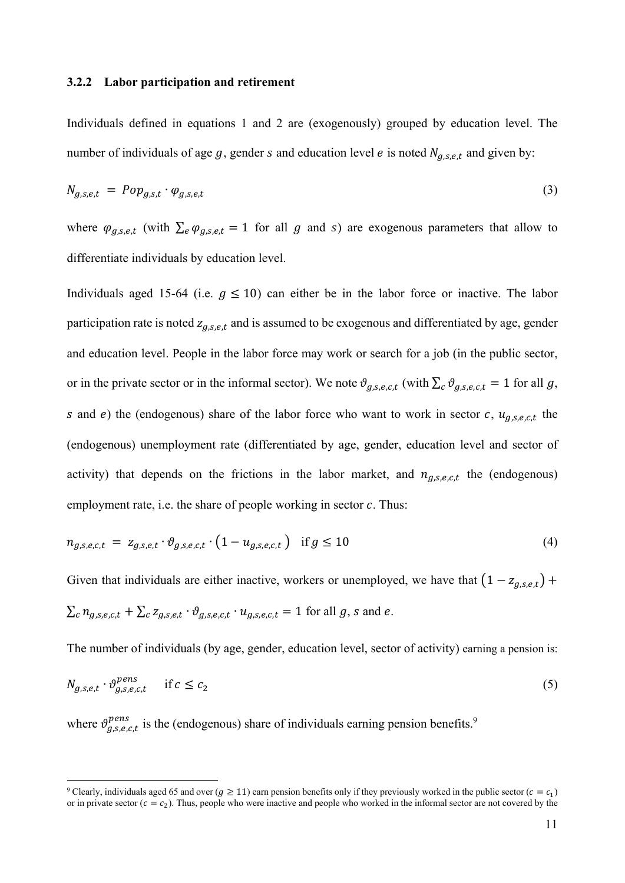### 3.2.2 Labor participation and retirement

Individuals defined in equations 1 and 2 are (exogenously) grouped by education level. The number of individuals of age $g$, gender $s$ and education level $e$ is noted $N_{g,s,e,t}$ and given by:

$$N_{g,s,e,t} = Pop_{g,s,t} \cdot \varphi_{g,s,e,t} \tag{3}$$

where $\varphi_{g,s,e,t}$ (with $\sum_e \varphi_{g,s,e,t} = 1$ for all $g$ and $s$) are exogenous parameters that allow to differentiate individuals by education level.

Individuals aged 15-64 (i.e. $g \leq 10$) can either be in the labor force or inactive. The labor participation rate is noted $z_{g,s,e,t}$ and is assumed to be exogenous and differentiated by age, gender and education level. People in the labor force may work or search for a job (in the public sector, or in the private sector or in the informal sector). We note $\vartheta_{g,s,e,c,t}$ (with $\sum_c \vartheta_{g,s,e,c,t} = 1$ for all $g$, $s$ and $e$) the (endogenous) share of the labor force who want to work in sector $c$, $u_{g,s,e,c,t}$ the (endogenous) unemployment rate (differentiated by age, gender, education level and sector of activity) that depends on the frictions in the labor market, and $n_{g,s,e,c,t}$ the (endogenous) employment rate, i.e. the share of people working in sector $c$. Thus:

$$n_{g,s,e,c,t} = z_{g,s,e,t} \cdot \vartheta_{g,s,e,c,t} \cdot \left(1 - u_{g,s,e,c,t}\right) \quad \text{if } g \leq 10 \tag{4}$$

Given that individuals are either inactive, workers or unemployed, we have that $\left(1 - z_{g,s,e,t}\right) + \sum_c n_{g,s,e,c,t} + \sum_c z_{g,s,e,t} \cdot \vartheta_{g,s,e,c,t} \cdot u_{g,s,e,c,t} = 1$ for all $g$, $s$ and $e$.

The number of individuals (by age, gender, education level, sector of activity) earning a pension is:

$$N_{g,s,e,t} \cdot \vartheta^{pens}_{g,s,e,c,t} \quad \text{if } c \leq c_2 \tag{5}$$

where $\vartheta^{pens}_{g,s,e,c,t}$ is the (endogenous) share of individuals earning pension benefits.[9]

[9] Clearly, individuals aged 65 and over ($g \geq 11$) earn pension benefits only if they previously worked in the public sector ($c = c_1$) or in private sector ($c = c_2$). Thus, people who were inactive and people who worked in the informal sector are not covered by the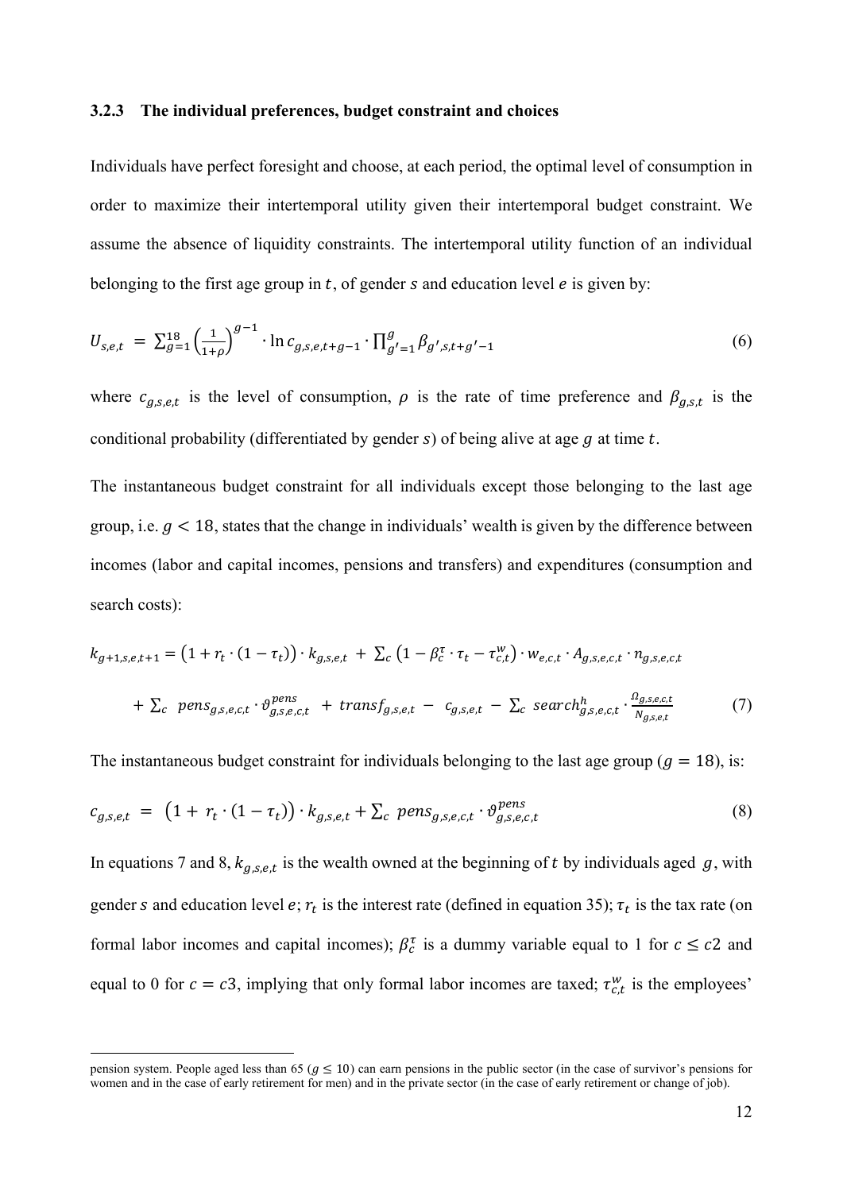### 3.2.3 The individual preferences, budget constraint and choices

Individuals have perfect foresight and choose, at each period, the optimal level of consumption in order to maximize their intertemporal utility given their intertemporal budget constraint. We assume the absence of liquidity constraints. The intertemporal utility function of an individual belonging to the first age group in $t$, of gender $s$ and education level $e$ is given by:

$$U_{s,e,t} = \sum_{g=1}^{18} \left(\frac{1}{1+\rho}\right)^{g-1} \cdot \ln c_{g,s,e,t+g-1} \cdot \prod_{g'=1}^{g} \beta_{g',s,t+g'-1} \tag{6}$$

where $c_{g,s,e,t}$ is the level of consumption, $\rho$ is the rate of time preference and $\beta_{g,s,t}$ is the conditional probability (differentiated by gender $s$) of being alive at age $g$ at time $t$.

The instantaneous budget constraint for all individuals except those belonging to the last age group, i.e. $g < 18$, states that the change in individuals' wealth is given by the difference between incomes (labor and capital incomes, pensions and transfers) and expenditures (consumption and search costs):

$$k_{g+1,s,e,t+1} = \left(1 + r_t \cdot (1 - \tau_t)\right) \cdot k_{g,s,e,t} + \sum_c \left(1 - \beta_c^{\tau} \cdot \tau_t - \tau_{c,t}^{w}\right) \cdot w_{e,c,t} \cdot A_{g,s,e,c,t} \cdot n_{g,s,e,c,t}$$

$$+ \sum_c pens_{g,s,e,c,t} \cdot \vartheta_{g,s,e,c,t}^{pens} + transf_{g,s,e,t} - c_{g,s,e,t} - \sum_c search_{g,s,e,c,t}^{h} \cdot \frac{\Omega_{g,s,e,c,t}}{N_{g,s,e,t}} \tag{7}$$

The instantaneous budget constraint for individuals belonging to the last age group ($g = 18$), is:

$$c_{g,s,e,t} = \left(1 + r_t \cdot (1 - \tau_t)\right) \cdot k_{g,s,e,t} + \sum_c pens_{g,s,e,c,t} \cdot \vartheta_{g,s,e,c,t}^{pens} \tag{8}$$

In equations 7 and 8, $k_{g,s,e,t}$ is the wealth owned at the beginning of $t$ by individuals aged $g$, with gender $s$ and education level $e$; $r_t$ is the interest rate (defined in equation 35); $\tau_t$ is the tax rate (on formal labor incomes and capital incomes); $\beta_c^{\tau}$ is a dummy variable equal to 1 for $c \leq c2$ and equal to 0 for $c = c3$, implying that only formal labor incomes are taxed; $\tau_{c,t}^{w}$ is the employees'

pension system. People aged less than 65 ($g \leq 10$) can earn pensions in the public sector (in the case of survivor's pensions for women and in the case of early retirement for men) and in the private sector (in the case of early retirement or change of job).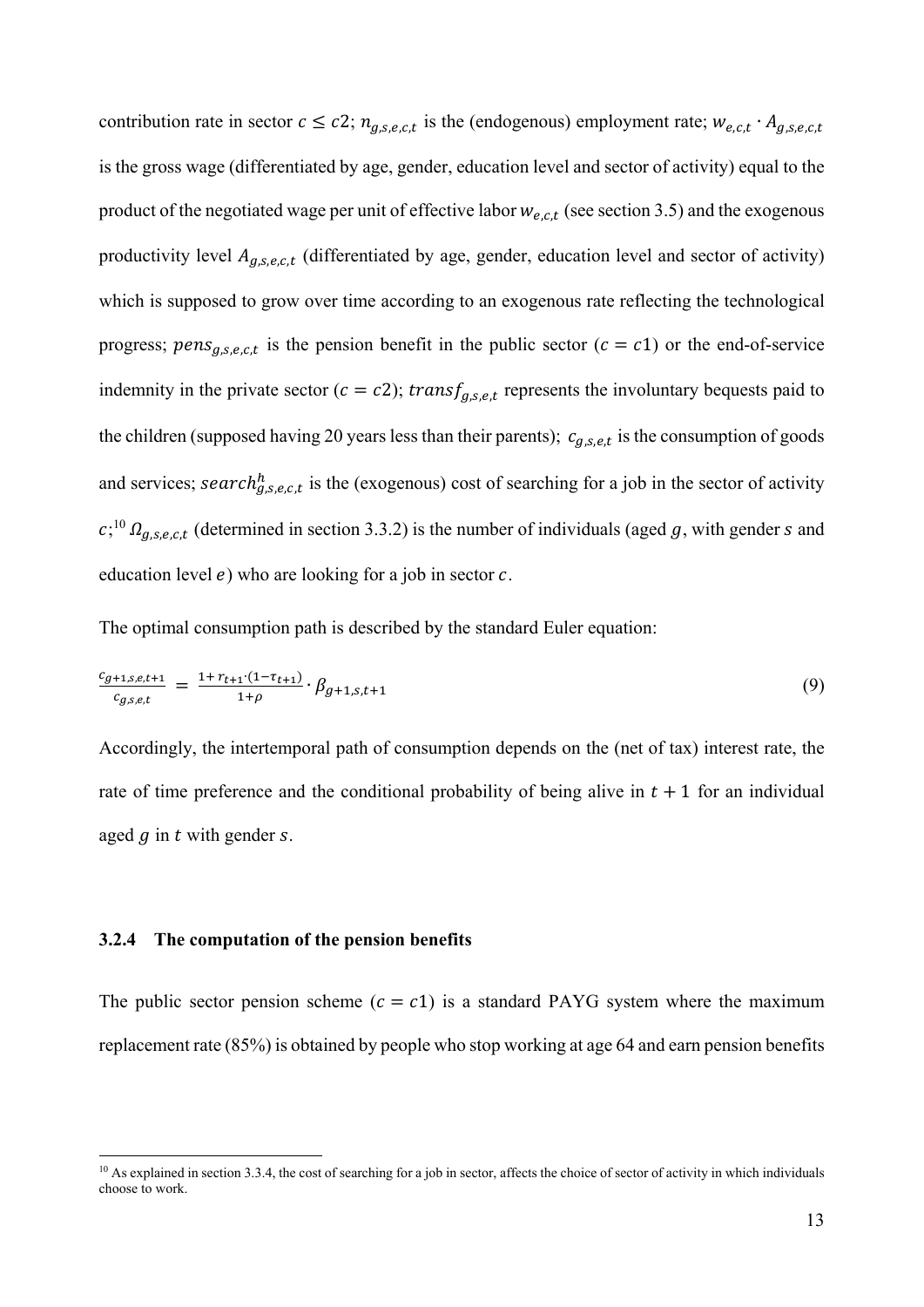contribution rate in sector $c \leq c2$; $n_{g,s,e,c,t}$ is the (endogenous) employment rate; $w_{e,c,t} \cdot A_{g,s,e,c,t}$ is the gross wage (differentiated by age, gender, education level and sector of activity) equal to the product of the negotiated wage per unit of effective labor $w_{e,c,t}$ (see section 3.5) and the exogenous productivity level $A_{g,s,e,c,t}$ (differentiated by age, gender, education level and sector of activity) which is supposed to grow over time according to an exogenous rate reflecting the technological progress; $pens_{g,s,e,c,t}$ is the pension benefit in the public sector ($c = c1$) or the end-of-service indemnity in the private sector ($c = c2$); $transf_{g,s,e,t}$ represents the involuntary bequests paid to the children (supposed having 20 years less than their parents); $c_{g,s,e,t}$ is the consumption of goods and services; $search^{h}_{g,s,e,c,t}$ is the (exogenous) cost of searching for a job in the sector of activity $c$;[10] $\Omega_{g,s,e,c,t}$ (determined in section 3.3.2) is the number of individuals (aged $g$, with gender $s$ and education level $e$) who are looking for a job in sector $c$.

The optimal consumption path is described by the standard Euler equation:

$$\frac{c_{g+1,s,e,t+1}}{c_{g,s,e,t}} = \frac{1 + r_{t+1} \cdot (1-\tau_{t+1})}{1+\rho} \cdot \beta_{g+1,s,t+1} \tag{9}$$

Accordingly, the intertemporal path of consumption depends on the (net of tax) interest rate, the rate of time preference and the conditional probability of being alive in $t+1$ for an individual aged $g$ in $t$ with gender $s$.

### 3.2.4 The computation of the pension benefits

The public sector pension scheme ($c = c1$) is a standard PAYG system where the maximum replacement rate (85%) is obtained by people who stop working at age 64 and earn pension benefits

[10] As explained in section 3.3.4, the cost of searching for a job in sector, affects the choice of sector of activity in which individuals choose to work.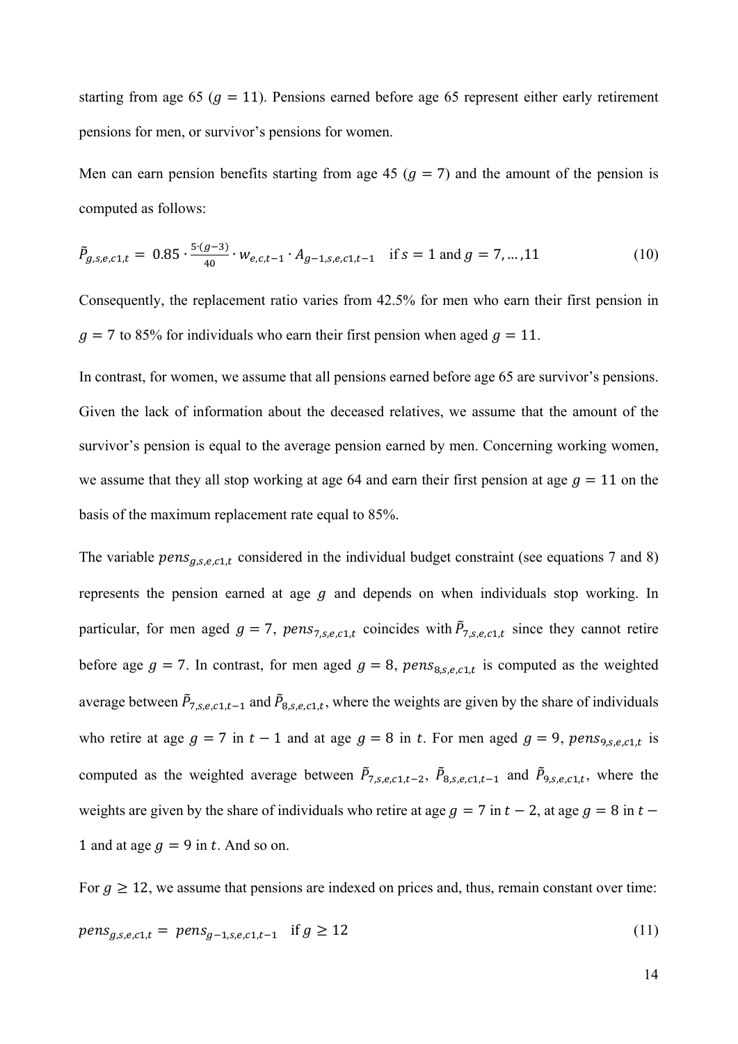starting from age 65 ($g = 11$). Pensions earned before age 65 represent either early retirement pensions for men, or survivor's pensions for women.

Men can earn pension benefits starting from age 45 ($g = 7$) and the amount of the pension is computed as follows:

$$\tilde{P}_{g,s,e,c1,t} = 0.85 \cdot \frac{5 \cdot (g-3)}{40} \cdot w_{e,c,t-1} \cdot A_{g-1,s,e,c1,t-1} \quad \text{if } s = 1 \text{ and } g = 7, \ldots, 11 \tag{10}$$

Consequently, the replacement ratio varies from 42.5% for men who earn their first pension in $g = 7$ to 85% for individuals who earn their first pension when aged $g = 11$.

In contrast, for women, we assume that all pensions earned before age 65 are survivor's pensions. Given the lack of information about the deceased relatives, we assume that the amount of the survivor's pension is equal to the average pension earned by men. Concerning working women, we assume that they all stop working at age 64 and earn their first pension at age $g = 11$ on the basis of the maximum replacement rate equal to 85%.

The variable $pens_{g,s,e,c1,t}$ considered in the individual budget constraint (see equations 7 and 8) represents the pension earned at age $g$ and depends on when individuals stop working. In particular, for men aged $g = 7$, $pens_{7,s,e,c1,t}$ coincides with $\tilde{P}_{7,s,e,c1,t}$ since they cannot retire before age $g = 7$. In contrast, for men aged $g = 8$, $pens_{8,s,e,c1,t}$ is computed as the weighted average between $\tilde{P}_{7,s,e,c1,t-1}$ and $\tilde{P}_{8,s,e,c1,t}$, where the weights are given by the share of individuals who retire at age $g = 7$ in $t - 1$ and at age $g = 8$ in $t$. For men aged $g = 9$, $pens_{9,s,e,c1,t}$ is computed as the weighted average between $\tilde{P}_{7,s,e,c1,t-2}$, $\tilde{P}_{8,s,e,c1,t-1}$ and $\tilde{P}_{9,s,e,c1,t}$, where the weights are given by the share of individuals who retire at age $g = 7$ in $t - 2$, at age $g = 8$ in $t - 1$ and at age $g = 9$ in $t$. And so on.

For $g \geq 12$, we assume that pensions are indexed on prices and, thus, remain constant over time:

$$pens_{g,s,e,c1,t} = pens_{g-1,s,e,c1,t-1} \quad \text{if } g \geq 12 \tag{11}$$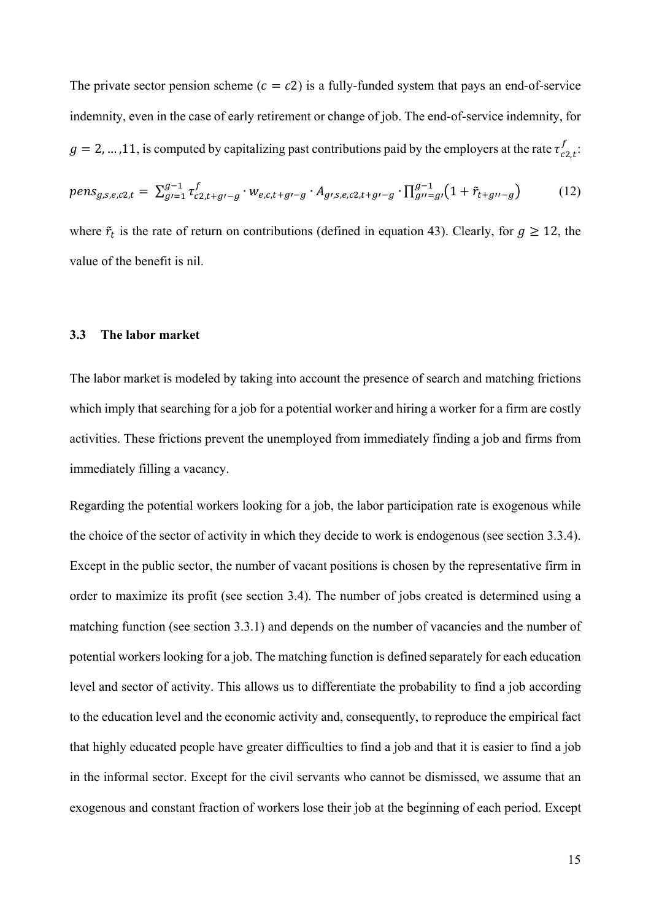The private sector pension scheme ($c = c2$) is a fully-funded system that pays an end-of-service indemnity, even in the case of early retirement or change of job. The end-of-service indemnity, for $g = 2, \ldots, 11$, is computed by capitalizing past contributions paid by the employers at the rate $\tau_{c2,t}^{f}$:

$$pens_{g,s,e,c2,t} = \sum_{g'=1}^{g-1} \tau_{c2,t+g'-g}^{f} \cdot w_{e,c,t+g'-g} \cdot A_{g',s,e,c2,t+g'-g} \cdot \prod_{g''=g'}^{g-1} \left(1 + \tilde{r}_{t+g''-g}\right) \tag{12}$$

where $\tilde{r}_t$ is the rate of return on contributions (defined in equation 43). Clearly, for $g \geq 12$, the value of the benefit is nil.

### 3.3 The labor market

The labor market is modeled by taking into account the presence of search and matching frictions which imply that searching for a job for a potential worker and hiring a worker for a firm are costly activities. These frictions prevent the unemployed from immediately finding a job and firms from immediately filling a vacancy.

Regarding the potential workers looking for a job, the labor participation rate is exogenous while the choice of the sector of activity in which they decide to work is endogenous (see section 3.3.4). Except in the public sector, the number of vacant positions is chosen by the representative firm in order to maximize its profit (see section 3.4). The number of jobs created is determined using a matching function (see section 3.3.1) and depends on the number of vacancies and the number of potential workers looking for a job. The matching function is defined separately for each education level and sector of activity. This allows us to differentiate the probability to find a job according to the education level and the economic activity and, consequently, to reproduce the empirical fact that highly educated people have greater difficulties to find a job and that it is easier to find a job in the informal sector. Except for the civil servants who cannot be dismissed, we assume that an exogenous and constant fraction of workers lose their job at the beginning of each period. Except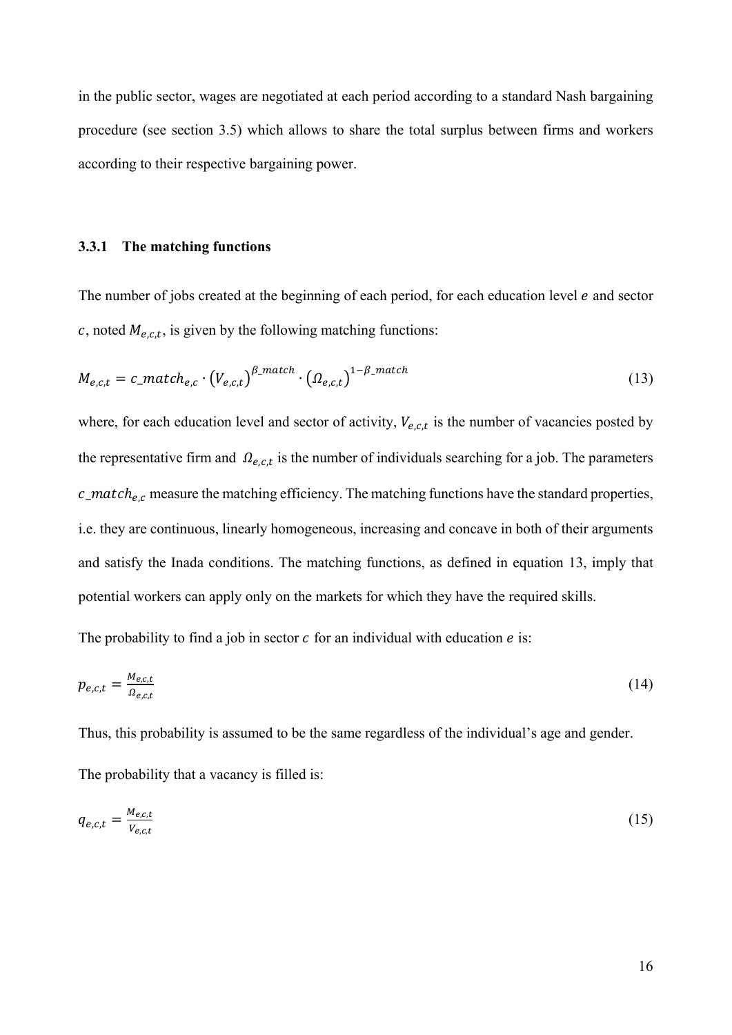in the public sector, wages are negotiated at each period according to a standard Nash bargaining procedure (see section 3.5) which allows to share the total surplus between firms and workers according to their respective bargaining power.

### 3.3.1 The matching functions

The number of jobs created at the beginning of each period, for each education level $e$ and sector $c$, noted $M_{e,c,t}$, is given by the following matching functions:

$$M_{e,c,t} = c\_match_{e,c} \cdot \left(V_{e,c,t}\right)^{\beta\_match} \cdot \left(\Omega_{e,c,t}\right)^{1-\beta\_match} \tag{13}$$

where, for each education level and sector of activity, $V_{e,c,t}$ is the number of vacancies posted by the representative firm and $\Omega_{e,c,t}$ is the number of individuals searching for a job. The parameters $c\_match_{e,c}$ measure the matching efficiency. The matching functions have the standard properties, i.e. they are continuous, linearly homogeneous, increasing and concave in both of their arguments and satisfy the Inada conditions. The matching functions, as defined in equation 13, imply that potential workers can apply only on the markets for which they have the required skills.

The probability to find a job in sector $c$ for an individual with education $e$ is:

$$p_{e,c,t} = \frac{M_{e,c,t}}{\Omega_{e,c,t}} \tag{14}$$

Thus, this probability is assumed to be the same regardless of the individual's age and gender.

The probability that a vacancy is filled is:

$$q_{e,c,t} = \frac{M_{e,c,t}}{V_{e,c,t}} \tag{15}$$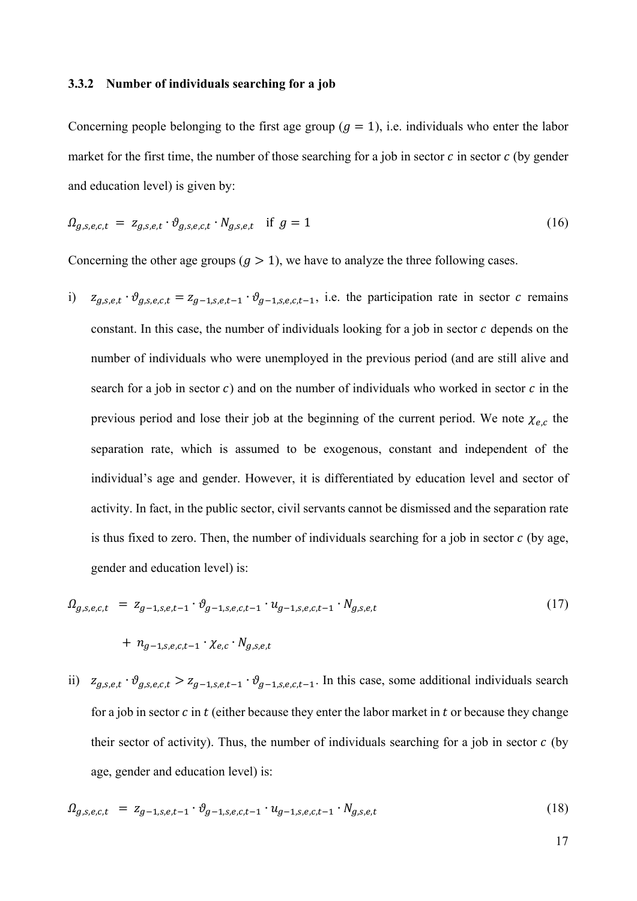### 3.3.2 Number of individuals searching for a job

Concerning people belonging to the first age group ($g = 1$), i.e. individuals who enter the labor market for the first time, the number of those searching for a job in sector $c$ in sector $c$ (by gender and education level) is given by:

$$\Omega_{g,s,e,c,t} = z_{g,s,e,t} \cdot \vartheta_{g,s,e,c,t} \cdot N_{g,s,e,t} \quad \text{if } g = 1 \tag{16}$$

Concerning the other age groups ($g > 1$), we have to analyze the three following cases.

i) $z_{g,s,e,t} \cdot \vartheta_{g,s,e,c,t} = z_{g-1,s,e,t-1} \cdot \vartheta_{g-1,s,e,c,t-1}$, i.e. the participation rate in sector $c$ remains constant. In this case, the number of individuals looking for a job in sector $c$ depends on the number of individuals who were unemployed in the previous period (and are still alive and search for a job in sector $c$) and on the number of individuals who worked in sector $c$ in the previous period and lose their job at the beginning of the current period. We note $\chi_{e,c}$ the separation rate, which is assumed to be exogenous, constant and independent of the individual's age and gender. However, it is differentiated by education level and sector of activity. In fact, in the public sector, civil servants cannot be dismissed and the separation rate is thus fixed to zero. Then, the number of individuals searching for a job in sector $c$ (by age, gender and education level) is:

$$\begin{aligned}\Omega_{g,s,e,c,t} &= z_{g-1,s,e,t-1} \cdot \vartheta_{g-1,s,e,c,t-1} \cdot u_{g-1,s,e,c,t-1} \cdot N_{g,s,e,t} \\ &\quad + n_{g-1,s,e,c,t-1} \cdot \chi_{e,c} \cdot N_{g,s,e,t}\end{aligned} \tag{17}$$

ii) $z_{g,s,e,t} \cdot \vartheta_{g,s,e,c,t} > z_{g-1,s,e,t-1} \cdot \vartheta_{g-1,s,e,c,t-1}$. In this case, some additional individuals search for a job in sector $c$ in $t$ (either because they enter the labor market in $t$ or because they change their sector of activity). Thus, the number of individuals searching for a job in sector $c$ (by age, gender and education level) is:

$$\Omega_{g,s,e,c,t} = z_{g-1,s,e,t-1} \cdot \vartheta_{g-1,s,e,c,t-1} \cdot u_{g-1,s,e,c,t-1} \cdot N_{g,s,e,t} \tag{18}$$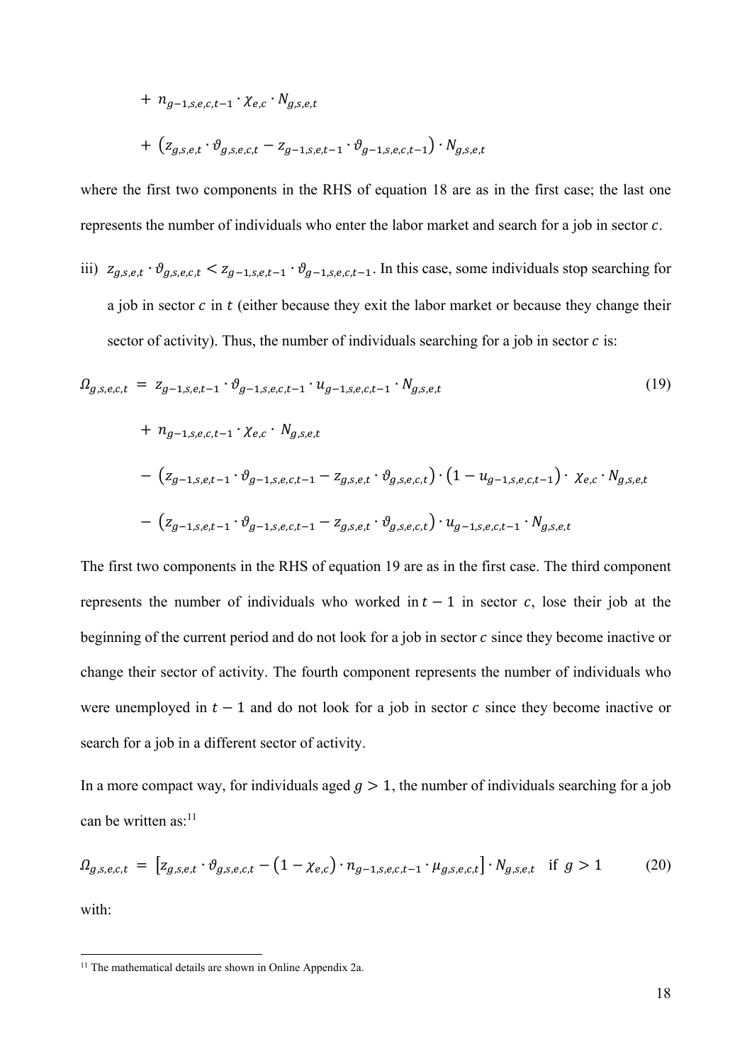$$+ \; n_{g-1,s,e,c,t-1} \cdot \chi_{e,c} \cdot N_{g,s,e,t}$$

$$+ \; \left(z_{g,s,e,t} \cdot \vartheta_{g,s,e,c,t} - z_{g-1,s,e,t-1} \cdot \vartheta_{g-1,s,e,c,t-1}\right) \cdot N_{g,s,e,t}$$

where the first two components in the RHS of equation 18 are as in the first case; the last one represents the number of individuals who enter the labor market and search for a job in sector $c$.

iii) $z_{g,s,e,t} \cdot \vartheta_{g,s,e,c,t} < z_{g-1,s,e,t-1} \cdot \vartheta_{g-1,s,e,c,t-1}$. In this case, some individuals stop searching for a job in sector $c$ in $t$ (either because they exit the labor market or because they change their sector of activity). Thus, the number of individuals searching for a job in sector $c$ is:

$$\begin{aligned}
\Omega_{g,s,e,c,t} \; = \; & z_{g-1,s,e,t-1} \cdot \vartheta_{g-1,s,e,c,t-1} \cdot u_{g-1,s,e,c,t-1} \cdot N_{g,s,e,t} \\
& + \; n_{g-1,s,e,c,t-1} \cdot \chi_{e,c} \cdot N_{g,s,e,t} \\
& - \; \left(z_{g-1,s,e,t-1} \cdot \vartheta_{g-1,s,e,c,t-1} - z_{g,s,e,t} \cdot \vartheta_{g,s,e,c,t}\right) \cdot \left(1 - u_{g-1,s,e,c,t-1}\right) \cdot \chi_{e,c} \cdot N_{g,s,e,t} \\
& - \; \left(z_{g-1,s,e,t-1} \cdot \vartheta_{g-1,s,e,c,t-1} - z_{g,s,e,t} \cdot \vartheta_{g,s,e,c,t}\right) \cdot u_{g-1,s,e,c,t-1} \cdot N_{g,s,e,t}
\end{aligned} \tag{19}$$

The first two components in the RHS of equation 19 are as in the first case. The third component represents the number of individuals who worked in $t-1$ in sector $c$, lose their job at the beginning of the current period and do not look for a job in sector $c$ since they become inactive or change their sector of activity. The fourth component represents the number of individuals who were unemployed in $t-1$ and do not look for a job in sector $c$ since they become inactive or search for a job in a different sector of activity.

In a more compact way, for individuals aged $g > 1$, the number of individuals searching for a job can be written as:[11]

$$\Omega_{g,s,e,c,t} \; = \; \left[z_{g,s,e,t} \cdot \vartheta_{g,s,e,c,t} - \left(1 - \chi_{e,c}\right) \cdot n_{g-1,s,e,c,t-1} \cdot \mu_{g,s,e,c,t}\right] \cdot N_{g,s,e,t} \quad \text{if } g > 1 \tag{20}$$

with:

[11] The mathematical details are shown in Online Appendix 2a.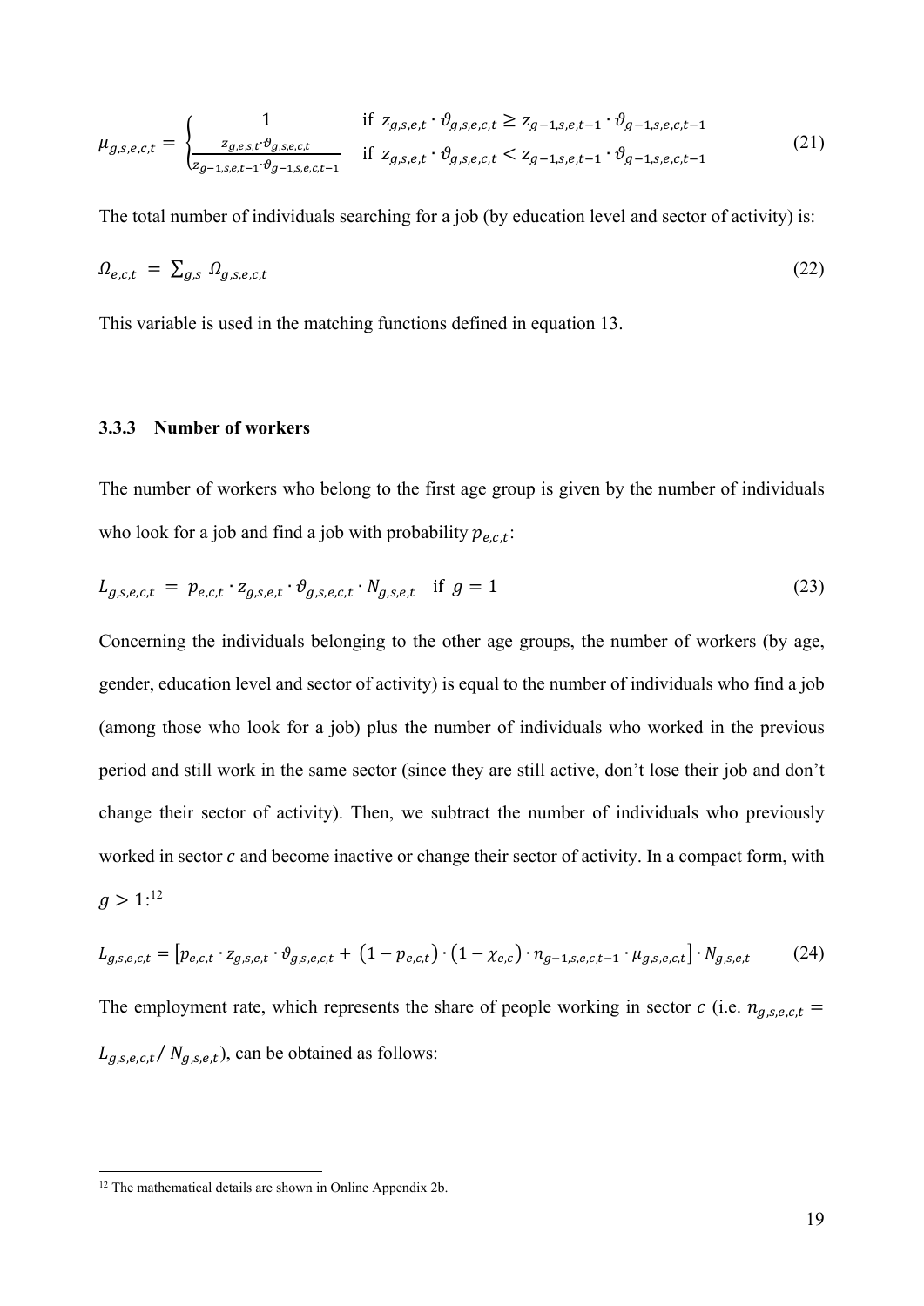$$\mu_{g,s,e,c,t} = \begin{cases} 1 & \text{if } z_{g,s,e,t} \cdot \vartheta_{g,s,e,c,t} \geq z_{g-1,s,e,t-1} \cdot \vartheta_{g-1,s,e,c,t-1} \\ \frac{z_{g,e,s,t} \cdot \vartheta_{g,s,e,c,t}}{z_{g-1,s,e,t-1} \cdot \vartheta_{g-1,s,e,c,t-1}} & \text{if } z_{g,s,e,t} \cdot \vartheta_{g,s,e,c,t} < z_{g-1,s,e,t-1} \cdot \vartheta_{g-1,s,e,c,t-1} \end{cases} \tag{21}$$

The total number of individuals searching for a job (by education level and sector of activity) is:

$$\Omega_{e,c,t} = \sum_{g,s} \Omega_{g,s,e,c,t} \tag{22}$$

This variable is used in the matching functions defined in equation 13.

### 3.3.3 Number of workers

The number of workers who belong to the first age group is given by the number of individuals who look for a job and find a job with probability $p_{e,c,t}$:

$$L_{g,s,e,c,t} = p_{e,c,t} \cdot z_{g,s,e,t} \cdot \vartheta_{g,s,e,c,t} \cdot N_{g,s,e,t} \quad \text{if } g = 1 \tag{23}$$

Concerning the individuals belonging to the other age groups, the number of workers (by age, gender, education level and sector of activity) is equal to the number of individuals who find a job (among those who look for a job) plus the number of individuals who worked in the previous period and still work in the same sector (since they are still active, don't lose their job and don't change their sector of activity). Then, we subtract the number of individuals who previously worked in sector $c$ and become inactive or change their sector of activity. In a compact form, with $g > 1$:[12]

$$L_{g,s,e,c,t} = \left[p_{e,c,t} \cdot z_{g,s,e,t} \cdot \vartheta_{g,s,e,c,t} + \left(1 - p_{e,c,t}\right) \cdot \left(1 - \chi_{e,c}\right) \cdot n_{g-1,s,e,c,t-1} \cdot \mu_{g,s,e,c,t}\right] \cdot N_{g,s,e,t} \tag{24}$$

The employment rate, which represents the share of people working in sector $c$ (i.e. $n_{g,s,e,c,t} = L_{g,s,e,c,t} / N_{g,s,e,t}$), can be obtained as follows:

[12] The mathematical details are shown in Online Appendix 2b.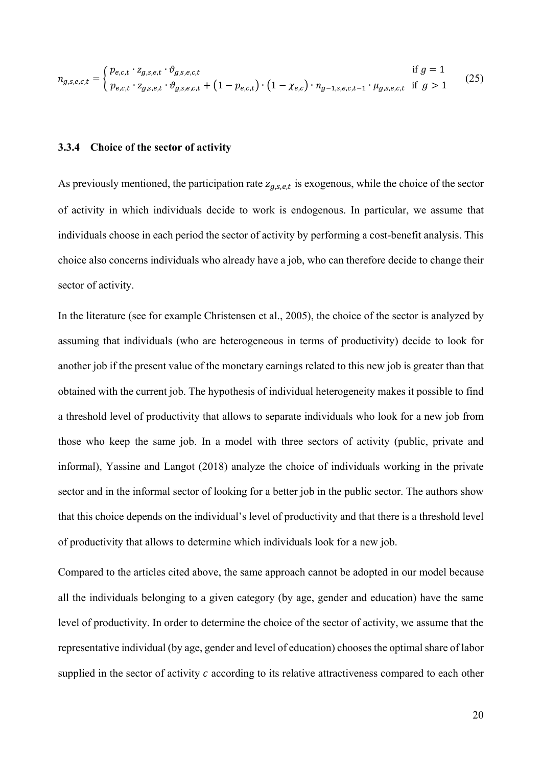$$n_{g,s,e,c,t} = \begin{cases} p_{e,c,t} \cdot z_{g,s,e,t} \cdot \vartheta_{g,s,e,c,t} & \text{if } g = 1 \\ p_{e,c,t} \cdot z_{g,s,e,t} \cdot \vartheta_{g,s,e,c,t} + (1 - p_{e,c,t}) \cdot (1 - \chi_{e,c}) \cdot n_{g-1,s,e,c,t-1} \cdot \mu_{g,s,e,c,t} & \text{if } g > 1 \end{cases} \tag{25}$$

### 3.3.4 Choice of the sector of activity

As previously mentioned, the participation rate $z_{g,s,e,t}$ is exogenous, while the choice of the sector of activity in which individuals decide to work is endogenous. In particular, we assume that individuals choose in each period the sector of activity by performing a cost-benefit analysis. This choice also concerns individuals who already have a job, who can therefore decide to change their sector of activity.

In the literature (see for example Christensen et al., 2005), the choice of the sector is analyzed by assuming that individuals (who are heterogeneous in terms of productivity) decide to look for another job if the present value of the monetary earnings related to this new job is greater than that obtained with the current job. The hypothesis of individual heterogeneity makes it possible to find a threshold level of productivity that allows to separate individuals who look for a new job from those who keep the same job. In a model with three sectors of activity (public, private and informal), Yassine and Langot (2018) analyze the choice of individuals working in the private sector and in the informal sector of looking for a better job in the public sector. The authors show that this choice depends on the individual's level of productivity and that there is a threshold level of productivity that allows to determine which individuals look for a new job.

Compared to the articles cited above, the same approach cannot be adopted in our model because all the individuals belonging to a given category (by age, gender and education) have the same level of productivity. In order to determine the choice of the sector of activity, we assume that the representative individual (by age, gender and level of education) chooses the optimal share of labor supplied in the sector of activity $c$ according to its relative attractiveness compared to each other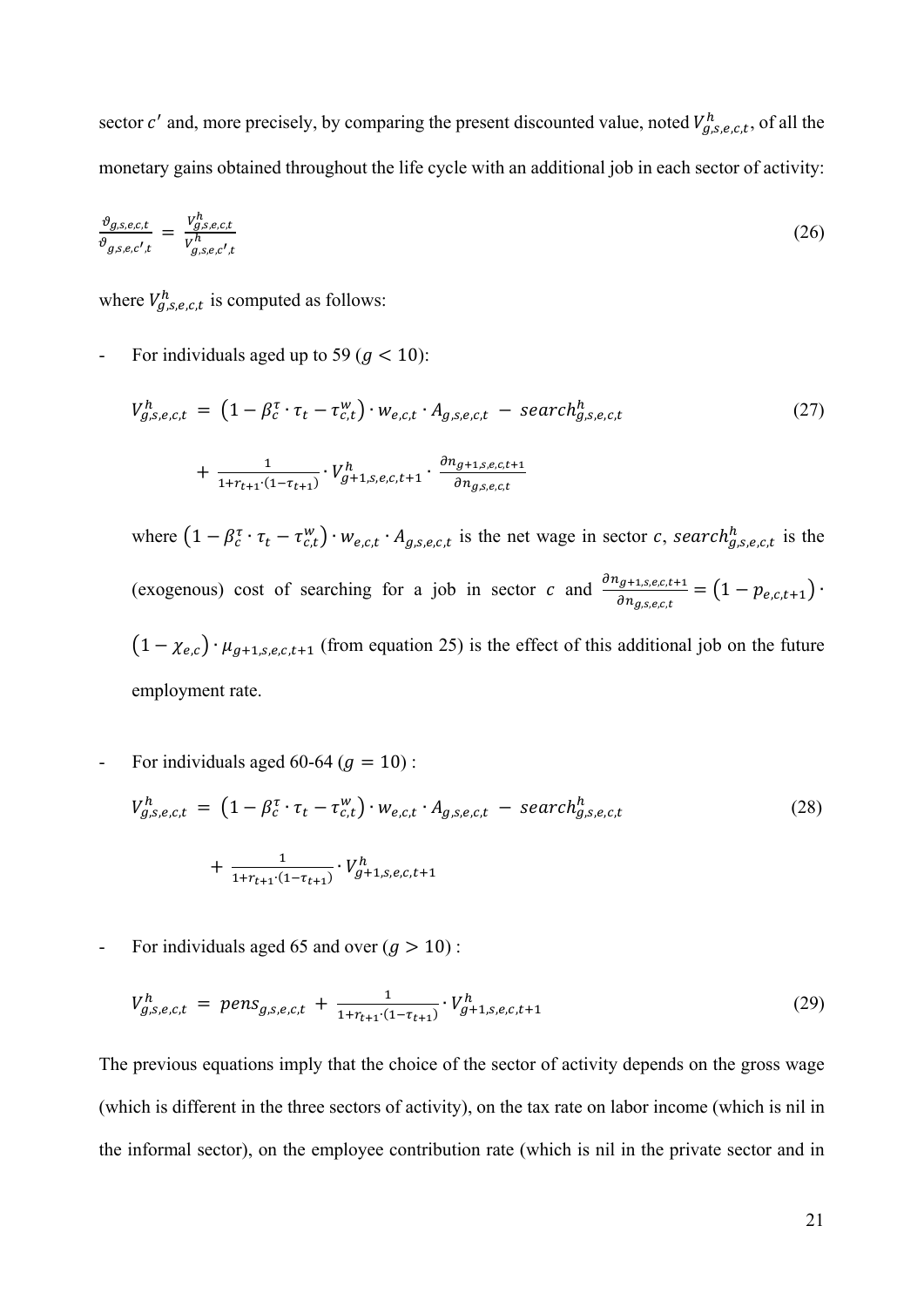sector $c'$ and, more precisely, by comparing the present discounted value, noted $V^h_{g,s,e,c,t}$, of all the monetary gains obtained throughout the life cycle with an additional job in each sector of activity:

$$\frac{\vartheta_{g,s,e,c,t}}{\vartheta_{g,s,e,c',t}} = \frac{V^h_{g,s,e,c,t}}{V^h_{g,s,e,c',t}} \tag{26}$$

where $V^h_{g,s,e,c,t}$ is computed as follows:

- For individuals aged up to 59 ($g < 10$):

$$V^h_{g,s,e,c,t} = \left(1 - \beta^\tau_c \cdot \tau_t - \tau^w_{c,t}\right) \cdot w_{e,c,t} \cdot A_{g,s,e,c,t} - search^h_{g,s,e,c,t} + \frac{1}{1 + r_{t+1} \cdot (1 - \tau_{t+1})} \cdot V^h_{g+1,s,e,c,t+1} \cdot \frac{\partial n_{g+1,s,e,c,t+1}}{\partial n_{g,s,e,c,t}} \tag{27}$$

  where $\left(1 - \beta^\tau_c \cdot \tau_t - \tau^w_{c,t}\right) \cdot w_{e,c,t} \cdot A_{g,s,e,c,t}$ is the net wage in sector $c$, $search^h_{g,s,e,c,t}$ is the (exogenous) cost of searching for a job in sector $c$ and $\frac{\partial n_{g+1,s,e,c,t+1}}{\partial n_{g,s,e,c,t}} = \left(1 - p_{e,c,t+1}\right) \cdot \left(1 - \chi_{e,c}\right) \cdot \mu_{g+1,s,e,c,t+1}$ (from equation 25) is the effect of this additional job on the future employment rate.

- For individuals aged 60-64 ($g = 10$) :

$$V^h_{g,s,e,c,t} = \left(1 - \beta^\tau_c \cdot \tau_t - \tau^w_{c,t}\right) \cdot w_{e,c,t} \cdot A_{g,s,e,c,t} - search^h_{g,s,e,c,t} + \frac{1}{1 + r_{t+1} \cdot (1 - \tau_{t+1})} \cdot V^h_{g+1,s,e,c,t+1} \tag{28}$$

- For individuals aged 65 and over ($g > 10$) :

$$V^h_{g,s,e,c,t} = pens_{g,s,e,c,t} + \frac{1}{1 + r_{t+1} \cdot (1 - \tau_{t+1})} \cdot V^h_{g+1,s,e,c,t+1} \tag{29}$$

The previous equations imply that the choice of the sector of activity depends on the gross wage (which is different in the three sectors of activity), on the tax rate on labor income (which is nil in the informal sector), on the employee contribution rate (which is nil in the private sector and in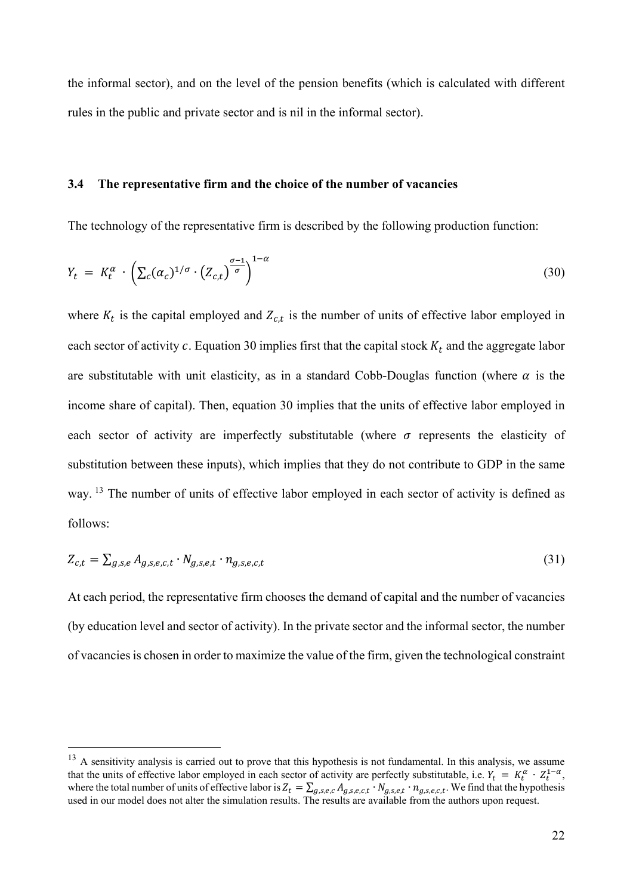the informal sector), and on the level of the pension benefits (which is calculated with different rules in the public and private sector and is nil in the informal sector).

### 3.4 The representative firm and the choice of the number of vacancies

The technology of the representative firm is described by the following production function:

$$Y_t = K_t^{\alpha} \cdot \left( \sum_c (\alpha_c)^{1/\sigma} \cdot \left( Z_{c,t} \right)^{\frac{\sigma-1}{\sigma}} \right)^{1-\alpha} \tag{30}$$

where $K_t$ is the capital employed and $Z_{c,t}$ is the number of units of effective labor employed in each sector of activity $c$. Equation 30 implies first that the capital stock $K_t$ and the aggregate labor are substitutable with unit elasticity, as in a standard Cobb-Douglas function (where $\alpha$ is the income share of capital). Then, equation 30 implies that the units of effective labor employed in each sector of activity are imperfectly substitutable (where $\sigma$ represents the elasticity of substitution between these inputs), which implies that they do not contribute to GDP in the same way. [13] The number of units of effective labor employed in each sector of activity is defined as follows:

$$Z_{c,t} = \sum_{g,s,e} A_{g,s,e,c,t} \cdot N_{g,s,e,t} \cdot n_{g,s,e,c,t} \tag{31}$$

At each period, the representative firm chooses the demand of capital and the number of vacancies (by education level and sector of activity). In the private sector and the informal sector, the number of vacancies is chosen in order to maximize the value of the firm, given the technological constraint

---

[13] A sensitivity analysis is carried out to prove that this hypothesis is not fundamental. In this analysis, we assume that the units of effective labor employed in each sector of activity are perfectly substitutable, i.e. $Y_t = K_t^{\alpha} \cdot Z_t^{1-\alpha}$, where the total number of units of effective labor is $Z_t = \sum_{g,s,e,c} A_{g,s,e,c,t} \cdot N_{g,s,e,t} \cdot n_{g,s,e,c,t}$. We find that the hypothesis used in our model does not alter the simulation results. The results are available from the authors upon request.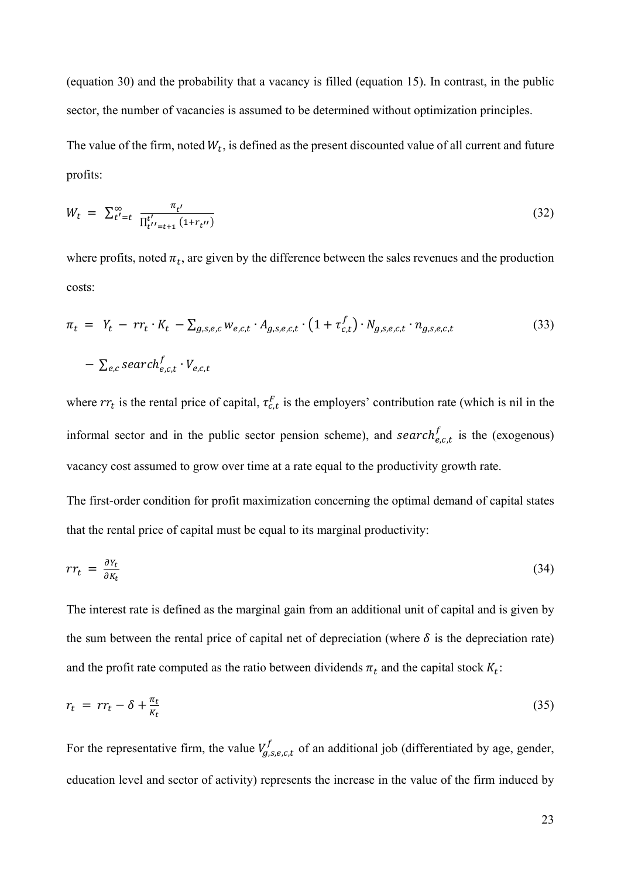(equation 30) and the probability that a vacancy is filled (equation 15). In contrast, in the public sector, the number of vacancies is assumed to be determined without optimization principles.

The value of the firm, noted $W_t$, is defined as the present discounted value of all current and future profits:

$$W_t = \sum_{t'=t}^{\infty} \frac{\pi_{t'}}{\prod_{t''=t+1}^{t'} (1+r_{t''})} \tag{32}$$

where profits, noted $\pi_t$, are given by the difference between the sales revenues and the production costs:

$$\pi_t = Y_t - rr_t \cdot K_t - \sum_{g,s,e,c} w_{e,c,t} \cdot A_{g,s,e,c,t} \cdot \left(1+\tau_{c,t}^{f}\right) \cdot N_{g,s,e,c,t} \cdot n_{g,s,e,c,t} \tag{33}$$

$$- \sum_{e,c} search_{e,c,t}^{f} \cdot V_{e,c,t}$$

where $rr_t$ is the rental price of capital, $\tau_{c,t}^{F}$ is the employers' contribution rate (which is nil in the informal sector and in the public sector pension scheme), and $search_{e,c,t}^{f}$ is the (exogenous) vacancy cost assumed to grow over time at a rate equal to the productivity growth rate.

The first-order condition for profit maximization concerning the optimal demand of capital states that the rental price of capital must be equal to its marginal productivity:

$$rr_t = \frac{\partial Y_t}{\partial K_t} \tag{34}$$

The interest rate is defined as the marginal gain from an additional unit of capital and is given by the sum between the rental price of capital net of depreciation (where $\delta$ is the depreciation rate) and the profit rate computed as the ratio between dividends $\pi_t$ and the capital stock $K_t$:

$$r_t = rr_t - \delta + \frac{\pi_t}{K_t} \tag{35}$$

For the representative firm, the value $V_{g,s,e,c,t}^{f}$ of an additional job (differentiated by age, gender, education level and sector of activity) represents the increase in the value of the firm induced by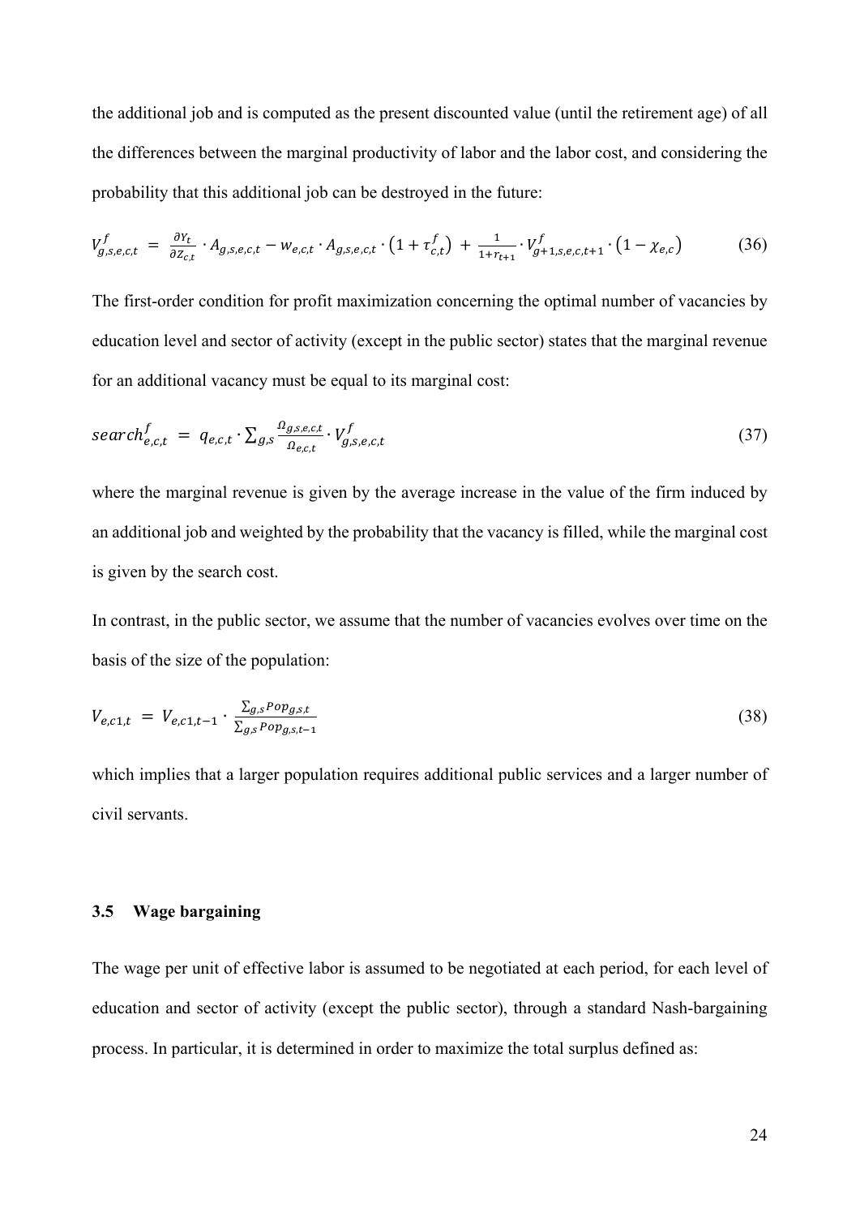the additional job and is computed as the present discounted value (until the retirement age) of all the differences between the marginal productivity of labor and the labor cost, and considering the probability that this additional job can be destroyed in the future:

$$V^{f}_{g,s,e,c,t} \;=\; \frac{\partial Y_t}{\partial Z_{c,t}} \cdot A_{g,s,e,c,t} - w_{e,c,t} \cdot A_{g,s,e,c,t} \cdot \left(1+\tau^{f}_{c,t}\right) \;+\; \frac{1}{1+r_{t+1}} \cdot V^{f}_{g+1,s,e,c,t+1} \cdot \left(1-\chi_{e,c}\right) \tag{36}$$

The first-order condition for profit maximization concerning the optimal number of vacancies by education level and sector of activity (except in the public sector) states that the marginal revenue for an additional vacancy must be equal to its marginal cost:

$$search^{f}_{e,c,t} \;=\; q_{e,c,t} \cdot \sum_{g,s} \frac{\Omega_{g,s,e,c,t}}{\Omega_{e,c,t}} \cdot V^{f}_{g,s,e,c,t} \tag{37}$$

where the marginal revenue is given by the average increase in the value of the firm induced by an additional job and weighted by the probability that the vacancy is filled, while the marginal cost is given by the search cost.

In contrast, in the public sector, we assume that the number of vacancies evolves over time on the basis of the size of the population:

$$V_{e,c1,t} \;=\; V_{e,c1,t-1} \cdot \frac{\sum_{g,s} Pop_{g,s,t}}{\sum_{g,s} Pop_{g,s,t-1}} \tag{38}$$

which implies that a larger population requires additional public services and a larger number of civil servants.

### 3.5 Wage bargaining

The wage per unit of effective labor is assumed to be negotiated at each period, for each level of education and sector of activity (except the public sector), through a standard Nash-bargaining process. In particular, it is determined in order to maximize the total surplus defined as: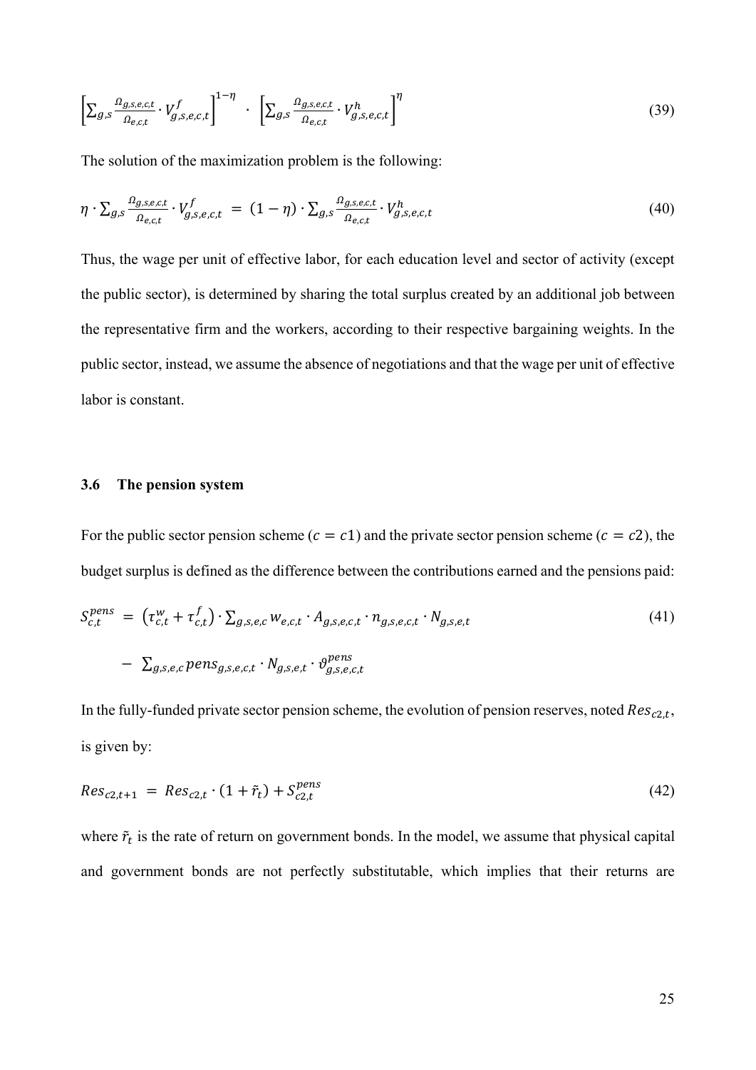$$\left[\sum_{g,s} \frac{\Omega_{g,s,e,c,t}}{\Omega_{e,c,t}} \cdot V^{f}_{g,s,e,c,t}\right]^{1-\eta} \cdot \left[\sum_{g,s} \frac{\Omega_{g,s,e,c,t}}{\Omega_{e,c,t}} \cdot V^{h}_{g,s,e,c,t}\right]^{\eta} \tag{39}$$

The solution of the maximization problem is the following:

$$\eta \cdot \sum_{g,s} \frac{\Omega_{g,s,e,c,t}}{\Omega_{e,c,t}} \cdot V^{f}_{g,s,e,c,t} = (1-\eta) \cdot \sum_{g,s} \frac{\Omega_{g,s,e,c,t}}{\Omega_{e,c,t}} \cdot V^{h}_{g,s,e,c,t} \tag{40}$$

Thus, the wage per unit of effective labor, for each education level and sector of activity (except the public sector), is determined by sharing the total surplus created by an additional job between the representative firm and the workers, according to their respective bargaining weights. In the public sector, instead, we assume the absence of negotiations and that the wage per unit of effective labor is constant.

### 3.6 The pension system

For the public sector pension scheme ($c = c1$) and the private sector pension scheme ($c = c2$), the budget surplus is defined as the difference between the contributions earned and the pensions paid:

$$S^{pens}_{c,t} = \left(\tau^{w}_{c,t} + \tau^{f}_{c,t}\right) \cdot \sum_{g,s,e,c} w_{e,c,t} \cdot A_{g,s,e,c,t} \cdot n_{g,s,e,c,t} \cdot N_{g,s,e,t} \tag{41}$$

$$- \sum_{g,s,e,c} pens_{g,s,e,c,t} \cdot N_{g,s,e,t} \cdot \vartheta^{pens}_{g,s,e,c,t}$$

In the fully-funded private sector pension scheme, the evolution of pension reserves, noted $Res_{c2,t}$, is given by:

$$Res_{c2,t+1} = Res_{c2,t} \cdot (1 + \tilde{r}_t) + S^{pens}_{c2,t} \tag{42}$$

where $\tilde{r}_t$ is the rate of return on government bonds. In the model, we assume that physical capital and government bonds are not perfectly substitutable, which implies that their returns are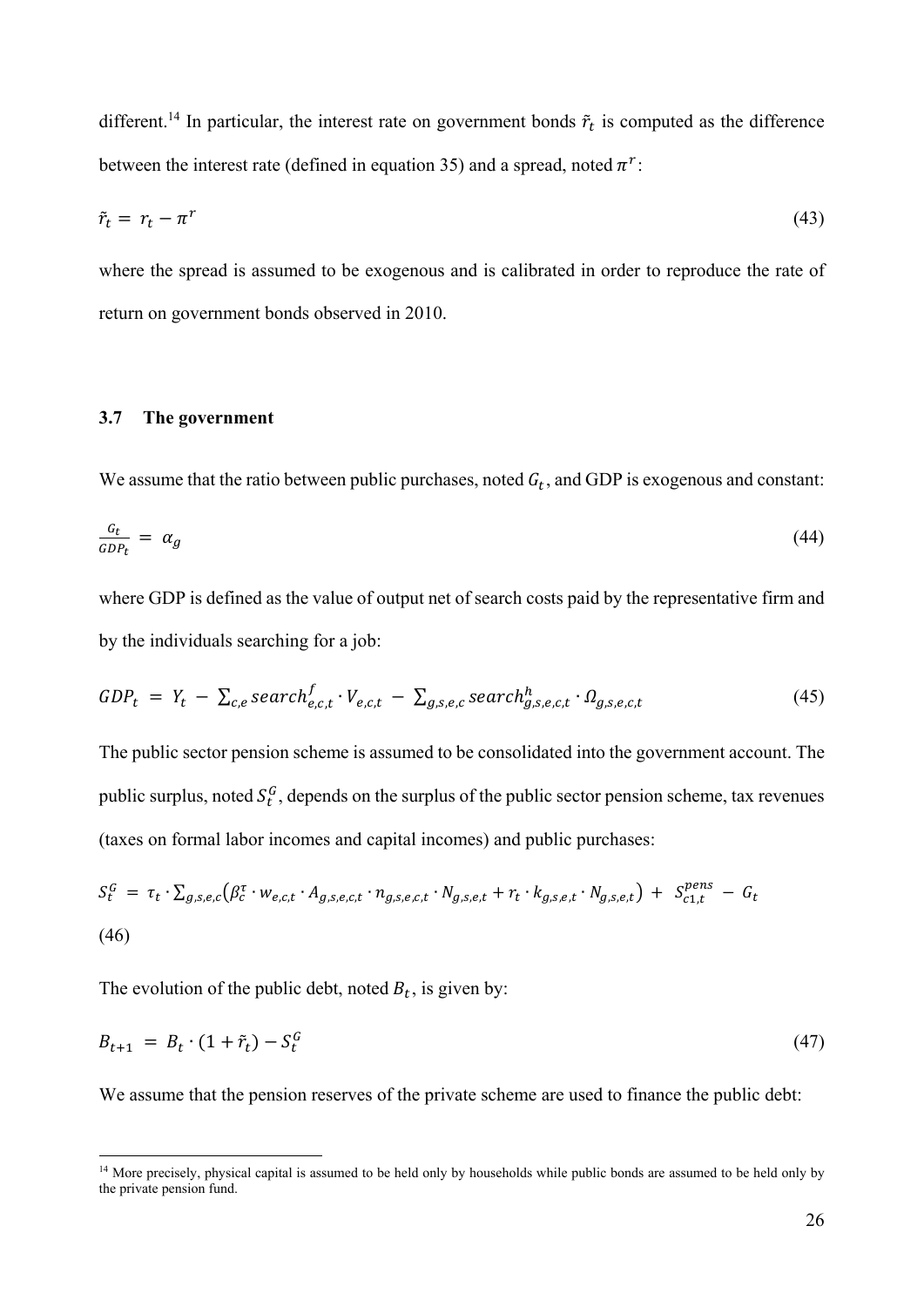different.[14] In particular, the interest rate on government bonds $\tilde{r}_t$ is computed as the difference between the interest rate (defined in equation 35) and a spread, noted $\pi^r$:

$$\tilde{r}_t = r_t - \pi^r \tag{43}$$

where the spread is assumed to be exogenous and is calibrated in order to reproduce the rate of return on government bonds observed in 2010.

### 3.7 The government

We assume that the ratio between public purchases, noted $G_t$, and GDP is exogenous and constant:

$$\frac{G_t}{GDP_t} = \alpha_g \tag{44}$$

where GDP is defined as the value of output net of search costs paid by the representative firm and by the individuals searching for a job:

$$GDP_t = Y_t - \sum_{c,e} search^f_{e,c,t} \cdot V_{e,c,t} - \sum_{g,s,e,c} search^h_{g,s,e,c,t} \cdot \Omega_{g,s,e,c,t} \tag{45}$$

The public sector pension scheme is assumed to be consolidated into the government account. The public surplus, noted $S^G_t$, depends on the surplus of the public sector pension scheme, tax revenues (taxes on formal labor incomes and capital incomes) and public purchases:

$$S^G_t = \tau_t \cdot \sum_{g,s,e,c} \left( \beta^\tau_c \cdot w_{e,c,t} \cdot A_{g,s,e,c,t} \cdot n_{g,s,e,c,t} \cdot N_{g,s,e,t} + r_t \cdot k_{g,s,e,t} \cdot N_{g,s,e,t} \right) + S^{pens}_{c1,t} - G_t \tag{46}$$

The evolution of the public debt, noted $B_t$, is given by:

$$B_{t+1} = B_t \cdot (1 + \tilde{r}_t) - S^G_t \tag{47}$$

We assume that the pension reserves of the private scheme are used to finance the public debt:

[14] More precisely, physical capital is assumed to be held only by households while public bonds are assumed to be held only by the private pension fund.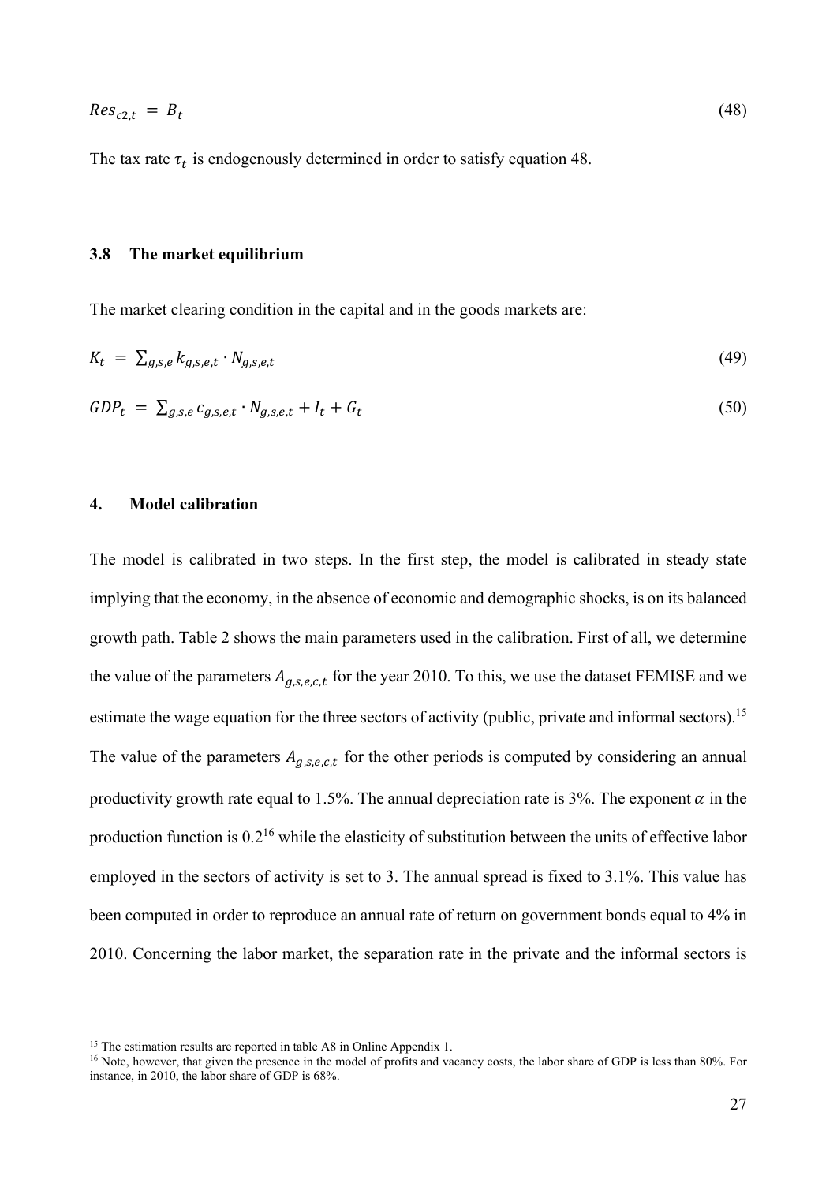$$Res_{c2,t} = B_t \tag{48}$$

The tax rate $\tau_t$ is endogenously determined in order to satisfy equation 48.

### 3.8 The market equilibrium

The market clearing condition in the capital and in the goods markets are:

$$K_t = \sum_{g,s,e} k_{g,s,e,t} \cdot N_{g,s,e,t} \tag{49}$$

$$GDP_t = \sum_{g,s,e} c_{g,s,e,t} \cdot N_{g,s,e,t} + I_t + G_t \tag{50}$$

## 4. Model calibration

The model is calibrated in two steps. In the first step, the model is calibrated in steady state implying that the economy, in the absence of economic and demographic shocks, is on its balanced growth path. Table 2 shows the main parameters used in the calibration. First of all, we determine the value of the parameters $A_{g,s,e,c,t}$ for the year 2010. To this, we use the dataset FEMISE and we estimate the wage equation for the three sectors of activity (public, private and informal sectors).[15] The value of the parameters $A_{g,s,e,c,t}$ for the other periods is computed by considering an annual productivity growth rate equal to 1.5%. The annual depreciation rate is 3%. The exponent $\alpha$ in the production function is 0.2[16] while the elasticity of substitution between the units of effective labor employed in the sectors of activity is set to 3. The annual spread is fixed to 3.1%. This value has been computed in order to reproduce an annual rate of return on government bonds equal to 4% in 2010. Concerning the labor market, the separation rate in the private and the informal sectors is

[15] The estimation results are reported in table A8 in Online Appendix 1.

[16] Note, however, that given the presence in the model of profits and vacancy costs, the labor share of GDP is less than 80%. For instance, in 2010, the labor share of GDP is 68%.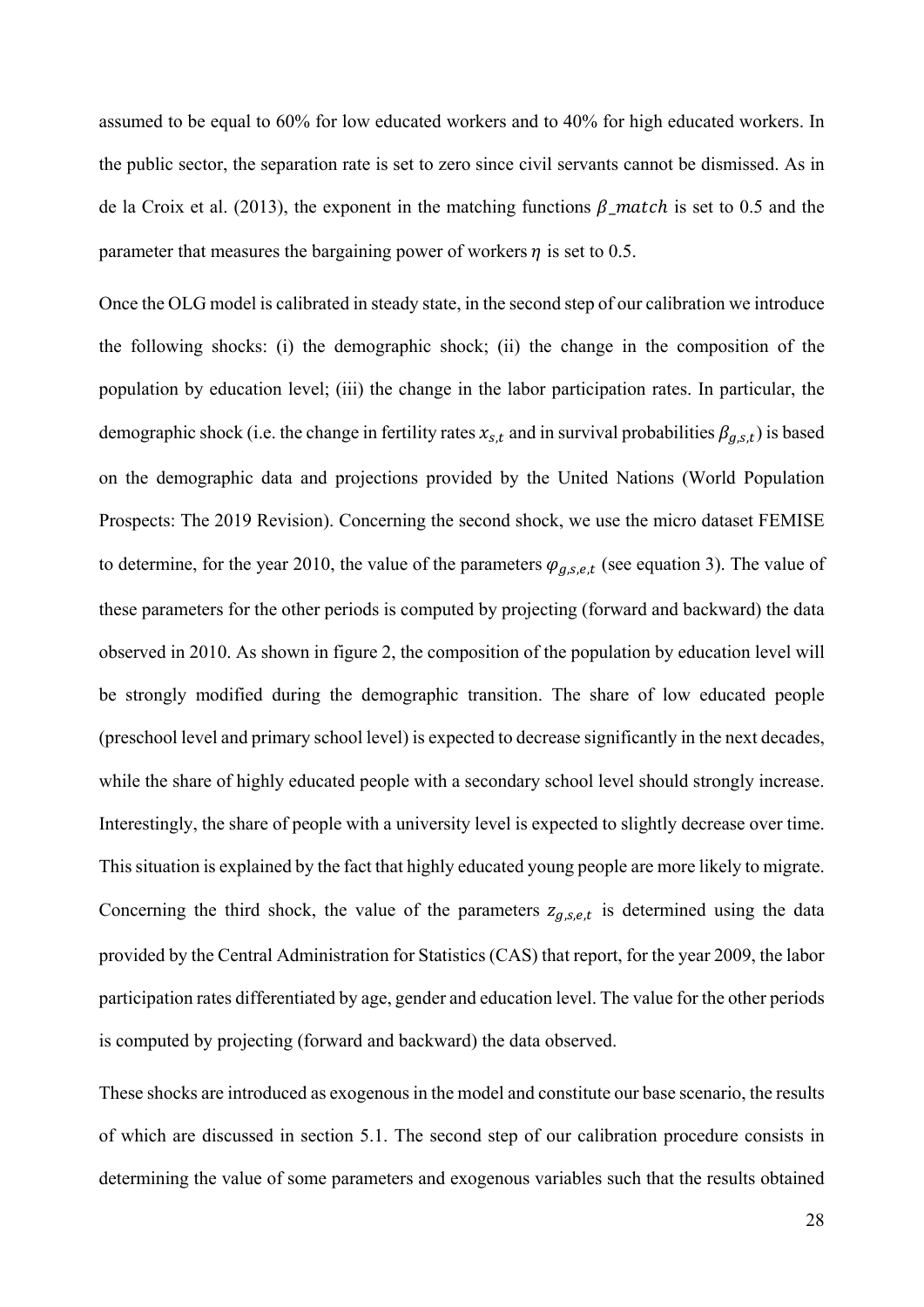assumed to be equal to 60% for low educated workers and to 40% for high educated workers. In the public sector, the separation rate is set to zero since civil servants cannot be dismissed. As in de la Croix et al. (2013), the exponent in the matching functions $\beta\_match$ is set to 0.5 and the parameter that measures the bargaining power of workers $\eta$ is set to 0.5.

Once the OLG model is calibrated in steady state, in the second step of our calibration we introduce the following shocks: (i) the demographic shock; (ii) the change in the composition of the population by education level; (iii) the change in the labor participation rates. In particular, the demographic shock (i.e. the change in fertility rates $x_{s,t}$ and in survival probabilities $\beta_{g,s,t}$) is based on the demographic data and projections provided by the United Nations (World Population Prospects: The 2019 Revision). Concerning the second shock, we use the micro dataset FEMISE to determine, for the year 2010, the value of the parameters $\varphi_{g,s,e,t}$ (see equation 3). The value of these parameters for the other periods is computed by projecting (forward and backward) the data observed in 2010. As shown in figure 2, the composition of the population by education level will be strongly modified during the demographic transition. The share of low educated people (preschool level and primary school level) is expected to decrease significantly in the next decades, while the share of highly educated people with a secondary school level should strongly increase. Interestingly, the share of people with a university level is expected to slightly decrease over time. This situation is explained by the fact that highly educated young people are more likely to migrate. Concerning the third shock, the value of the parameters $z_{g,s,e,t}$ is determined using the data provided by the Central Administration for Statistics (CAS) that report, for the year 2009, the labor participation rates differentiated by age, gender and education level. The value for the other periods is computed by projecting (forward and backward) the data observed.

These shocks are introduced as exogenous in the model and constitute our base scenario, the results of which are discussed in section 5.1. The second step of our calibration procedure consists in determining the value of some parameters and exogenous variables such that the results obtained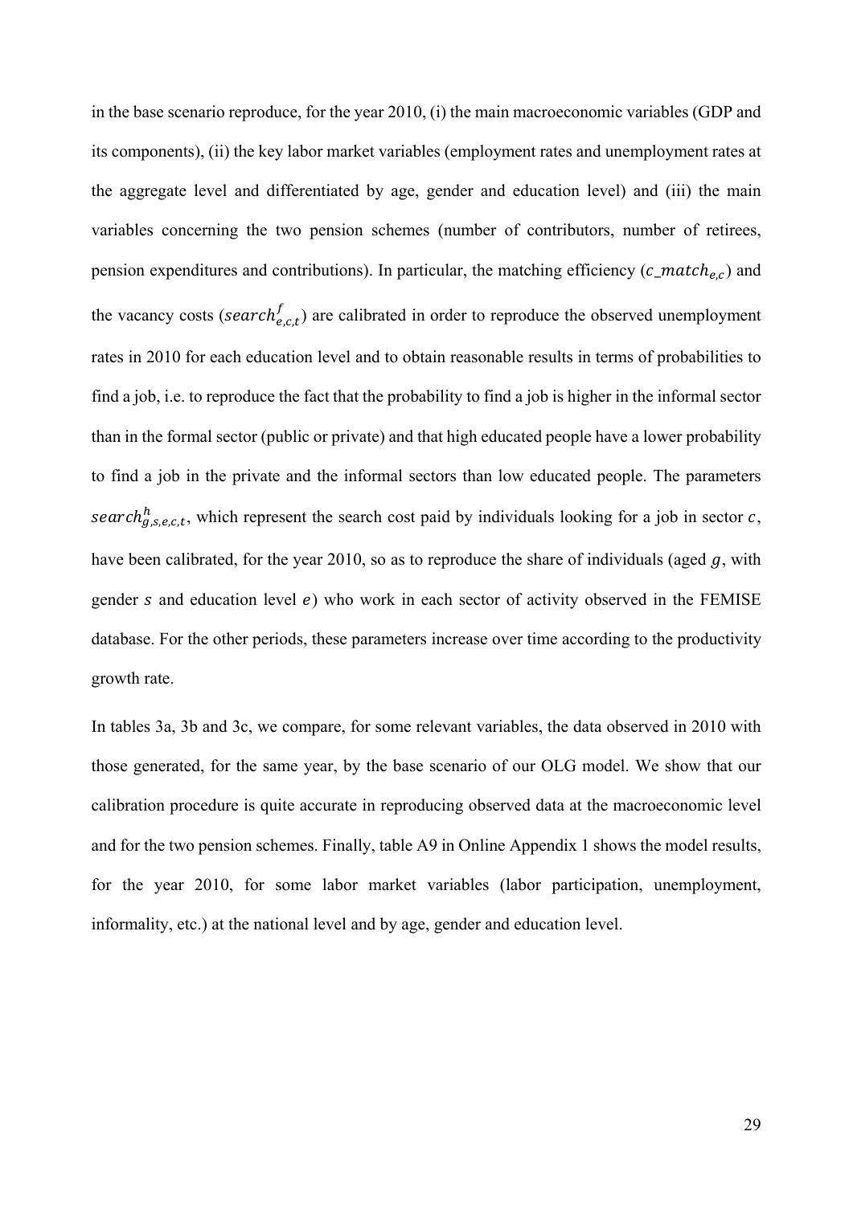in the base scenario reproduce, for the year 2010, (i) the main macroeconomic variables (GDP and its components), (ii) the key labor market variables (employment rates and unemployment rates at the aggregate level and differentiated by age, gender and education level) and (iii) the main variables concerning the two pension schemes (number of contributors, number of retirees, pension expenditures and contributions). In particular, the matching efficiency ($c\_match_{e,c}$) and the vacancy costs ($search^{f}_{e,c,t}$) are calibrated in order to reproduce the observed unemployment rates in 2010 for each education level and to obtain reasonable results in terms of probabilities to find a job, i.e. to reproduce the fact that the probability to find a job is higher in the informal sector than in the formal sector (public or private) and that high educated people have a lower probability to find a job in the private and the informal sectors than low educated people. The parameters $search^{h}_{g,s,e,c,t}$, which represent the search cost paid by individuals looking for a job in sector $c$, have been calibrated, for the year 2010, so as to reproduce the share of individuals (aged $g$, with gender $s$ and education level $e$) who work in each sector of activity observed in the FEMISE database. For the other periods, these parameters increase over time according to the productivity growth rate.

In tables 3a, 3b and 3c, we compare, for some relevant variables, the data observed in 2010 with those generated, for the same year, by the base scenario of our OLG model. We show that our calibration procedure is quite accurate in reproducing observed data at the macroeconomic level and for the two pension schemes. Finally, table A9 in Online Appendix 1 shows the model results, for the year 2010, for some labor market variables (labor participation, unemployment, informality, etc.) at the national level and by age, gender and education level.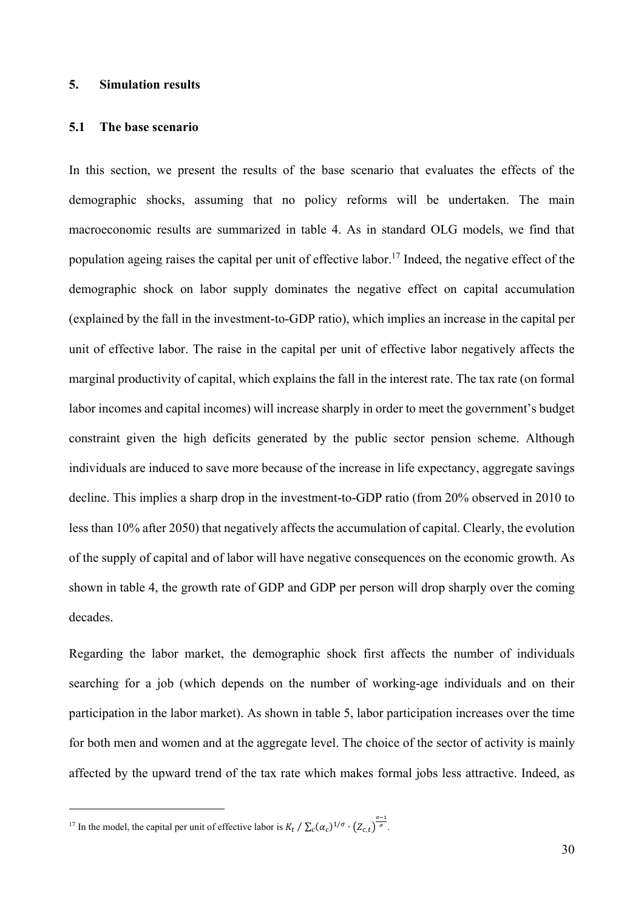## 5. Simulation results

### 5.1 The base scenario

In this section, we present the results of the base scenario that evaluates the effects of the demographic shocks, assuming that no policy reforms will be undertaken. The main macroeconomic results are summarized in table 4. As in standard OLG models, we find that population ageing raises the capital per unit of effective labor.[17] Indeed, the negative effect of the demographic shock on labor supply dominates the negative effect on capital accumulation (explained by the fall in the investment-to-GDP ratio), which implies an increase in the capital per unit of effective labor. The raise in the capital per unit of effective labor negatively affects the marginal productivity of capital, which explains the fall in the interest rate. The tax rate (on formal labor incomes and capital incomes) will increase sharply in order to meet the government's budget constraint given the high deficits generated by the public sector pension scheme. Although individuals are induced to save more because of the increase in life expectancy, aggregate savings decline. This implies a sharp drop in the investment-to-GDP ratio (from 20% observed in 2010 to less than 10% after 2050) that negatively affects the accumulation of capital. Clearly, the evolution of the supply of capital and of labor will have negative consequences on the economic growth. As shown in table 4, the growth rate of GDP and GDP per person will drop sharply over the coming decades.

Regarding the labor market, the demographic shock first affects the number of individuals searching for a job (which depends on the number of working-age individuals and on their participation in the labor market). As shown in table 5, labor participation increases over the time for both men and women and at the aggregate level. The choice of the sector of activity is mainly affected by the upward trend of the tax rate which makes formal jobs less attractive. Indeed, as

---

[17] In the model, the capital per unit of effective labor is $K_t \,/\, \sum_c (\alpha_c)^{1/\sigma} \cdot (Z_{c,t})^{\frac{\sigma-1}{\sigma}}$.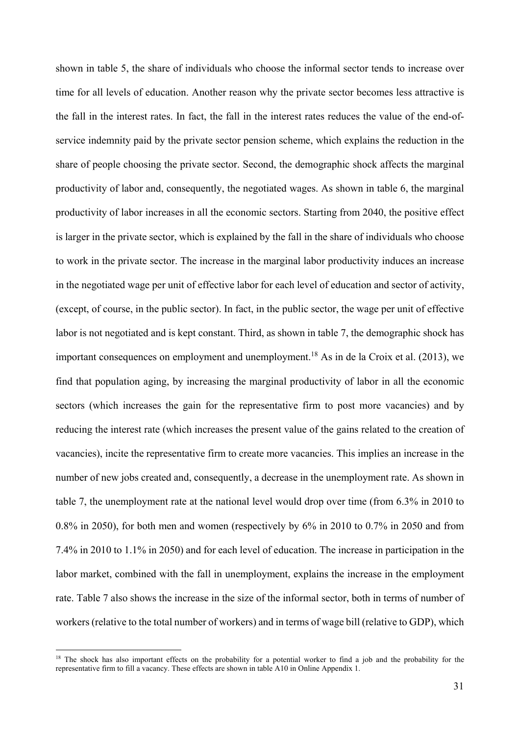shown in table 5, the share of individuals who choose the informal sector tends to increase over time for all levels of education. Another reason why the private sector becomes less attractive is the fall in the interest rates. In fact, the fall in the interest rates reduces the value of the end-of-service indemnity paid by the private sector pension scheme, which explains the reduction in the share of people choosing the private sector. Second, the demographic shock affects the marginal productivity of labor and, consequently, the negotiated wages. As shown in table 6, the marginal productivity of labor increases in all the economic sectors. Starting from 2040, the positive effect is larger in the private sector, which is explained by the fall in the share of individuals who choose to work in the private sector. The increase in the marginal labor productivity induces an increase in the negotiated wage per unit of effective labor for each level of education and sector of activity, (except, of course, in the public sector). In fact, in the public sector, the wage per unit of effective labor is not negotiated and is kept constant. Third, as shown in table 7, the demographic shock has important consequences on employment and unemployment.[18] As in de la Croix et al. (2013), we find that population aging, by increasing the marginal productivity of labor in all the economic sectors (which increases the gain for the representative firm to post more vacancies) and by reducing the interest rate (which increases the present value of the gains related to the creation of vacancies), incite the representative firm to create more vacancies. This implies an increase in the number of new jobs created and, consequently, a decrease in the unemployment rate. As shown in table 7, the unemployment rate at the national level would drop over time (from 6.3% in 2010 to 0.8% in 2050), for both men and women (respectively by 6% in 2010 to 0.7% in 2050 and from 7.4% in 2010 to 1.1% in 2050) and for each level of education. The increase in participation in the labor market, combined with the fall in unemployment, explains the increase in the employment rate. Table 7 also shows the increase in the size of the informal sector, both in terms of number of workers (relative to the total number of workers) and in terms of wage bill (relative to GDP), which

[18] The shock has also important effects on the probability for a potential worker to find a job and the probability for the representative firm to fill a vacancy. These effects are shown in table A10 in Online Appendix 1.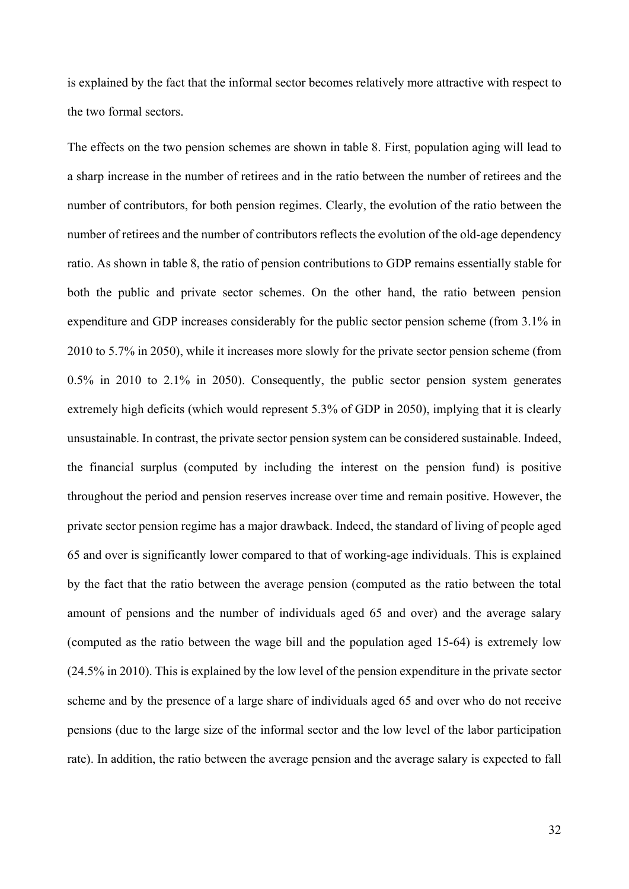is explained by the fact that the informal sector becomes relatively more attractive with respect to the two formal sectors.

The effects on the two pension schemes are shown in table 8. First, population aging will lead to a sharp increase in the number of retirees and in the ratio between the number of retirees and the number of contributors, for both pension regimes. Clearly, the evolution of the ratio between the number of retirees and the number of contributors reflects the evolution of the old-age dependency ratio. As shown in table 8, the ratio of pension contributions to GDP remains essentially stable for both the public and private sector schemes. On the other hand, the ratio between pension expenditure and GDP increases considerably for the public sector pension scheme (from 3.1% in 2010 to 5.7% in 2050), while it increases more slowly for the private sector pension scheme (from 0.5% in 2010 to 2.1% in 2050). Consequently, the public sector pension system generates extremely high deficits (which would represent 5.3% of GDP in 2050), implying that it is clearly unsustainable. In contrast, the private sector pension system can be considered sustainable. Indeed, the financial surplus (computed by including the interest on the pension fund) is positive throughout the period and pension reserves increase over time and remain positive. However, the private sector pension regime has a major drawback. Indeed, the standard of living of people aged 65 and over is significantly lower compared to that of working-age individuals. This is explained by the fact that the ratio between the average pension (computed as the ratio between the total amount of pensions and the number of individuals aged 65 and over) and the average salary (computed as the ratio between the wage bill and the population aged 15-64) is extremely low (24.5% in 2010). This is explained by the low level of the pension expenditure in the private sector scheme and by the presence of a large share of individuals aged 65 and over who do not receive pensions (due to the large size of the informal sector and the low level of the labor participation rate). In addition, the ratio between the average pension and the average salary is expected to fall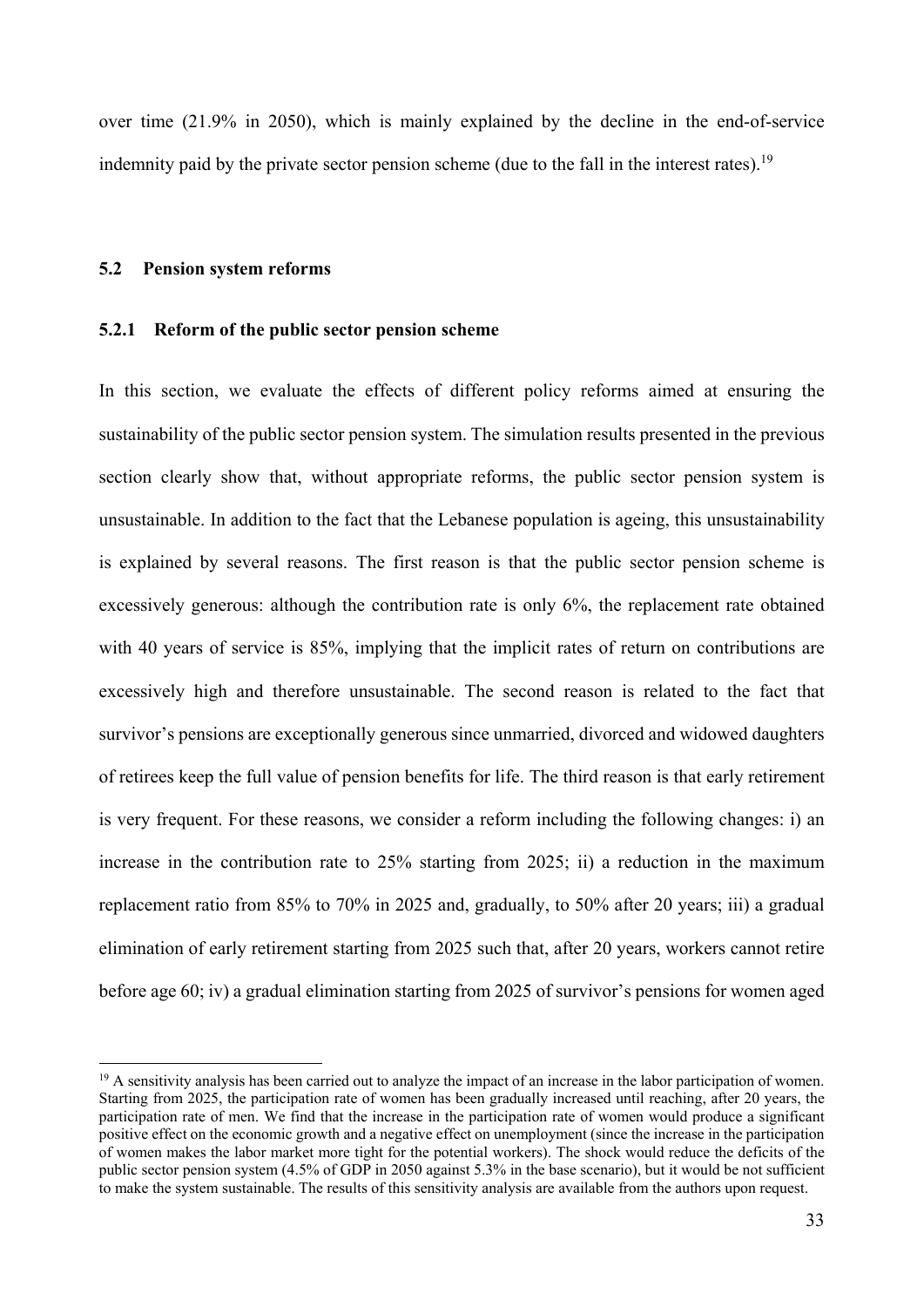over time (21.9% in 2050), which is mainly explained by the decline in the end-of-service indemnity paid by the private sector pension scheme (due to the fall in the interest rates).[19]

## 5.2 Pension system reforms

### 5.2.1 Reform of the public sector pension scheme

In this section, we evaluate the effects of different policy reforms aimed at ensuring the sustainability of the public sector pension system. The simulation results presented in the previous section clearly show that, without appropriate reforms, the public sector pension system is unsustainable. In addition to the fact that the Lebanese population is ageing, this unsustainability is explained by several reasons. The first reason is that the public sector pension scheme is excessively generous: although the contribution rate is only 6%, the replacement rate obtained with 40 years of service is 85%, implying that the implicit rates of return on contributions are excessively high and therefore unsustainable. The second reason is related to the fact that survivor's pensions are exceptionally generous since unmarried, divorced and widowed daughters of retirees keep the full value of pension benefits for life. The third reason is that early retirement is very frequent. For these reasons, we consider a reform including the following changes: i) an increase in the contribution rate to 25% starting from 2025; ii) a reduction in the maximum replacement ratio from 85% to 70% in 2025 and, gradually, to 50% after 20 years; iii) a gradual elimination of early retirement starting from 2025 such that, after 20 years, workers cannot retire before age 60; iv) a gradual elimination starting from 2025 of survivor's pensions for women aged

[19] A sensitivity analysis has been carried out to analyze the impact of an increase in the labor participation of women. Starting from 2025, the participation rate of women has been gradually increased until reaching, after 20 years, the participation rate of men. We find that the increase in the participation rate of women would produce a significant positive effect on the economic growth and a negative effect on unemployment (since the increase in the participation of women makes the labor market more tight for the potential workers). The shock would reduce the deficits of the public sector pension system (4.5% of GDP in 2050 against 5.3% in the base scenario), but it would be not sufficient to make the system sustainable. The results of this sensitivity analysis are available from the authors upon request.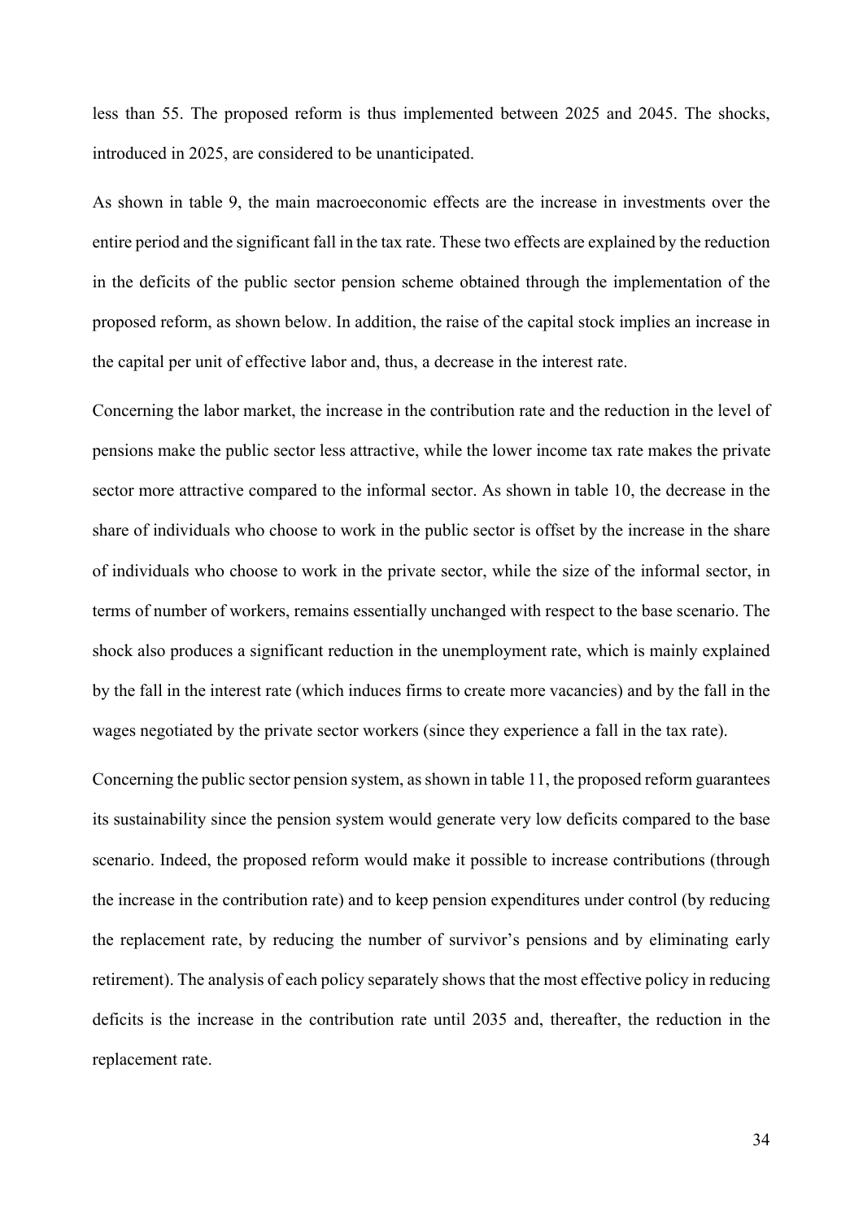less than 55. The proposed reform is thus implemented between 2025 and 2045. The shocks, introduced in 2025, are considered to be unanticipated.

As shown in table 9, the main macroeconomic effects are the increase in investments over the entire period and the significant fall in the tax rate. These two effects are explained by the reduction in the deficits of the public sector pension scheme obtained through the implementation of the proposed reform, as shown below. In addition, the raise of the capital stock implies an increase in the capital per unit of effective labor and, thus, a decrease in the interest rate.

Concerning the labor market, the increase in the contribution rate and the reduction in the level of pensions make the public sector less attractive, while the lower income tax rate makes the private sector more attractive compared to the informal sector. As shown in table 10, the decrease in the share of individuals who choose to work in the public sector is offset by the increase in the share of individuals who choose to work in the private sector, while the size of the informal sector, in terms of number of workers, remains essentially unchanged with respect to the base scenario. The shock also produces a significant reduction in the unemployment rate, which is mainly explained by the fall in the interest rate (which induces firms to create more vacancies) and by the fall in the wages negotiated by the private sector workers (since they experience a fall in the tax rate).

Concerning the public sector pension system, as shown in table 11, the proposed reform guarantees its sustainability since the pension system would generate very low deficits compared to the base scenario. Indeed, the proposed reform would make it possible to increase contributions (through the increase in the contribution rate) and to keep pension expenditures under control (by reducing the replacement rate, by reducing the number of survivor's pensions and by eliminating early retirement). The analysis of each policy separately shows that the most effective policy in reducing deficits is the increase in the contribution rate until 2035 and, thereafter, the reduction in the replacement rate.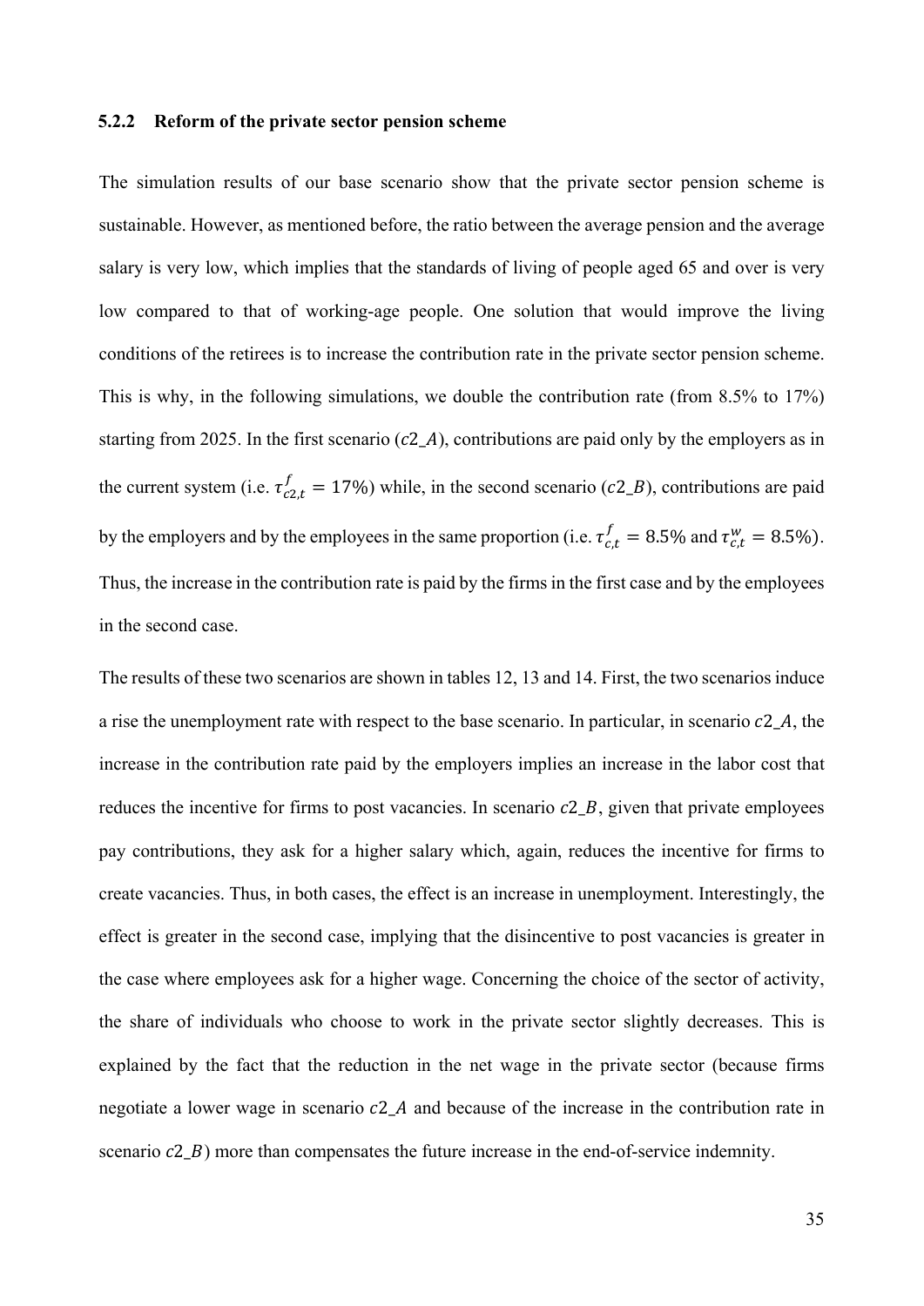### 5.2.2 Reform of the private sector pension scheme

The simulation results of our base scenario show that the private sector pension scheme is sustainable. However, as mentioned before, the ratio between the average pension and the average salary is very low, which implies that the standards of living of people aged 65 and over is very low compared to that of working-age people. One solution that would improve the living conditions of the retirees is to increase the contribution rate in the private sector pension scheme. This is why, in the following simulations, we double the contribution rate (from 8.5% to 17%) starting from 2025. In the first scenario ($c2\_A$), contributions are paid only by the employers as in the current system (i.e. $\tau^{f}_{c2,t} = 17\%$) while, in the second scenario ($c2\_B$), contributions are paid by the employers and by the employees in the same proportion (i.e. $\tau^{f}_{c,t} = 8.5\%$ and $\tau^{w}_{c,t} = 8.5\%$). Thus, the increase in the contribution rate is paid by the firms in the first case and by the employees in the second case.

The results of these two scenarios are shown in tables 12, 13 and 14. First, the two scenarios induce a rise the unemployment rate with respect to the base scenario. In particular, in scenario $c2\_A$, the increase in the contribution rate paid by the employers implies an increase in the labor cost that reduces the incentive for firms to post vacancies. In scenario $c2\_B$, given that private employees pay contributions, they ask for a higher salary which, again, reduces the incentive for firms to create vacancies. Thus, in both cases, the effect is an increase in unemployment. Interestingly, the effect is greater in the second case, implying that the disincentive to post vacancies is greater in the case where employees ask for a higher wage. Concerning the choice of the sector of activity, the share of individuals who choose to work in the private sector slightly decreases. This is explained by the fact that the reduction in the net wage in the private sector (because firms negotiate a lower wage in scenario $c2\_A$ and because of the increase in the contribution rate in scenario $c2\_B$) more than compensates the future increase in the end-of-service indemnity.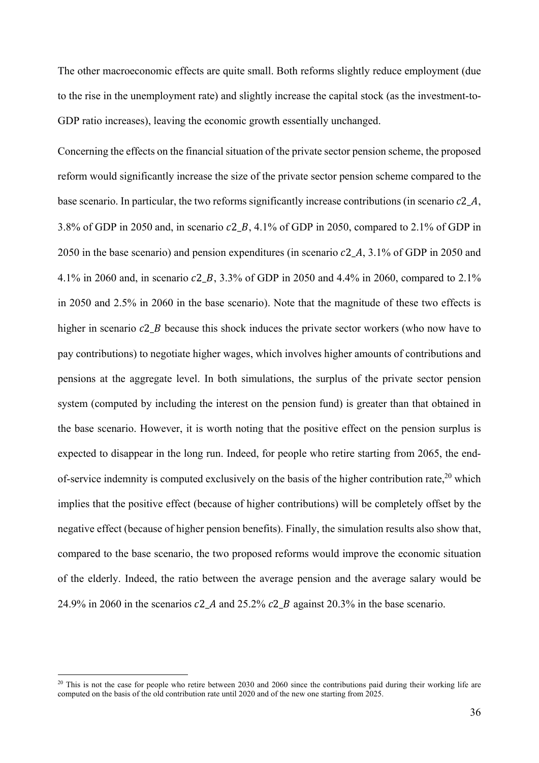The other macroeconomic effects are quite small. Both reforms slightly reduce employment (due to the rise in the unemployment rate) and slightly increase the capital stock (as the investment-to-GDP ratio increases), leaving the economic growth essentially unchanged.

Concerning the effects on the financial situation of the private sector pension scheme, the proposed reform would significantly increase the size of the private sector pension scheme compared to the base scenario. In particular, the two reforms significantly increase contributions (in scenario $c2\_A$, 3.8% of GDP in 2050 and, in scenario $c2\_B$, 4.1% of GDP in 2050, compared to 2.1% of GDP in 2050 in the base scenario) and pension expenditures (in scenario $c2\_A$, 3.1% of GDP in 2050 and 4.1% in 2060 and, in scenario $c2\_B$, 3.3% of GDP in 2050 and 4.4% in 2060, compared to 2.1% in 2050 and 2.5% in 2060 in the base scenario). Note that the magnitude of these two effects is higher in scenario $c2\_B$ because this shock induces the private sector workers (who now have to pay contributions) to negotiate higher wages, which involves higher amounts of contributions and pensions at the aggregate level. In both simulations, the surplus of the private sector pension system (computed by including the interest on the pension fund) is greater than that obtained in the base scenario. However, it is worth noting that the positive effect on the pension surplus is expected to disappear in the long run. Indeed, for people who retire starting from 2065, the end-of-service indemnity is computed exclusively on the basis of the higher contribution rate,[20] which implies that the positive effect (because of higher contributions) will be completely offset by the negative effect (because of higher pension benefits). Finally, the simulation results also show that, compared to the base scenario, the two proposed reforms would improve the economic situation of the elderly. Indeed, the ratio between the average pension and the average salary would be 24.9% in 2060 in the scenarios $c2\_A$ and 25.2% $c2\_B$ against 20.3% in the base scenario.

[20] This is not the case for people who retire between 2030 and 2060 since the contributions paid during their working life are computed on the basis of the old contribution rate until 2020 and of the new one starting from 2025.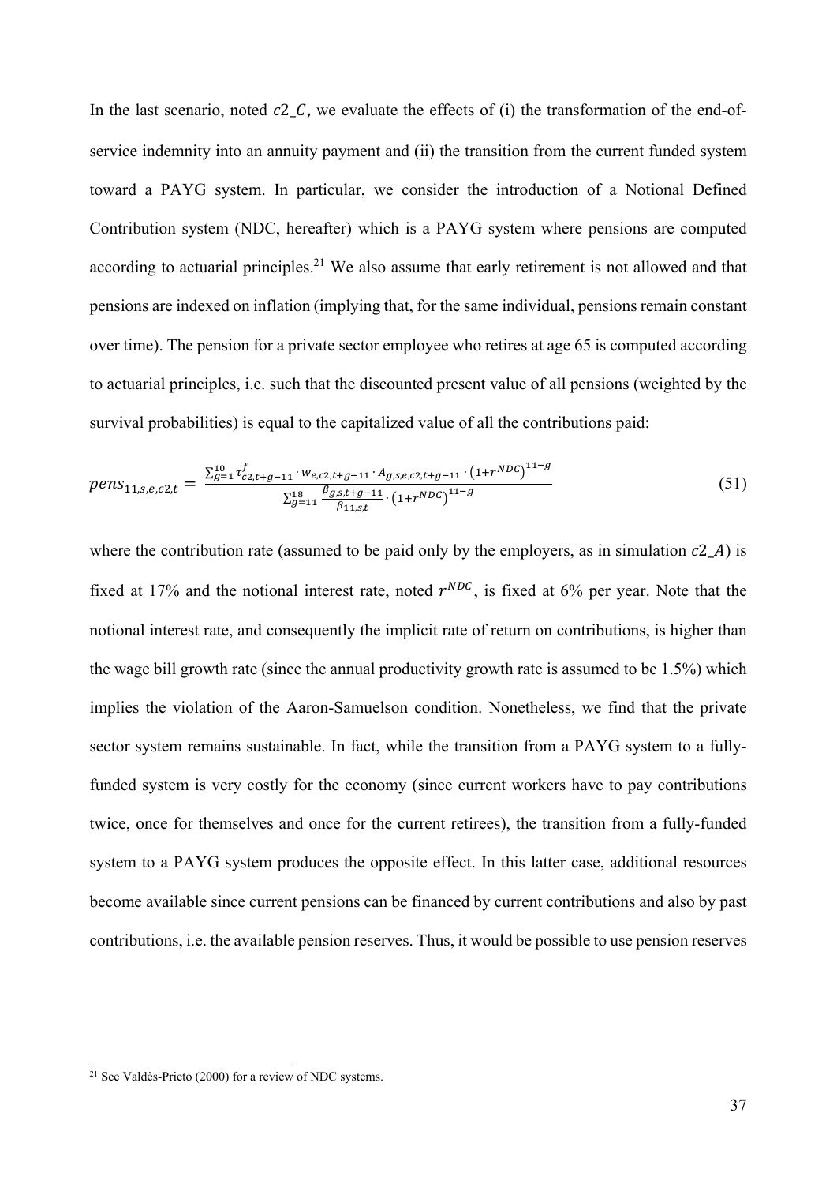In the last scenario, noted $c2\_C$, we evaluate the effects of (i) the transformation of the end-of-service indemnity into an annuity payment and (ii) the transition from the current funded system toward a PAYG system. In particular, we consider the introduction of a Notional Defined Contribution system (NDC, hereafter) which is a PAYG system where pensions are computed according to actuarial principles.[21] We also assume that early retirement is not allowed and that pensions are indexed on inflation (implying that, for the same individual, pensions remain constant over time). The pension for a private sector employee who retires at age 65 is computed according to actuarial principles, i.e. such that the discounted present value of all pensions (weighted by the survival probabilities) is equal to the capitalized value of all the contributions paid:

$$pens_{11,s,e,c2,t} = \frac{\sum_{g=1}^{10} \tau_{c2,t+g-11}^{f} \cdot w_{e,c2,t+g-11} \cdot A_{g,s,e,c2,t+g-11} \cdot \left(1+r^{NDC}\right)^{11-g}}{\sum_{g=11}^{18} \frac{\beta_{g,s,t+g-11}}{\beta_{11,s,t}} \cdot \left(1+r^{NDC}\right)^{11-g}} \tag{51}$$

where the contribution rate (assumed to be paid only by the employers, as in simulation $c2\_A$) is fixed at 17% and the notional interest rate, noted $r^{NDC}$, is fixed at 6% per year. Note that the notional interest rate, and consequently the implicit rate of return on contributions, is higher than the wage bill growth rate (since the annual productivity growth rate is assumed to be 1.5%) which implies the violation of the Aaron-Samuelson condition. Nonetheless, we find that the private sector system remains sustainable. In fact, while the transition from a PAYG system to a fully-funded system is very costly for the economy (since current workers have to pay contributions twice, once for themselves and once for the current retirees), the transition from a fully-funded system to a PAYG system produces the opposite effect. In this latter case, additional resources become available since current pensions can be financed by current contributions and also by past contributions, i.e. the available pension reserves. Thus, it would be possible to use pension reserves

[21] See Valdès-Prieto (2000) for a review of NDC systems.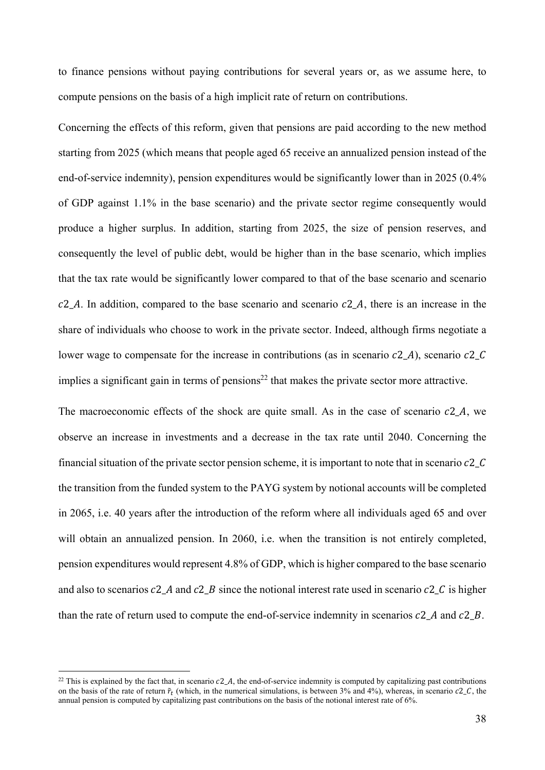to finance pensions without paying contributions for several years or, as we assume here, to compute pensions on the basis of a high implicit rate of return on contributions.

Concerning the effects of this reform, given that pensions are paid according to the new method starting from 2025 (which means that people aged 65 receive an annualized pension instead of the end-of-service indemnity), pension expenditures would be significantly lower than in 2025 (0.4% of GDP against 1.1% in the base scenario) and the private sector regime consequently would produce a higher surplus. In addition, starting from 2025, the size of pension reserves, and consequently the level of public debt, would be higher than in the base scenario, which implies that the tax rate would be significantly lower compared to that of the base scenario and scenario $c2\_A$. In addition, compared to the base scenario and scenario $c2\_A$, there is an increase in the share of individuals who choose to work in the private sector. Indeed, although firms negotiate a lower wage to compensate for the increase in contributions (as in scenario $c2\_A$), scenario $c2\_C$ implies a significant gain in terms of pensions[22] that makes the private sector more attractive.

The macroeconomic effects of the shock are quite small. As in the case of scenario $c2\_A$, we observe an increase in investments and a decrease in the tax rate until 2040. Concerning the financial situation of the private sector pension scheme, it is important to note that in scenario $c2\_C$ the transition from the funded system to the PAYG system by notional accounts will be completed in 2065, i.e. 40 years after the introduction of the reform where all individuals aged 65 and over will obtain an annualized pension. In 2060, i.e. when the transition is not entirely completed, pension expenditures would represent 4.8% of GDP, which is higher compared to the base scenario and also to scenarios $c2\_A$ and $c2\_B$ since the notional interest rate used in scenario $c2\_C$ is higher than the rate of return used to compute the end-of-service indemnity in scenarios $c2\_A$ and $c2\_B$.

---

[22] This is explained by the fact that, in scenario $c2\_A$, the end-of-service indemnity is computed by capitalizing past contributions on the basis of the rate of return $\tilde{r}_t$ (which, in the numerical simulations, is between 3% and 4%), whereas, in scenario $c2\_C$, the annual pension is computed by capitalizing past contributions on the basis of the notional interest rate of 6%.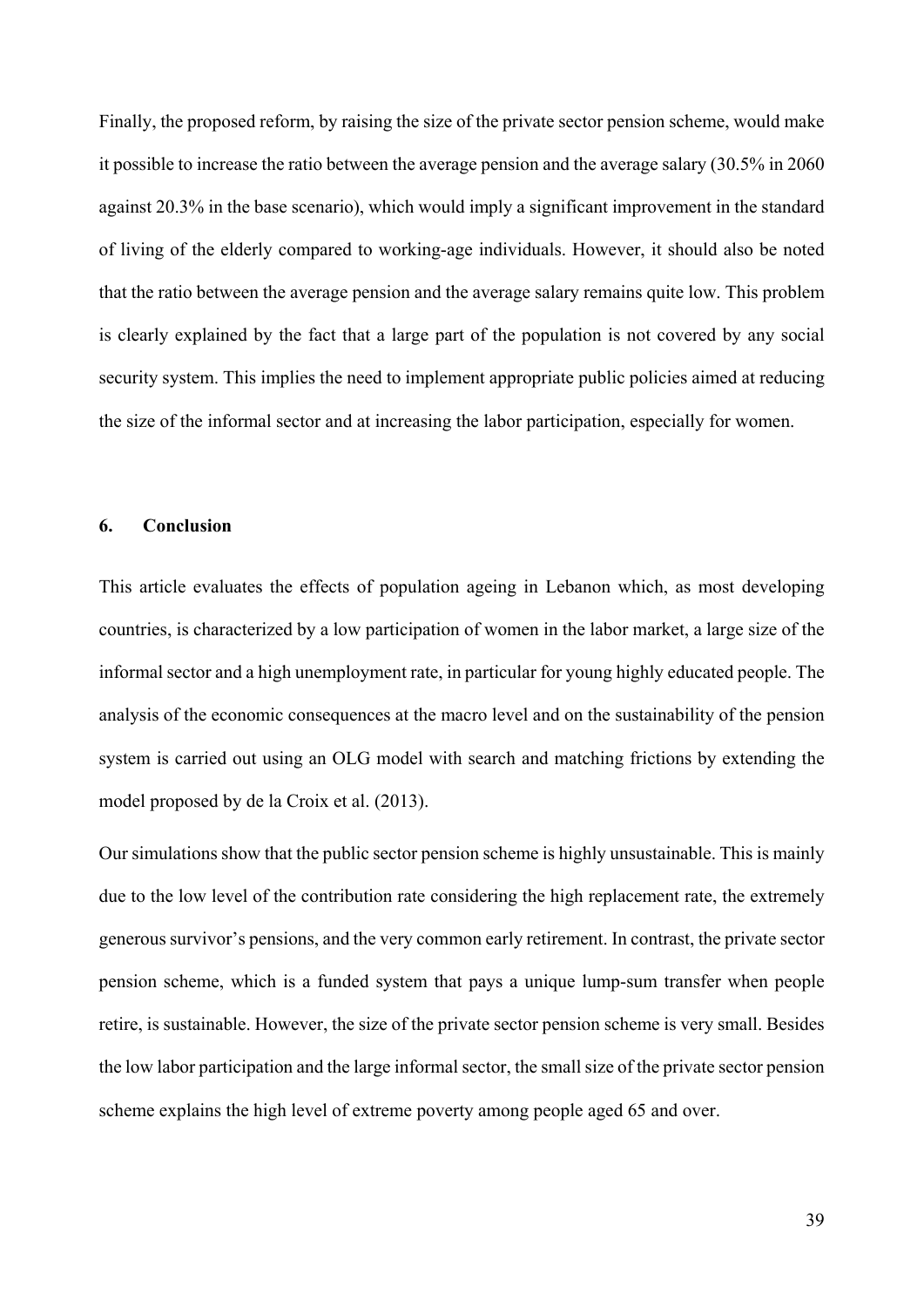Finally, the proposed reform, by raising the size of the private sector pension scheme, would make it possible to increase the ratio between the average pension and the average salary (30.5% in 2060 against 20.3% in the base scenario), which would imply a significant improvement in the standard of living of the elderly compared to working-age individuals. However, it should also be noted that the ratio between the average pension and the average salary remains quite low. This problem is clearly explained by the fact that a large part of the population is not covered by any social security system. This implies the need to implement appropriate public policies aimed at reducing the size of the informal sector and at increasing the labor participation, especially for women.

## 6. Conclusion

This article evaluates the effects of population ageing in Lebanon which, as most developing countries, is characterized by a low participation of women in the labor market, a large size of the informal sector and a high unemployment rate, in particular for young highly educated people. The analysis of the economic consequences at the macro level and on the sustainability of the pension system is carried out using an OLG model with search and matching frictions by extending the model proposed by de la Croix et al. (2013).

Our simulations show that the public sector pension scheme is highly unsustainable. This is mainly due to the low level of the contribution rate considering the high replacement rate, the extremely generous survivor's pensions, and the very common early retirement. In contrast, the private sector pension scheme, which is a funded system that pays a unique lump-sum transfer when people retire, is sustainable. However, the size of the private sector pension scheme is very small. Besides the low labor participation and the large informal sector, the small size of the private sector pension scheme explains the high level of extreme poverty among people aged 65 and over.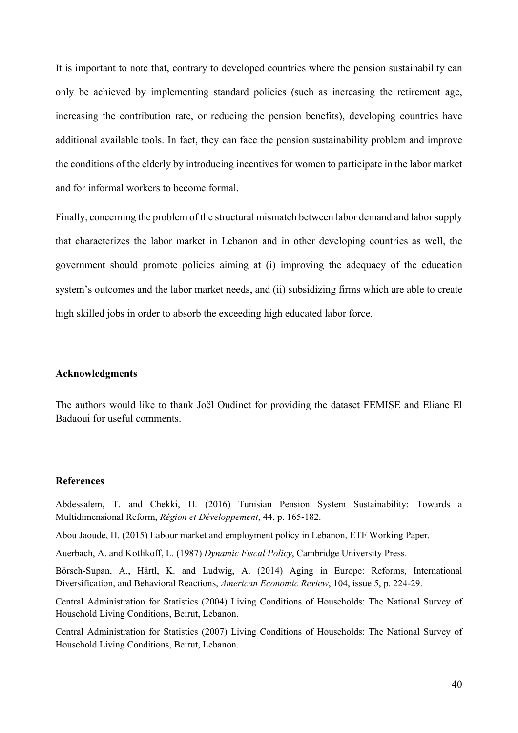It is important to note that, contrary to developed countries where the pension sustainability can only be achieved by implementing standard policies (such as increasing the retirement age, increasing the contribution rate, or reducing the pension benefits), developing countries have additional available tools. In fact, they can face the pension sustainability problem and improve the conditions of the elderly by introducing incentives for women to participate in the labor market and for informal workers to become formal.

Finally, concerning the problem of the structural mismatch between labor demand and labor supply that characterizes the labor market in Lebanon and in other developing countries as well, the government should promote policies aiming at (i) improving the adequacy of the education system's outcomes and the labor market needs, and (ii) subsidizing firms which are able to create high skilled jobs in order to absorb the exceeding high educated labor force.

## Acknowledgments

The authors would like to thank Joël Oudinet for providing the dataset FEMISE and Eliane El Badaoui for useful comments.

## References

Abdessalem, T. and Chekki, H. (2016) Tunisian Pension System Sustainability: Towards a Multidimensional Reform, *Région et Développement*, 44, p. 165-182.

Abou Jaoude, H. (2015) Labour market and employment policy in Lebanon, ETF Working Paper.

Auerbach, A. and Kotlikoff, L. (1987) *Dynamic Fiscal Policy*, Cambridge University Press.

Börsch-Supan, A., Härtl, K. and Ludwig, A. (2014) Aging in Europe: Reforms, International Diversification, and Behavioral Reactions, *American Economic Review*, 104, issue 5, p. 224-29.

Central Administration for Statistics (2004) Living Conditions of Households: The National Survey of Household Living Conditions, Beirut, Lebanon.

Central Administration for Statistics (2007) Living Conditions of Households: The National Survey of Household Living Conditions, Beirut, Lebanon.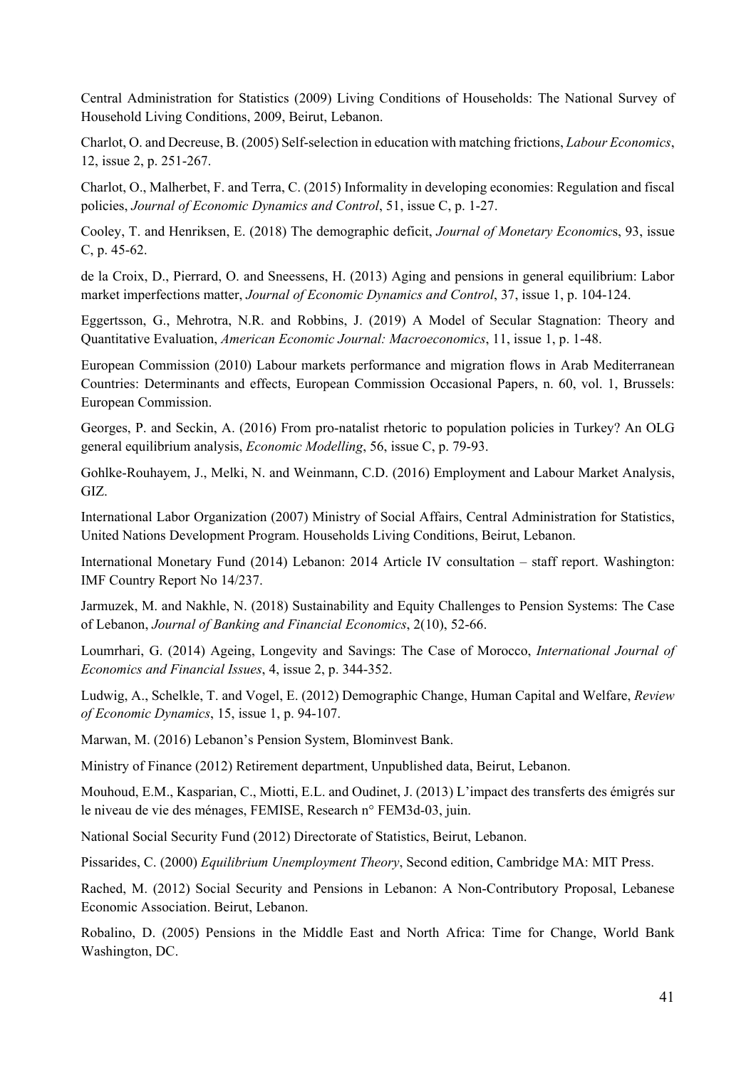Central Administration for Statistics (2009) Living Conditions of Households: The National Survey of Household Living Conditions, 2009, Beirut, Lebanon.

Charlot, O. and Decreuse, B. (2005) Self-selection in education with matching frictions, *Labour Economics*, 12, issue 2, p. 251-267.

Charlot, O., Malherbet, F. and Terra, C. (2015) Informality in developing economies: Regulation and fiscal policies, *Journal of Economic Dynamics and Control*, 51, issue C, p. 1-27.

Cooley, T. and Henriksen, E. (2018) The demographic deficit, *Journal of Monetary Economics*, 93, issue C, p. 45-62.

de la Croix, D., Pierrard, O. and Sneessens, H. (2013) Aging and pensions in general equilibrium: Labor market imperfections matter, *Journal of Economic Dynamics and Control*, 37, issue 1, p. 104-124.

Eggertsson, G., Mehrotra, N.R. and Robbins, J. (2019) A Model of Secular Stagnation: Theory and Quantitative Evaluation, *American Economic Journal: Macroeconomics*, 11, issue 1, p. 1-48.

European Commission (2010) Labour markets performance and migration flows in Arab Mediterranean Countries: Determinants and effects, European Commission Occasional Papers, n. 60, vol. 1, Brussels: European Commission.

Georges, P. and Seckin, A. (2016) From pro-natalist rhetoric to population policies in Turkey? An OLG general equilibrium analysis, *Economic Modelling*, 56, issue C, p. 79-93.

Gohlke-Rouhayem, J., Melki, N. and Weinmann, C.D. (2016) Employment and Labour Market Analysis, GIZ.

International Labor Organization (2007) Ministry of Social Affairs, Central Administration for Statistics, United Nations Development Program. Households Living Conditions, Beirut, Lebanon.

International Monetary Fund (2014) Lebanon: 2014 Article IV consultation – staff report. Washington: IMF Country Report No 14/237.

Jarmuzek, M. and Nakhle, N. (2018) Sustainability and Equity Challenges to Pension Systems: The Case of Lebanon, *Journal of Banking and Financial Economics*, 2(10), 52-66.

Loumrhari, G. (2014) Ageing, Longevity and Savings: The Case of Morocco, *International Journal of Economics and Financial Issues*, 4, issue 2, p. 344-352.

Ludwig, A., Schelkle, T. and Vogel, E. (2012) Demographic Change, Human Capital and Welfare, *Review of Economic Dynamics*, 15, issue 1, p. 94-107.

Marwan, M. (2016) Lebanon's Pension System, Blominvest Bank.

Ministry of Finance (2012) Retirement department, Unpublished data, Beirut, Lebanon.

Mouhoud, E.M., Kasparian, C., Miotti, E.L. and Oudinet, J. (2013) L'impact des transferts des émigrés sur le niveau de vie des ménages, FEMISE, Research n° FEM3d-03, juin.

National Social Security Fund (2012) Directorate of Statistics, Beirut, Lebanon.

Pissarides, C. (2000) *Equilibrium Unemployment Theory*, Second edition, Cambridge MA: MIT Press.

Rached, M. (2012) Social Security and Pensions in Lebanon: A Non-Contributory Proposal, Lebanese Economic Association. Beirut, Lebanon.

Robalino, D. (2005) Pensions in the Middle East and North Africa: Time for Change, World Bank Washington, DC.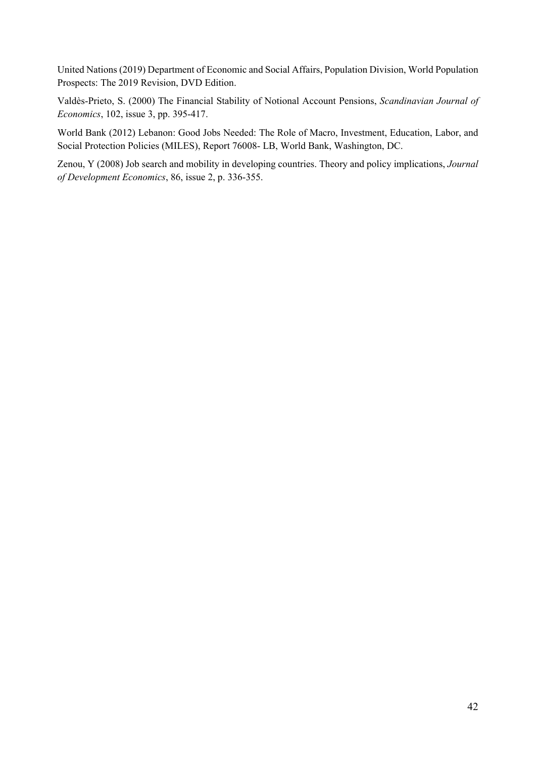United Nations (2019) Department of Economic and Social Affairs, Population Division, World Population Prospects: The 2019 Revision, DVD Edition.

Valdès-Prieto, S. (2000) The Financial Stability of Notional Account Pensions, *Scandinavian Journal of Economics*, 102, issue 3, pp. 395-417.

World Bank (2012) Lebanon: Good Jobs Needed: The Role of Macro, Investment, Education, Labor, and Social Protection Policies (MILES), Report 76008- LB, World Bank, Washington, DC.

Zenou, Y (2008) Job search and mobility in developing countries. Theory and policy implications, *Journal of Development Economics*, 86, issue 2, p. 336-355.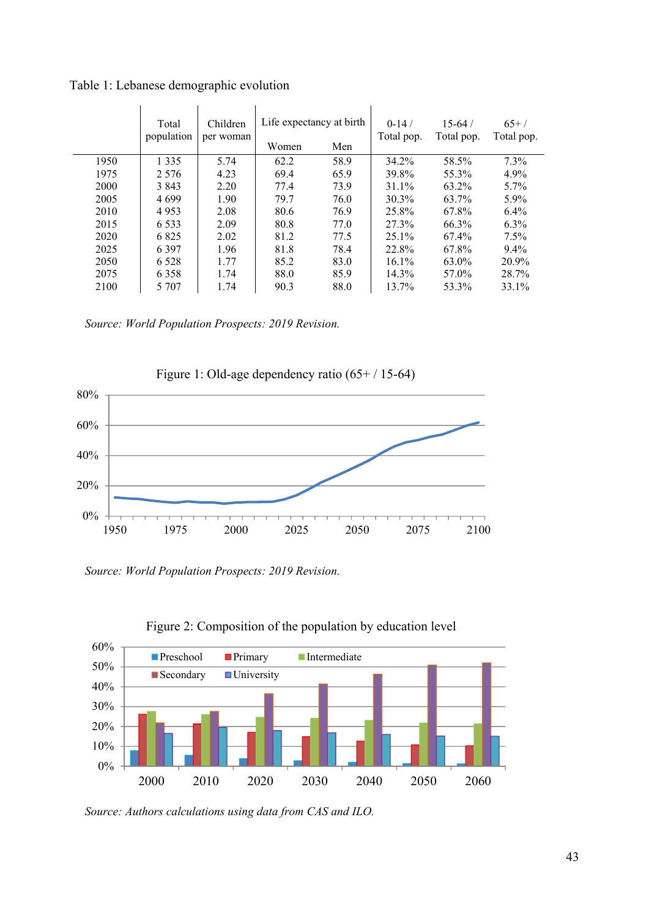Table 1: Lebanese demographic evolution

| | Total population | Children per woman | Life expectancy at birth | | 0-14 / Total pop. | 15-64 / Total pop. | 65+ / Total pop. |
|---|---|---|---|---|---|---|---|
| | | | Women | Men | | | |
| 1950 | 1 335 | 5.74 | 62.2 | 58.9 | 34.2% | 58.5% | 7.3% |
| 1975 | 2 576 | 4.23 | 69.4 | 65.9 | 39.8% | 55.3% | 4.9% |
| 2000 | 3 843 | 2.20 | 77.4 | 73.9 | 31.1% | 63.2% | 5.7% |
| 2005 | 4 699 | 1.90 | 79.7 | 76.0 | 30.3% | 63.7% | 5.9% |
| 2010 | 4 953 | 2.08 | 80.6 | 76.9 | 25.8% | 67.8% | 6.4% |
| 2015 | 6 533 | 2.09 | 80.8 | 77.0 | 27.3% | 66.3% | 6.3% |
| 2020 | 6 825 | 2.02 | 81.2 | 77.5 | 25.1% | 67.4% | 7.5% |
| 2025 | 6 397 | 1.96 | 81.8 | 78.4 | 22.8% | 67.8% | 9.4% |
| 2050 | 6 528 | 1.77 | 85.2 | 83.0 | 16.1% | 63.0% | 20.9% |
| 2075 | 6 358 | 1.74 | 88.0 | 85.9 | 14.3% | 57.0% | 28.7% |
| 2100 | 5 707 | 1.74 | 90.3 | 88.0 | 13.7% | 53.3% | 33.1% |

*Source: World Population Prospects: 2019 Revision.*

Figure 1: Old-age dependency ratio (65+ / 15-64)

*Source: World Population Prospects: 2019 Revision.*

Figure 2: Composition of the population by education level

*Source: Authors calculations using data from CAS and ILO.*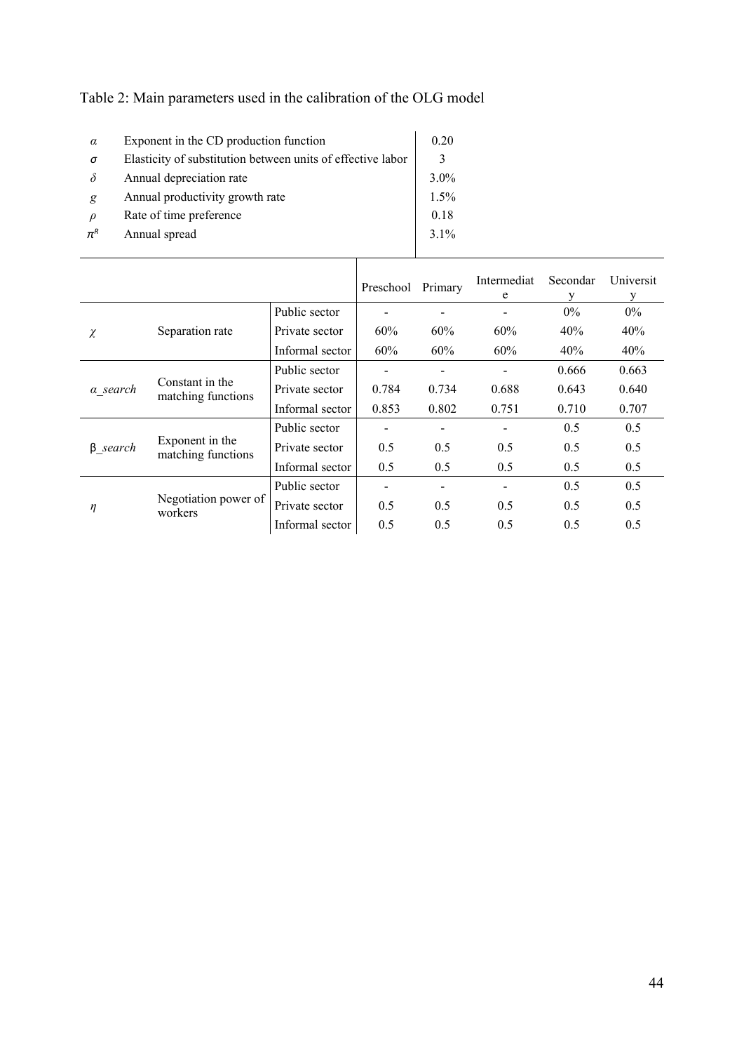Table 2: Main parameters used in the calibration of the OLG model

| | | |
|---|---|---|
| $\alpha$ | Exponent in the CD production function | 0.20 |
| $\sigma$ | Elasticity of substitution between units of effective labor | 3 |
| $\delta$ | Annual depreciation rate | 3.0% |
| $g$ | Annual productivity growth rate | 1.5% |
| $\rho$ | Rate of time preference | 0.18 |
| $\pi^R$ | Annual spread | 3.1% |

| | | | Preschool | Primary | Intermediate | Secondary | University |
|---|---|---|---|---|---|---|---|
| $\chi$ | Separation rate | Public sector | - | - | - | 0% | 0% |
| | | Private sector | 60% | 60% | 60% | 40% | 40% |
| | | Informal sector | 60% | 60% | 60% | 40% | 40% |
| $\alpha\_search$ | Constant in the matching functions | Public sector | - | - | - | 0.666 | 0.663 |
| | | Private sector | 0.784 | 0.734 | 0.688 | 0.643 | 0.640 |
| | | Informal sector | 0.853 | 0.802 | 0.751 | 0.710 | 0.707 |
| $\beta\_search$ | Exponent in the matching functions | Public sector | - | - | - | 0.5 | 0.5 |
| | | Private sector | 0.5 | 0.5 | 0.5 | 0.5 | 0.5 |
| | | Informal sector | 0.5 | 0.5 | 0.5 | 0.5 | 0.5 |
| $\eta$ | Negotiation power of workers | Public sector | - | - | - | 0.5 | 0.5 |
| | | Private sector | 0.5 | 0.5 | 0.5 | 0.5 | 0.5 |
| | | Informal sector | 0.5 | 0.5 | 0.5 | 0.5 | 0.5 |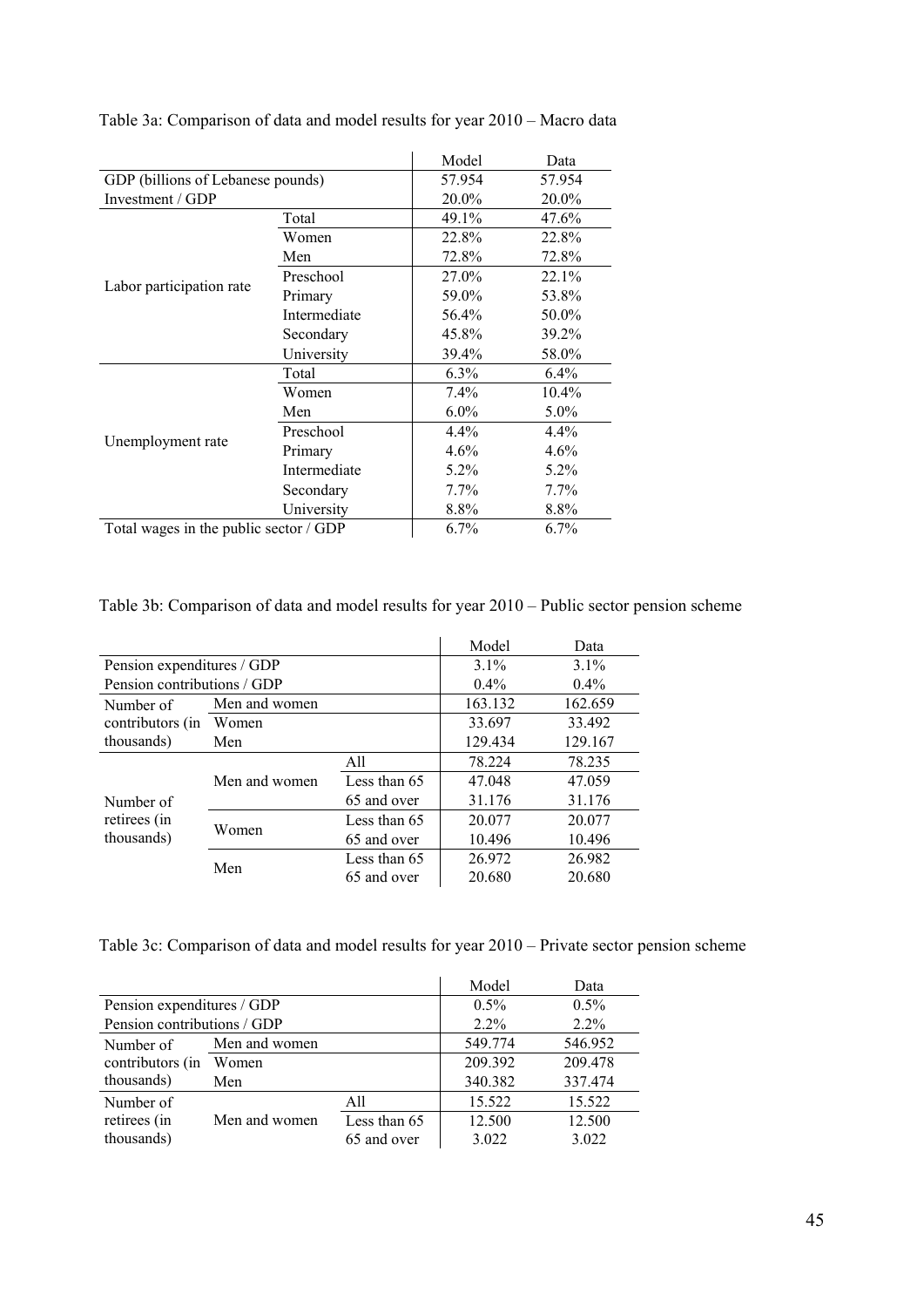Table 3a: Comparison of data and model results for year 2010 – Macro data

| | | Model | Data |
|---|---|---|---|
| GDP (billions of Lebanese pounds) | | 57.954 | 57.954 |
| Investment / GDP | | 20.0% | 20.0% |
| Labor participation rate | Total | 49.1% | 47.6% |
| | Women | 22.8% | 22.8% |
| | Men | 72.8% | 72.8% |
| | Preschool | 27.0% | 22.1% |
| | Primary | 59.0% | 53.8% |
| | Intermediate | 56.4% | 50.0% |
| | Secondary | 45.8% | 39.2% |
| | University | 39.4% | 58.0% |
| Unemployment rate | Total | 6.3% | 6.4% |
| | Women | 7.4% | 10.4% |
| | Men | 6.0% | 5.0% |
| | Preschool | 4.4% | 4.4% |
| | Primary | 4.6% | 4.6% |
| | Intermediate | 5.2% | 5.2% |
| | Secondary | 7.7% | 7.7% |
| | University | 8.8% | 8.8% |
| Total wages in the public sector / GDP | | 6.7% | 6.7% |

Table 3b: Comparison of data and model results for year 2010 – Public sector pension scheme

| | | | Model | Data |
|---|---|---|---|---|
| Pension expenditures / GDP | | | 3.1% | 3.1% |
| Pension contributions / GDP | | | 0.4% | 0.4% |
| Number of contributors (in thousands) | Men and women | | 163.132 | 162.659 |
| | Women | | 33.697 | 33.492 |
| | Men | | 129.434 | 129.167 |
| Number of retirees (in thousands) | Men and women | All | 78.224 | 78.235 |
| | | Less than 65 | 47.048 | 47.059 |
| | | 65 and over | 31.176 | 31.176 |
| | Women | Less than 65 | 20.077 | 20.077 |
| | | 65 and over | 10.496 | 10.496 |
| | Men | Less than 65 | 26.972 | 26.982 |
| | | 65 and over | 20.680 | 20.680 |

Table 3c: Comparison of data and model results for year 2010 – Private sector pension scheme

| | | | Model | Data |
|---|---|---|---|---|
| Pension expenditures / GDP | | | 0.5% | 0.5% |
| Pension contributions / GDP | | | 2.2% | 2.2% |
| Number of contributors (in thousands) | Men and women | | 549.774 | 546.952 |
| | Women | | 209.392 | 209.478 |
| | Men | | 340.382 | 337.474 |
| Number of retirees (in thousands) | Men and women | All | 15.522 | 15.522 |
| | | Less than 65 | 12.500 | 12.500 |
| | | 65 and over | 3.022 | 3.022 |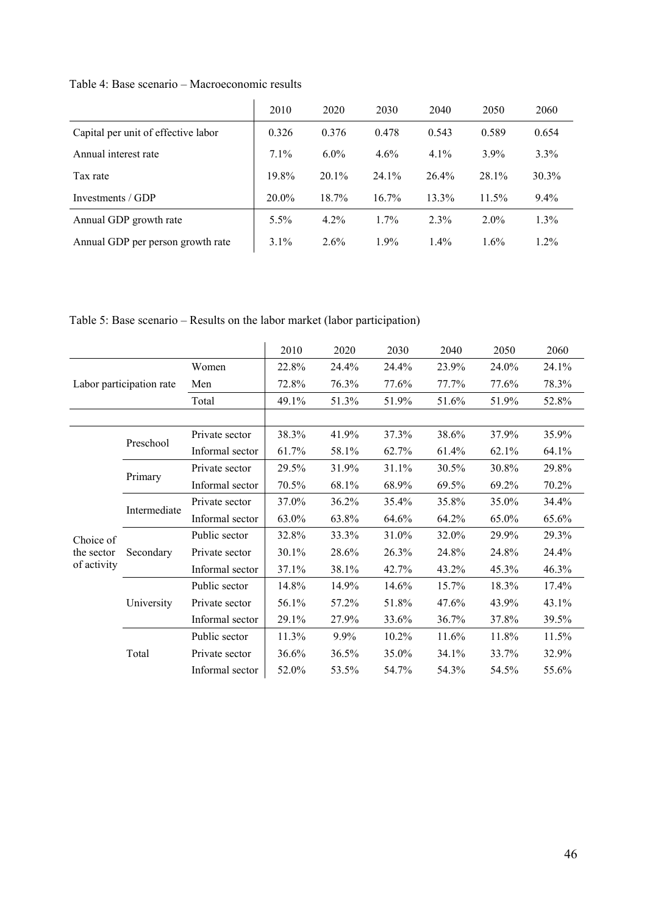Table 4: Base scenario – Macroeconomic results

| | 2010 | 2020 | 2030 | 2040 | 2050 | 2060 |
|---|---|---|---|---|---|---|
| Capital per unit of effective labor | 0.326 | 0.376 | 0.478 | 0.543 | 0.589 | 0.654 |
| Annual interest rate | 7.1% | 6.0% | 4.6% | 4.1% | 3.9% | 3.3% |
| Tax rate | 19.8% | 20.1% | 24.1% | 26.4% | 28.1% | 30.3% |
| Investments / GDP | 20.0% | 18.7% | 16.7% | 13.3% | 11.5% | 9.4% |
| Annual GDP growth rate | 5.5% | 4.2% | 1.7% | 2.3% | 2.0% | 1.3% |
| Annual GDP per person growth rate | 3.1% | 2.6% | 1.9% | 1.4% | 1.6% | 1.2% |

Table 5: Base scenario – Results on the labor market (labor participation)

| | | | 2010 | 2020 | 2030 | 2040 | 2050 | 2060 |
|---|---|---|---|---|---|---|---|---|
| Labor participation rate | | Women | 22.8% | 24.4% | 24.4% | 23.9% | 24.0% | 24.1% |
| | | Men | 72.8% | 76.3% | 77.6% | 77.7% | 77.6% | 78.3% |
| | | Total | 49.1% | 51.3% | 51.9% | 51.6% | 51.9% | 52.8% |
| Choice of the sector of activity | Preschool | Private sector | 38.3% | 41.9% | 37.3% | 38.6% | 37.9% | 35.9% |
| | | Informal sector | 61.7% | 58.1% | 62.7% | 61.4% | 62.1% | 64.1% |
| | Primary | Private sector | 29.5% | 31.9% | 31.1% | 30.5% | 30.8% | 29.8% |
| | | Informal sector | 70.5% | 68.1% | 68.9% | 69.5% | 69.2% | 70.2% |
| | Intermediate | Private sector | 37.0% | 36.2% | 35.4% | 35.8% | 35.0% | 34.4% |
| | | Informal sector | 63.0% | 63.8% | 64.6% | 64.2% | 65.0% | 65.6% |
| | Secondary | Public sector | 32.8% | 33.3% | 31.0% | 32.0% | 29.9% | 29.3% |
| | | Private sector | 30.1% | 28.6% | 26.3% | 24.8% | 24.8% | 24.4% |
| | | Informal sector | 37.1% | 38.1% | 42.7% | 43.2% | 45.3% | 46.3% |
| | University | Public sector | 14.8% | 14.9% | 14.6% | 15.7% | 18.3% | 17.4% |
| | | Private sector | 56.1% | 57.2% | 51.8% | 47.6% | 43.9% | 43.1% |
| | | Informal sector | 29.1% | 27.9% | 33.6% | 36.7% | 37.8% | 39.5% |
| | Total | Public sector | 11.3% | 9.9% | 10.2% | 11.6% | 11.8% | 11.5% |
| | | Private sector | 36.6% | 36.5% | 35.0% | 34.1% | 33.7% | 32.9% |
| | | Informal sector | 52.0% | 53.5% | 54.7% | 54.3% | 54.5% | 55.6% |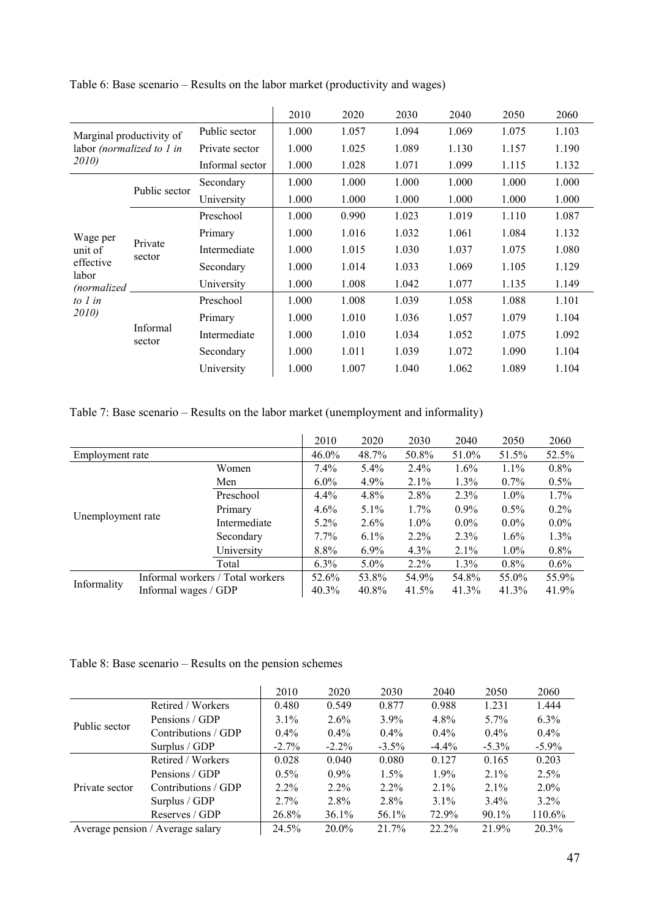Table 6: Base scenario – Results on the labor market (productivity and wages)

| | | | 2010 | 2020 | 2030 | 2040 | 2050 | 2060 |
|---|---|---|---|---|---|---|---|---|
| Marginal productivity of labor *(normalized to 1 in 2010)* | | Public sector | 1.000 | 1.057 | 1.094 | 1.069 | 1.075 | 1.103 |
| | | Private sector | 1.000 | 1.025 | 1.089 | 1.130 | 1.157 | 1.190 |
| | | Informal sector | 1.000 | 1.028 | 1.071 | 1.099 | 1.115 | 1.132 |
| Wage per unit of effective labor *(normalized to 1 in 2010)* | Public sector | Secondary | 1.000 | 1.000 | 1.000 | 1.000 | 1.000 | 1.000 |
| | | University | 1.000 | 1.000 | 1.000 | 1.000 | 1.000 | 1.000 |
| | Private sector | Preschool | 1.000 | 0.990 | 1.023 | 1.019 | 1.110 | 1.087 |
| | | Primary | 1.000 | 1.016 | 1.032 | 1.061 | 1.084 | 1.132 |
| | | Intermediate | 1.000 | 1.015 | 1.030 | 1.037 | 1.075 | 1.080 |
| | | Secondary | 1.000 | 1.014 | 1.033 | 1.069 | 1.105 | 1.129 |
| | | University | 1.000 | 1.008 | 1.042 | 1.077 | 1.135 | 1.149 |
| | Informal sector | Preschool | 1.000 | 1.008 | 1.039 | 1.058 | 1.088 | 1.101 |
| | | Primary | 1.000 | 1.010 | 1.036 | 1.057 | 1.079 | 1.104 |
| | | Intermediate | 1.000 | 1.010 | 1.034 | 1.052 | 1.075 | 1.092 |
| | | Secondary | 1.000 | 1.011 | 1.039 | 1.072 | 1.090 | 1.104 |
| | | University | 1.000 | 1.007 | 1.040 | 1.062 | 1.089 | 1.104 |

Table 7: Base scenario – Results on the labor market (unemployment and informality)

| | | 2010 | 2020 | 2030 | 2040 | 2050 | 2060 |
|---|---|---|---|---|---|---|---|
| Employment rate | | 46.0% | 48.7% | 50.8% | 51.0% | 51.5% | 52.5% |
| Unemployment rate | Women | 7.4% | 5.4% | 2.4% | 1.6% | 1.1% | 0.8% |
| | Men | 6.0% | 4.9% | 2.1% | 1.3% | 0.7% | 0.5% |
| | Preschool | 4.4% | 4.8% | 2.8% | 2.3% | 1.0% | 1.7% |
| | Primary | 4.6% | 5.1% | 1.7% | 0.9% | 0.5% | 0.2% |
| | Intermediate | 5.2% | 2.6% | 1.0% | 0.0% | 0.0% | 0.0% |
| | Secondary | 7.7% | 6.1% | 2.2% | 2.3% | 1.6% | 1.3% |
| | University | 8.8% | 6.9% | 4.3% | 2.1% | 1.0% | 0.8% |
| | Total | 6.3% | 5.0% | 2.2% | 1.3% | 0.8% | 0.6% |
| Informality | Informal workers / Total workers | 52.6% | 53.8% | 54.9% | 54.8% | 55.0% | 55.9% |
| | Informal wages / GDP | 40.3% | 40.8% | 41.5% | 41.3% | 41.3% | 41.9% |

Table 8: Base scenario – Results on the pension schemes

| | | 2010 | 2020 | 2030 | 2040 | 2050 | 2060 |
|---|---|---|---|---|---|---|---|
| Public sector | Retired / Workers | 0.480 | 0.549 | 0.877 | 0.988 | 1.231 | 1.444 |
| | Pensions / GDP | 3.1% | 2.6% | 3.9% | 4.8% | 5.7% | 6.3% |
| | Contributions / GDP | 0.4% | 0.4% | 0.4% | 0.4% | 0.4% | 0.4% |
| | Surplus / GDP | -2.7% | -2.2% | -3.5% | -4.4% | -5.3% | -5.9% |
| Private sector | Retired / Workers | 0.028 | 0.040 | 0.080 | 0.127 | 0.165 | 0.203 |
| | Pensions / GDP | 0.5% | 0.9% | 1.5% | 1.9% | 2.1% | 2.5% |
| | Contributions / GDP | 2.2% | 2.2% | 2.2% | 2.1% | 2.1% | 2.0% |
| | Surplus / GDP | 2.7% | 2.8% | 2.8% | 3.1% | 3.4% | 3.2% |
| | Reserves / GDP | 26.8% | 36.1% | 56.1% | 72.9% | 90.1% | 110.6% |
| Average pension / Average salary | | 24.5% | 20.0% | 21.7% | 22.2% | 21.9% | 20.3% |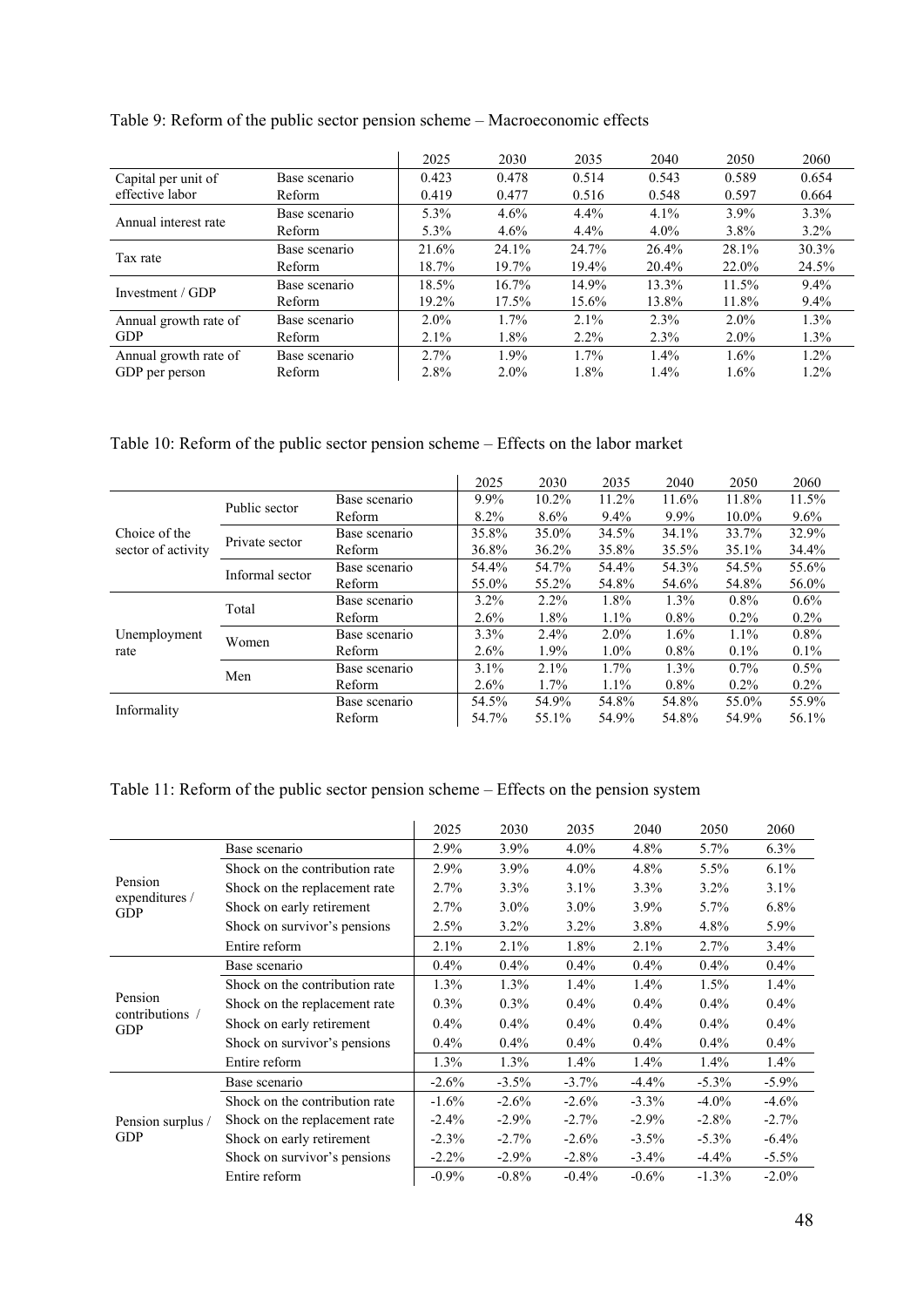Table 9: Reform of the public sector pension scheme – Macroeconomic effects

| | | 2025 | 2030 | 2035 | 2040 | 2050 | 2060 |
|---|---|---|---|---|---|---|---|
| Capital per unit of effective labor | Base scenario | 0.423 | 0.478 | 0.514 | 0.543 | 0.589 | 0.654 |
| | Reform | 0.419 | 0.477 | 0.516 | 0.548 | 0.597 | 0.664 |
| Annual interest rate | Base scenario | 5.3% | 4.6% | 4.4% | 4.1% | 3.9% | 3.3% |
| | Reform | 5.3% | 4.6% | 4.4% | 4.0% | 3.8% | 3.2% |
| Tax rate | Base scenario | 21.6% | 24.1% | 24.7% | 26.4% | 28.1% | 30.3% |
| | Reform | 18.7% | 19.7% | 19.4% | 20.4% | 22.0% | 24.5% |
| Investment / GDP | Base scenario | 18.5% | 16.7% | 14.9% | 13.3% | 11.5% | 9.4% |
| | Reform | 19.2% | 17.5% | 15.6% | 13.8% | 11.8% | 9.4% |
| Annual growth rate of GDP | Base scenario | 2.0% | 1.7% | 2.1% | 2.3% | 2.0% | 1.3% |
| | Reform | 2.1% | 1.8% | 2.2% | 2.3% | 2.0% | 1.3% |
| Annual growth rate of GDP per person | Base scenario | 2.7% | 1.9% | 1.7% | 1.4% | 1.6% | 1.2% |
| | Reform | 2.8% | 2.0% | 1.8% | 1.4% | 1.6% | 1.2% |

Table 10: Reform of the public sector pension scheme – Effects on the labor market

| | | | 2025 | 2030 | 2035 | 2040 | 2050 | 2060 |
|---|---|---|---|---|---|---|---|---|
| Choice of the sector of activity | Public sector | Base scenario | 9.9% | 10.2% | 11.2% | 11.6% | 11.8% | 11.5% |
| | | Reform | 8.2% | 8.6% | 9.4% | 9.9% | 10.0% | 9.6% |
| | Private sector | Base scenario | 35.8% | 35.0% | 34.5% | 34.1% | 33.7% | 32.9% |
| | | Reform | 36.8% | 36.2% | 35.8% | 35.5% | 35.1% | 34.4% |
| | Informal sector | Base scenario | 54.4% | 54.7% | 54.4% | 54.3% | 54.5% | 55.6% |
| | | Reform | 55.0% | 55.2% | 54.8% | 54.6% | 54.8% | 56.0% |
| Unemployment rate | Total | Base scenario | 3.2% | 2.2% | 1.8% | 1.3% | 0.8% | 0.6% |
| | | Reform | 2.6% | 1.8% | 1.1% | 0.8% | 0.2% | 0.2% |
| | Women | Base scenario | 3.3% | 2.4% | 2.0% | 1.6% | 1.1% | 0.8% |
| | | Reform | 2.6% | 1.9% | 1.0% | 0.8% | 0.1% | 0.1% |
| | Men | Base scenario | 3.1% | 2.1% | 1.7% | 1.3% | 0.7% | 0.5% |
| | | Reform | 2.6% | 1.7% | 1.1% | 0.8% | 0.2% | 0.2% |
| Informality | | Base scenario | 54.5% | 54.9% | 54.8% | 54.8% | 55.0% | 55.9% |
| | | Reform | 54.7% | 55.1% | 54.9% | 54.8% | 54.9% | 56.1% |

Table 11: Reform of the public sector pension scheme – Effects on the pension system

| | | 2025 | 2030 | 2035 | 2040 | 2050 | 2060 |
|---|---|---|---|---|---|---|---|
| Pension expenditures / GDP | Base scenario | 2.9% | 3.9% | 4.0% | 4.8% | 5.7% | 6.3% |
| | Shock on the contribution rate | 2.9% | 3.9% | 4.0% | 4.8% | 5.5% | 6.1% |
| | Shock on the replacement rate | 2.7% | 3.3% | 3.1% | 3.3% | 3.2% | 3.1% |
| | Shock on early retirement | 2.7% | 3.0% | 3.0% | 3.9% | 5.7% | 6.8% |
| | Shock on survivor's pensions | 2.5% | 3.2% | 3.2% | 3.8% | 4.8% | 5.9% |
| | Entire reform | 2.1% | 2.1% | 1.8% | 2.1% | 2.7% | 3.4% |
| Pension contributions / GDP | Base scenario | 0.4% | 0.4% | 0.4% | 0.4% | 0.4% | 0.4% |
| | Shock on the contribution rate | 1.3% | 1.3% | 1.4% | 1.4% | 1.5% | 1.4% |
| | Shock on the replacement rate | 0.3% | 0.3% | 0.4% | 0.4% | 0.4% | 0.4% |
| | Shock on early retirement | 0.4% | 0.4% | 0.4% | 0.4% | 0.4% | 0.4% |
| | Shock on survivor's pensions | 0.4% | 0.4% | 0.4% | 0.4% | 0.4% | 0.4% |
| | Entire reform | 1.3% | 1.3% | 1.4% | 1.4% | 1.4% | 1.4% |
| Pension surplus / GDP | Base scenario | -2.6% | -3.5% | -3.7% | -4.4% | -5.3% | -5.9% |
| | Shock on the contribution rate | -1.6% | -2.6% | -2.6% | -3.3% | -4.0% | -4.6% |
| | Shock on the replacement rate | -2.4% | -2.9% | -2.7% | -2.9% | -2.8% | -2.7% |
| | Shock on early retirement | -2.3% | -2.7% | -2.6% | -3.5% | -5.3% | -6.4% |
| | Shock on survivor's pensions | -2.2% | -2.9% | -2.8% | -3.4% | -4.4% | -5.5% |
| | Entire reform | -0.9% | -0.8% | -0.4% | -0.6% | -1.3% | -2.0% |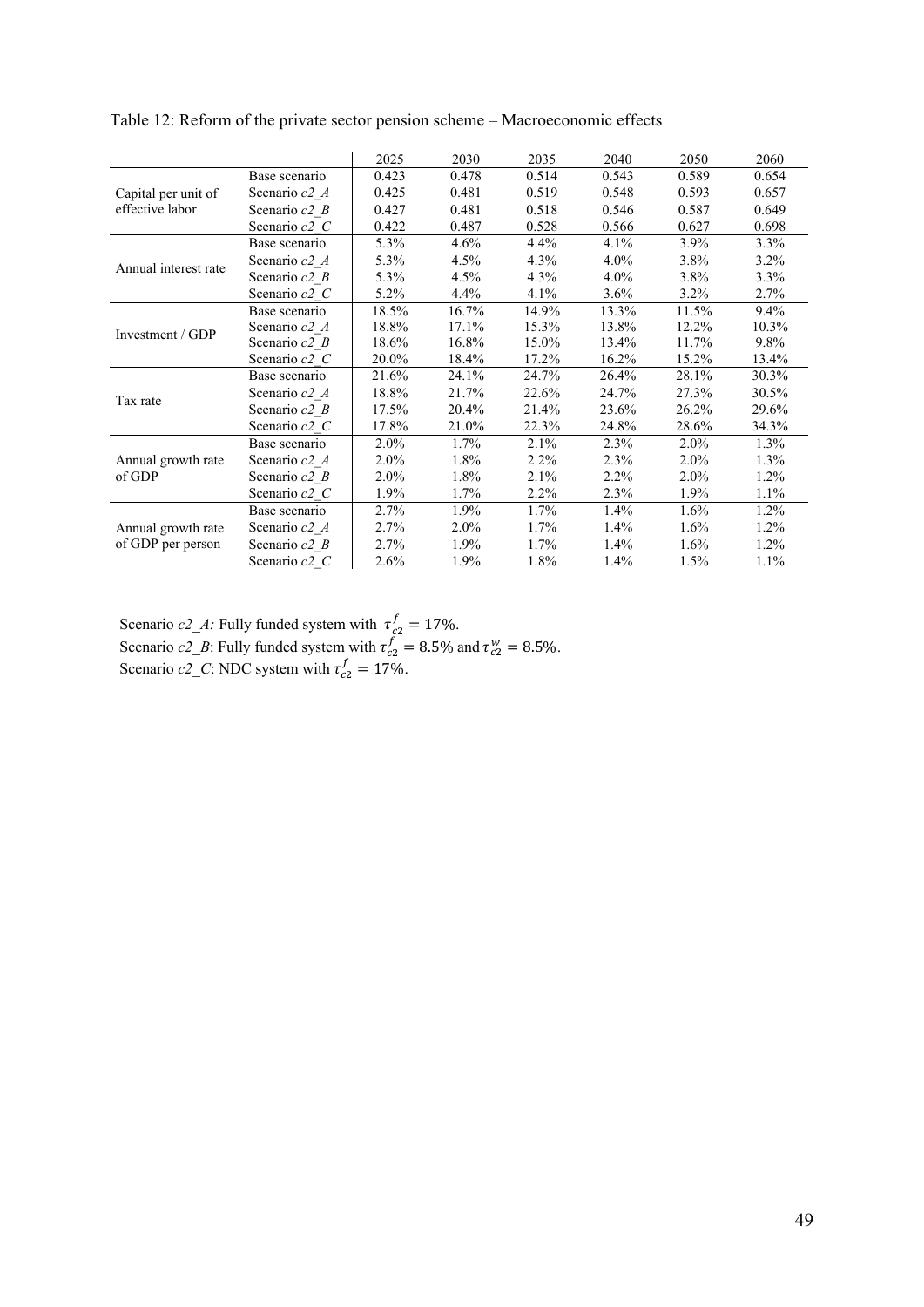Table 12: Reform of the private sector pension scheme – Macroeconomic effects

| | | 2025 | 2030 | 2035 | 2040 | 2050 | 2060 |
|---|---|---|---|---|---|---|---|
| Capital per unit of effective labor | Base scenario | 0.423 | 0.478 | 0.514 | 0.543 | 0.589 | 0.654 |
| | Scenario *c2_A* | 0.425 | 0.481 | 0.519 | 0.548 | 0.593 | 0.657 |
| | Scenario *c2_B* | 0.427 | 0.481 | 0.518 | 0.546 | 0.587 | 0.649 |
| | Scenario *c2_C* | 0.422 | 0.487 | 0.528 | 0.566 | 0.627 | 0.698 |
| Annual interest rate | Base scenario | 5.3% | 4.6% | 4.4% | 4.1% | 3.9% | 3.3% |
| | Scenario *c2_A* | 5.3% | 4.5% | 4.3% | 4.0% | 3.8% | 3.2% |
| | Scenario *c2_B* | 5.3% | 4.5% | 4.3% | 4.0% | 3.8% | 3.3% |
| | Scenario *c2_C* | 5.2% | 4.4% | 4.1% | 3.6% | 3.2% | 2.7% |
| Investment / GDP | Base scenario | 18.5% | 16.7% | 14.9% | 13.3% | 11.5% | 9.4% |
| | Scenario *c2_A* | 18.8% | 17.1% | 15.3% | 13.8% | 12.2% | 10.3% |
| | Scenario *c2_B* | 18.6% | 16.8% | 15.0% | 13.4% | 11.7% | 9.8% |
| | Scenario *c2_C* | 20.0% | 18.4% | 17.2% | 16.2% | 15.2% | 13.4% |
| Tax rate | Base scenario | 21.6% | 24.1% | 24.7% | 26.4% | 28.1% | 30.3% |
| | Scenario *c2_A* | 18.8% | 21.7% | 22.6% | 24.7% | 27.3% | 30.5% |
| | Scenario *c2_B* | 17.5% | 20.4% | 21.4% | 23.6% | 26.2% | 29.6% |
| | Scenario *c2_C* | 17.8% | 21.0% | 22.3% | 24.8% | 28.6% | 34.3% |
| Annual growth rate of GDP | Base scenario | 2.0% | 1.7% | 2.1% | 2.3% | 2.0% | 1.3% |
| | Scenario *c2_A* | 2.0% | 1.8% | 2.2% | 2.3% | 2.0% | 1.3% |
| | Scenario *c2_B* | 2.0% | 1.8% | 2.1% | 2.2% | 2.0% | 1.2% |
| | Scenario *c2_C* | 1.9% | 1.7% | 2.2% | 2.3% | 1.9% | 1.1% |
| Annual growth rate of GDP per person | Base scenario | 2.7% | 1.9% | 1.7% | 1.4% | 1.6% | 1.2% |
| | Scenario *c2_A* | 2.7% | 2.0% | 1.7% | 1.4% | 1.6% | 1.2% |
| | Scenario *c2_B* | 2.7% | 1.9% | 1.7% | 1.4% | 1.6% | 1.2% |
| | Scenario *c2_C* | 2.6% | 1.9% | 1.8% | 1.4% | 1.5% | 1.1% |

Scenario *c2_A:* Fully funded system with $\tau_{c2}^{f} = 17\%$.
Scenario *c2_B*: Fully funded system with $\tau_{c2}^{f} = 8.5\%$ and $\tau_{c2}^{w} = 8.5\%$.
Scenario *c2_C*: NDC system with $\tau_{c2}^{f} = 17\%$.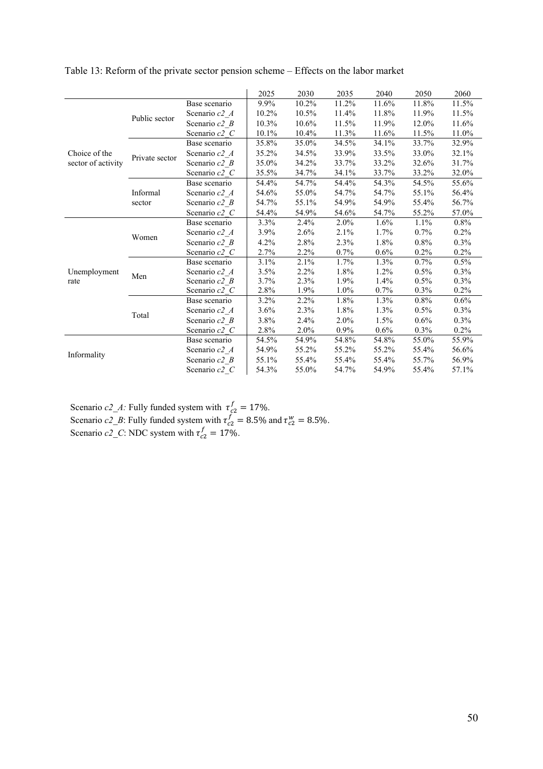Table 13: Reform of the private sector pension scheme – Effects on the labor market

| | | | 2025 | 2030 | 2035 | 2040 | 2050 | 2060 |
|---|---|---|---|---|---|---|---|---|
| Choice of the sector of activity | Public sector | Base scenario | 9.9% | 10.2% | 11.2% | 11.6% | 11.8% | 11.5% |
| | | Scenario *c2_A* | 10.2% | 10.5% | 11.4% | 11.8% | 11.9% | 11.5% |
| | | Scenario *c2_B* | 10.3% | 10.6% | 11.5% | 11.9% | 12.0% | 11.6% |
| | | Scenario *c2_C* | 10.1% | 10.4% | 11.3% | 11.6% | 11.5% | 11.0% |
| | Private sector | Base scenario | 35.8% | 35.0% | 34.5% | 34.1% | 33.7% | 32.9% |
| | | Scenario *c2_A* | 35.2% | 34.5% | 33.9% | 33.5% | 33.0% | 32.1% |
| | | Scenario *c2_B* | 35.0% | 34.2% | 33.7% | 33.2% | 32.6% | 31.7% |
| | | Scenario *c2_C* | 35.5% | 34.7% | 34.1% | 33.7% | 33.2% | 32.0% |
| | Informal sector | Base scenario | 54.4% | 54.7% | 54.4% | 54.3% | 54.5% | 55.6% |
| | | Scenario *c2_A* | 54.6% | 55.0% | 54.7% | 54.7% | 55.1% | 56.4% |
| | | Scenario *c2_B* | 54.7% | 55.1% | 54.9% | 54.9% | 55.4% | 56.7% |
| | | Scenario *c2_C* | 54.4% | 54.9% | 54.6% | 54.7% | 55.2% | 57.0% |
| Unemployment rate | Women | Base scenario | 3.3% | 2.4% | 2.0% | 1.6% | 1.1% | 0.8% |
| | | Scenario *c2_A* | 3.9% | 2.6% | 2.1% | 1.7% | 0.7% | 0.2% |
| | | Scenario *c2_B* | 4.2% | 2.8% | 2.3% | 1.8% | 0.8% | 0.3% |
| | | Scenario *c2_C* | 2.7% | 2.2% | 0.7% | 0.6% | 0.2% | 0.2% |
| | Men | Base scenario | 3.1% | 2.1% | 1.7% | 1.3% | 0.7% | 0.5% |
| | | Scenario *c2_A* | 3.5% | 2.2% | 1.8% | 1.2% | 0.5% | 0.3% |
| | | Scenario *c2_B* | 3.7% | 2.3% | 1.9% | 1.4% | 0.5% | 0.3% |
| | | Scenario *c2_C* | 2.8% | 1.9% | 1.0% | 0.7% | 0.3% | 0.2% |
| | Total | Base scenario | 3.2% | 2.2% | 1.8% | 1.3% | 0.8% | 0.6% |
| | | Scenario *c2_A* | 3.6% | 2.3% | 1.8% | 1.3% | 0.5% | 0.3% |
| | | Scenario *c2_B* | 3.8% | 2.4% | 2.0% | 1.5% | 0.6% | 0.3% |
| | | Scenario *c2_C* | 2.8% | 2.0% | 0.9% | 0.6% | 0.3% | 0.2% |
| Informality | | Base scenario | 54.5% | 54.9% | 54.8% | 54.8% | 55.0% | 55.9% |
| | | Scenario *c2_A* | 54.9% | 55.2% | 55.2% | 55.2% | 55.4% | 56.6% |
| | | Scenario *c2_B* | 55.1% | 55.4% | 55.4% | 55.4% | 55.7% | 56.9% |
| | | Scenario *c2_C* | 54.3% | 55.0% | 54.7% | 54.9% | 55.4% | 57.1% |

Scenario *c2_A:* Fully funded system with $\tau_{c2}^{f} = 17\%$.
Scenario *c2_B*: Fully funded system with $\tau_{c2}^{f} = 8.5\%$ and $\tau_{c2}^{w} = 8.5\%$.
Scenario *c2_C*: NDC system with $\tau_{c2}^{f} = 17\%$.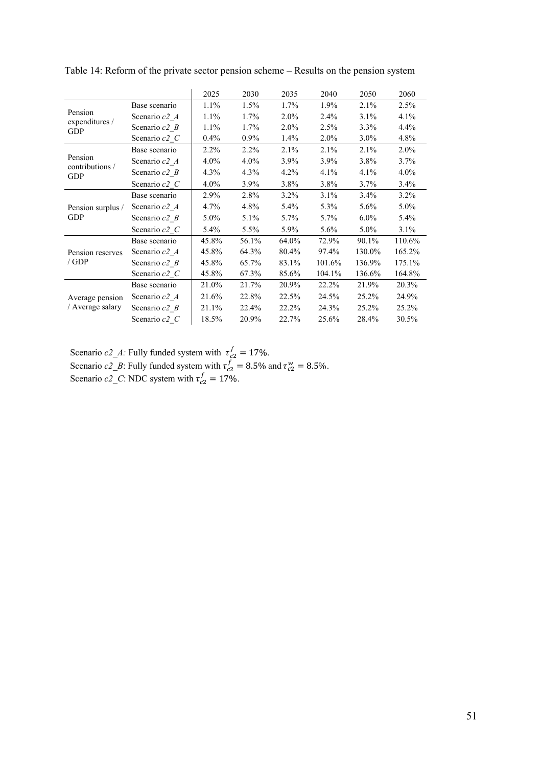Table 14: Reform of the private sector pension scheme – Results on the pension system

| | | 2025 | 2030 | 2035 | 2040 | 2050 | 2060 |
|---|---|---|---|---|---|---|---|
| Pension expenditures / GDP | Base scenario | 1.1% | 1.5% | 1.7% | 1.9% | 2.1% | 2.5% |
| | Scenario *c2_A* | 1.1% | 1.7% | 2.0% | 2.4% | 3.1% | 4.1% |
| | Scenario *c2_B* | 1.1% | 1.7% | 2.0% | 2.5% | 3.3% | 4.4% |
| | Scenario *c2_C* | 0.4% | 0.9% | 1.4% | 2.0% | 3.0% | 4.8% |
| Pension contributions / GDP | Base scenario | 2.2% | 2.2% | 2.1% | 2.1% | 2.1% | 2.0% |
| | Scenario *c2_A* | 4.0% | 4.0% | 3.9% | 3.9% | 3.8% | 3.7% |
| | Scenario *c2_B* | 4.3% | 4.3% | 4.2% | 4.1% | 4.1% | 4.0% |
| | Scenario *c2_C* | 4.0% | 3.9% | 3.8% | 3.8% | 3.7% | 3.4% |
| Pension surplus / GDP | Base scenario | 2.9% | 2.8% | 3.2% | 3.1% | 3.4% | 3.2% |
| | Scenario *c2_A* | 4.7% | 4.8% | 5.4% | 5.3% | 5.6% | 5.0% |
| | Scenario *c2_B* | 5.0% | 5.1% | 5.7% | 5.7% | 6.0% | 5.4% |
| | Scenario *c2_C* | 5.4% | 5.5% | 5.9% | 5.6% | 5.0% | 3.1% |
| Pension reserves / GDP | Base scenario | 45.8% | 56.1% | 64.0% | 72.9% | 90.1% | 110.6% |
| | Scenario *c2_A* | 45.8% | 64.3% | 80.4% | 97.4% | 130.0% | 165.2% |
| | Scenario *c2_B* | 45.8% | 65.7% | 83.1% | 101.6% | 136.9% | 175.1% |
| | Scenario *c2_C* | 45.8% | 67.3% | 85.6% | 104.1% | 136.6% | 164.8% |
| Average pension / Average salary | Base scenario | 21.0% | 21.7% | 20.9% | 22.2% | 21.9% | 20.3% |
| | Scenario *c2_A* | 21.6% | 22.8% | 22.5% | 24.5% | 25.2% | 24.9% |
| | Scenario *c2_B* | 21.1% | 22.4% | 22.2% | 24.3% | 25.2% | 25.2% |
| | Scenario *c2_C* | 18.5% | 20.9% | 22.7% | 25.6% | 28.4% | 30.5% |

Scenario *c2_A:* Fully funded system with $\tau_{c2}^{f} = 17\%$.
Scenario *c2_B*: Fully funded system with $\tau_{c2}^{f} = 8.5\%$ and $\tau_{c2}^{w} = 8.5\%$.
Scenario *c2_C*: NDC system with $\tau_{c2}^{f} = 17\%$.